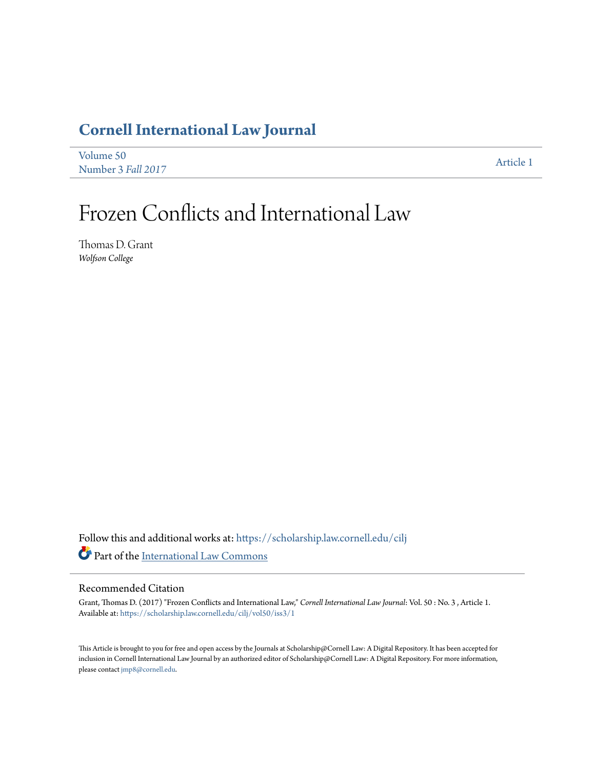# Cornell International Law Journal

Volume 50
Number 3 *Fall 2017*

Article 1

# Frozen Conflicts and International Law

Thomas D. Grant
*Wolfson College*

Follow this and additional works at: https://scholarship.law.cornell.edu/cilj

Part of the International Law Commons

## Recommended Citation

Grant, Thomas D. (2017) "Frozen Conflicts and International Law," *Cornell International Law Journal*: Vol. 50 : No. 3 , Article 1.
Available at: https://scholarship.law.cornell.edu/cilj/vol50/iss3/1

This Article is brought to you for free and open access by the Journals at Scholarship@Cornell Law: A Digital Repository. It has been accepted for inclusion in Cornell International Law Journal by an authorized editor of Scholarship@Cornell Law: A Digital Repository. For more information, please contact jmp8@cornell.edu.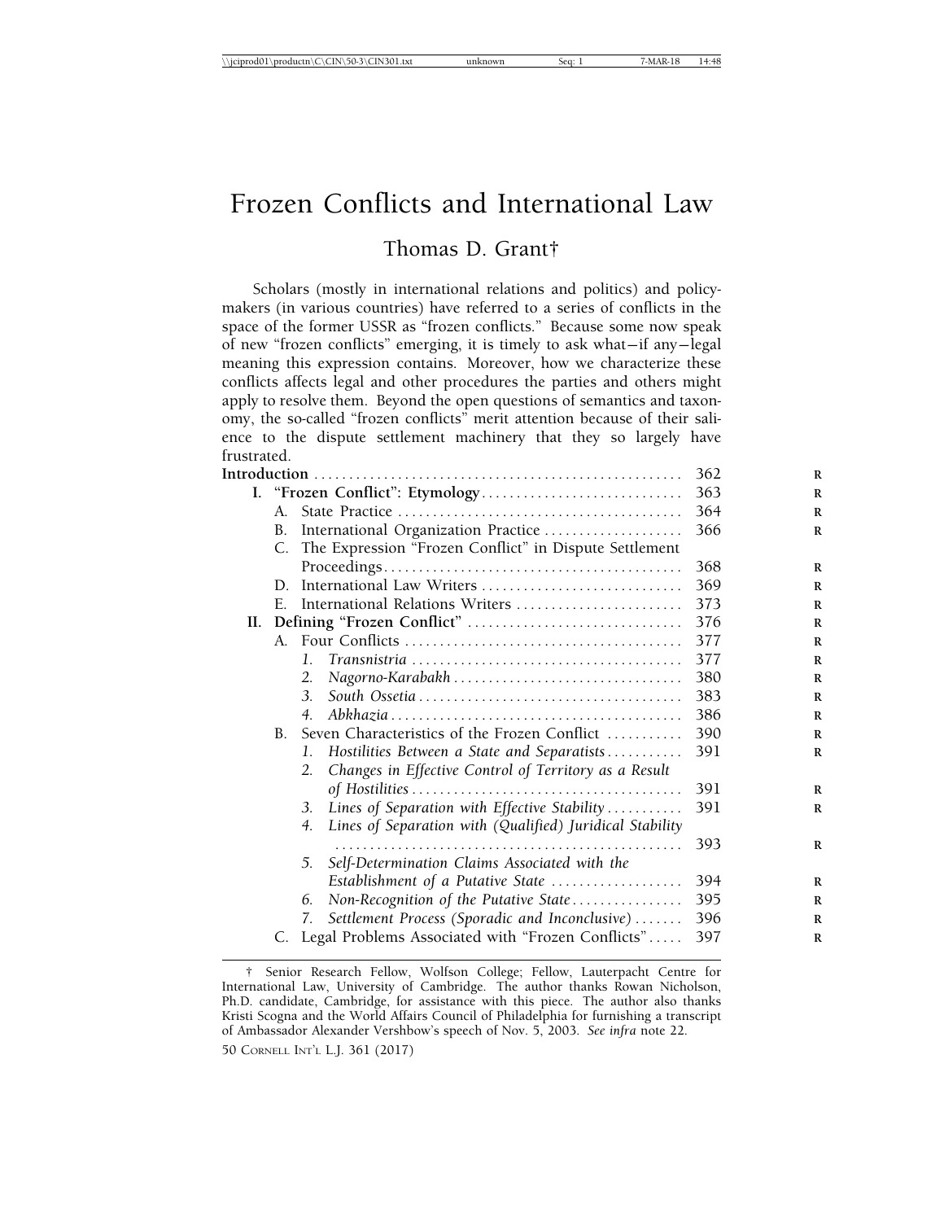# Frozen Conflicts and International Law

## Thomas D. Grant†

Scholars (mostly in international relations and politics) and policymakers (in various countries) have referred to a series of conflicts in the space of the former USSR as "frozen conflicts." Because some now speak of new "frozen conflicts" emerging, it is timely to ask what—if any—legal meaning this expression contains. Moreover, how we characterize these conflicts affects legal and other procedures the parties and others might apply to resolve them. Beyond the open questions of semantics and taxonomy, the so-called "frozen conflicts" merit attention because of their salience to the dispute settlement machinery that they so largely have frustrated.

| | |
|---|---|
| **Introduction** | 362 |
| **I. "Frozen Conflict": Etymology** | 363 |
| A. State Practice | 364 |
| B. International Organization Practice | 366 |
| C. The Expression "Frozen Conflict" in Dispute Settlement Proceedings | 368 |
| D. International Law Writers | 369 |
| E. International Relations Writers | 373 |
| **II. Defining "Frozen Conflict"** | 376 |
| A. Four Conflicts | 377 |
| *1. Transnistria* | 377 |
| *2. Nagorno-Karabakh* | 380 |
| *3. South Ossetia* | 383 |
| *4. Abkhazia* | 386 |
| B. Seven Characteristics of the Frozen Conflict | 390 |
| *1. Hostilities Between a State and Separatists* | 391 |
| *2. Changes in Effective Control of Territory as a Result of Hostilities* | 391 |
| *3. Lines of Separation with Effective Stability* | 391 |
| *4. Lines of Separation with (Qualified) Juridical Stability* | 393 |
| *5. Self-Determination Claims Associated with the Establishment of a Putative State* | 394 |
| *6. Non-Recognition of the Putative State* | 395 |
| *7. Settlement Process (Sporadic and Inconclusive)* | 396 |
| C. Legal Problems Associated with "Frozen Conflicts" | 397 |

† Senior Research Fellow, Wolfson College; Fellow, Lauterpacht Centre for International Law, University of Cambridge. The author thanks Rowan Nicholson, Ph.D. candidate, Cambridge, for assistance with this piece. The author also thanks Kristi Scogna and the World Affairs Council of Philadelphia for furnishing a transcript of Ambassador Alexander Vershbow's speech of Nov. 5, 2003. *See infra* note 22.

50 CORNELL INT'L L.J. 361 (2017)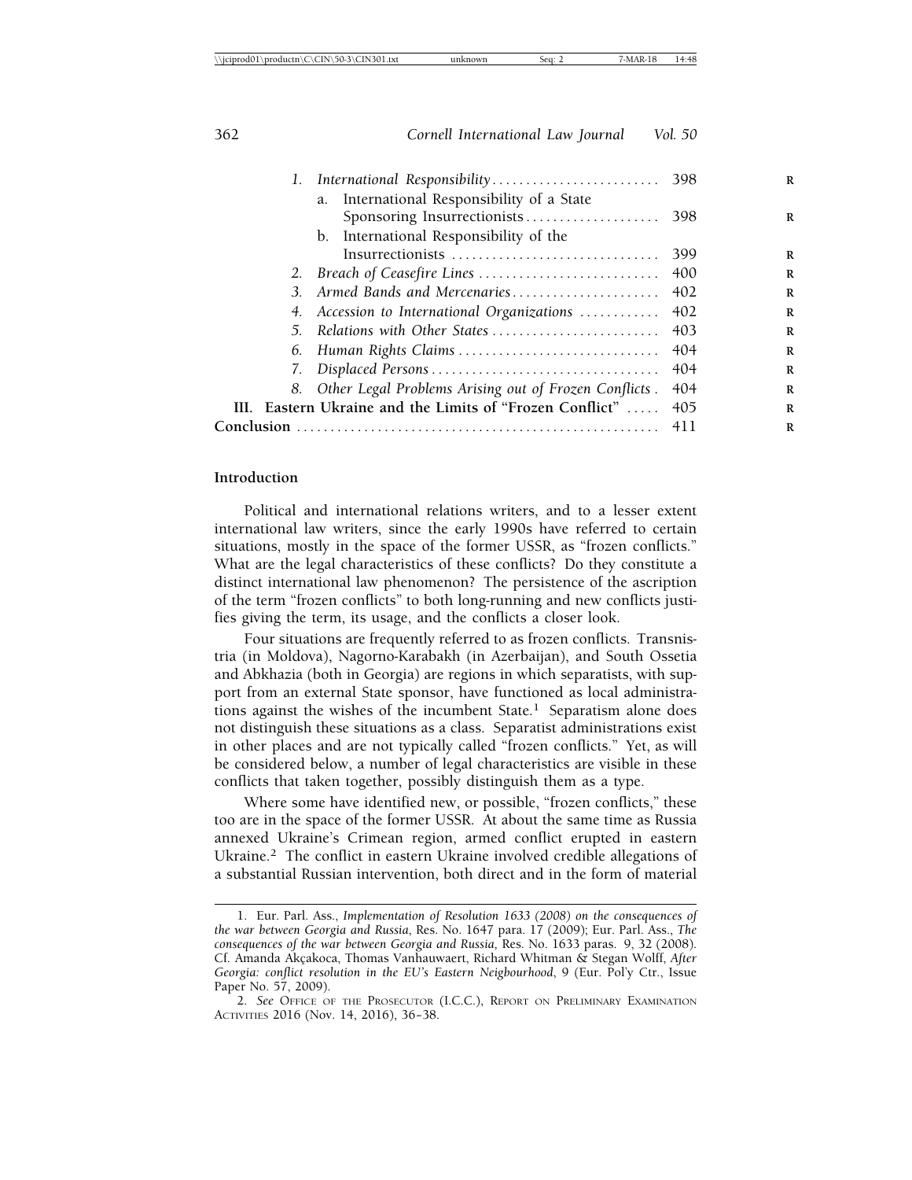1. *International Responsibility* ........................ 398
   - a. International Responsibility of a State Sponsoring Insurrectionists .................... 398
   - b. International Responsibility of the Insurrectionists .............................. 399
2. *Breach of Ceasefire Lines* .......................... 400
3. *Armed Bands and Mercenaries* ...................... 402
4. *Accession to International Organizations* ........... 402
5. *Relations with Other States* ......................... 403
6. *Human Rights Claims* ............................. 404
7. *Displaced Persons* ................................ 404
8. *Other Legal Problems Arising out of Frozen Conflicts* . 404

**III. Eastern Ukraine and the Limits of "Frozen Conflict"** ..... 405

**Conclusion** ..................................................... 411

## Introduction

Political and international relations writers, and to a lesser extent international law writers, since the early 1990s have referred to certain situations, mostly in the space of the former USSR, as "frozen conflicts." What are the legal characteristics of these conflicts? Do they constitute a distinct international law phenomenon? The persistence of the ascription of the term "frozen conflicts" to both long-running and new conflicts justifies giving the term, its usage, and the conflicts a closer look.

Four situations are frequently referred to as frozen conflicts. Transnistria (in Moldova), Nagorno-Karabakh (in Azerbaijan), and South Ossetia and Abkhazia (both in Georgia) are regions in which separatists, with support from an external State sponsor, have functioned as local administrations against the wishes of the incumbent State.[1] Separatism alone does not distinguish these situations as a class. Separatist administrations exist in other places and are not typically called "frozen conflicts." Yet, as will be considered below, a number of legal characteristics are visible in these conflicts that taken together, possibly distinguish them as a type.

Where some have identified new, or possible, "frozen conflicts," these too are in the space of the former USSR. At about the same time as Russia annexed Ukraine's Crimean region, armed conflict erupted in eastern Ukraine.[2] The conflict in eastern Ukraine involved credible allegations of a substantial Russian intervention, both direct and in the form of material

---

1. Eur. Parl. Ass., *Implementation of Resolution 1633 (2008) on the consequences of the war between Georgia and Russia*, Res. No. 1647 para. 17 (2009); Eur. Parl. Ass., *The consequences of the war between Georgia and Russia*, Res. No. 1633 paras. 9, 32 (2008). Cf. Amanda Akçakoca, Thomas Vanhauwaert, Richard Whitman & Stegan Wolff, *After Georgia: conflict resolution in the EU's Eastern Neigbourhood*, 9 (Eur. Pol'y Ctr., Issue Paper No. 57, 2009).

2. *See* Office of the Prosecutor (I.C.C.), Report on Preliminary Examination Activities 2016 (Nov. 14, 2016), 36–38.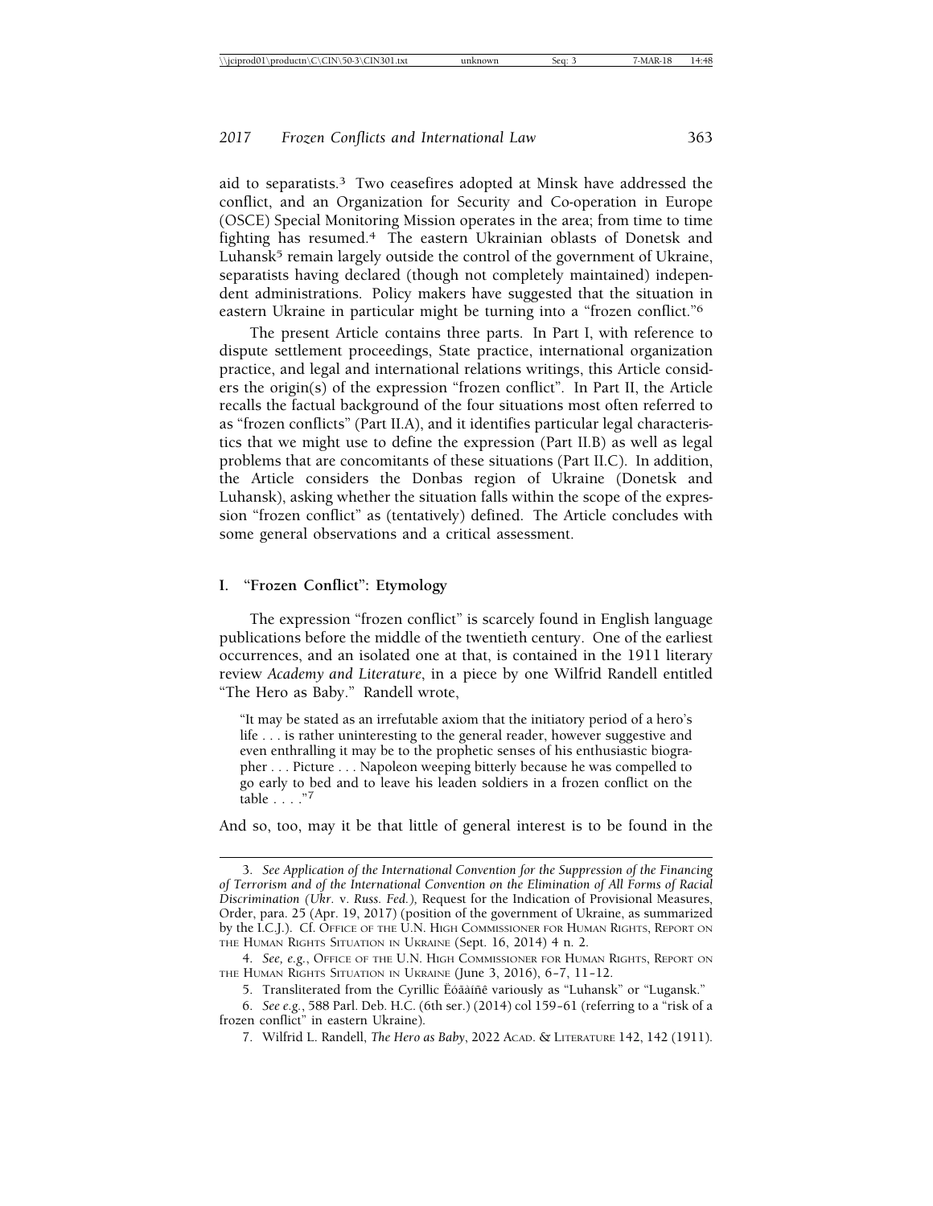aid to separatists.[3] Two ceasefires adopted at Minsk have addressed the conflict, and an Organization for Security and Co-operation in Europe (OSCE) Special Monitoring Mission operates in the area; from time to time fighting has resumed.[4] The eastern Ukrainian oblasts of Donetsk and Luhansk[5] remain largely outside the control of the government of Ukraine, separatists having declared (though not completely maintained) independent administrations. Policy makers have suggested that the situation in eastern Ukraine in particular might be turning into a "frozen conflict."[6]

The present Article contains three parts. In Part I, with reference to dispute settlement proceedings, State practice, international organization practice, and legal and international relations writings, this Article considers the origin(s) of the expression "frozen conflict". In Part II, the Article recalls the factual background of the four situations most often referred to as "frozen conflicts" (Part II.A), and it identifies particular legal characteristics that we might use to define the expression (Part II.B) as well as legal problems that are concomitants of these situations (Part II.C). In addition, the Article considers the Donbas region of Ukraine (Donetsk and Luhansk), asking whether the situation falls within the scope of the expression "frozen conflict" as (tentatively) defined. The Article concludes with some general observations and a critical assessment.

## I. "Frozen Conflict": Etymology

The expression "frozen conflict" is scarcely found in English language publications before the middle of the twentieth century. One of the earliest occurrences, and an isolated one at that, is contained in the 1911 literary review *Academy and Literature*, in a piece by one Wilfrid Randell entitled "The Hero as Baby." Randell wrote,

> "It may be stated as an irrefutable axiom that the initiatory period of a hero's life . . . is rather uninteresting to the general reader, however suggestive and even enthralling it may be to the prophetic senses of his enthusiastic biographer . . . Picture . . . Napoleon weeping bitterly because he was compelled to go early to bed and to leave his leaden soldiers in a frozen conflict on the table . . . ."[7]

And so, too, may it be that little of general interest is to be found in the

---

3. *See Application of the International Convention for the Suppression of the Financing of Terrorism and of the International Convention on the Elimination of All Forms of Racial Discrimination (Ukr.* v. *Russ. Fed.),* Request for the Indication of Provisional Measures, Order, para. 25 (Apr. 19, 2017) (position of the government of Ukraine, as summarized by the I.C.J.). Cf. Office of the U.N. High Commissioner for Human Rights, Report on the Human Rights Situation in Ukraine (Sept. 16, 2014) 4 n. 2.

4. *See, e.g.*, Office of the U.N. High Commissioner for Human Rights, Report on the Human Rights Situation in Ukraine (June 3, 2016), 6–7, 11–12.

5. Transliterated from the Cyrillic Ëóãàíñê variously as "Luhansk" or "Lugansk."

6. *See e.g.*, 588 Parl. Deb. H.C. (6th ser.) (2014) col 159–61 (referring to a "risk of a frozen conflict" in eastern Ukraine).

7. Wilfrid L. Randell, *The Hero as Baby*, 2022 Acad. & Literature 142, 142 (1911).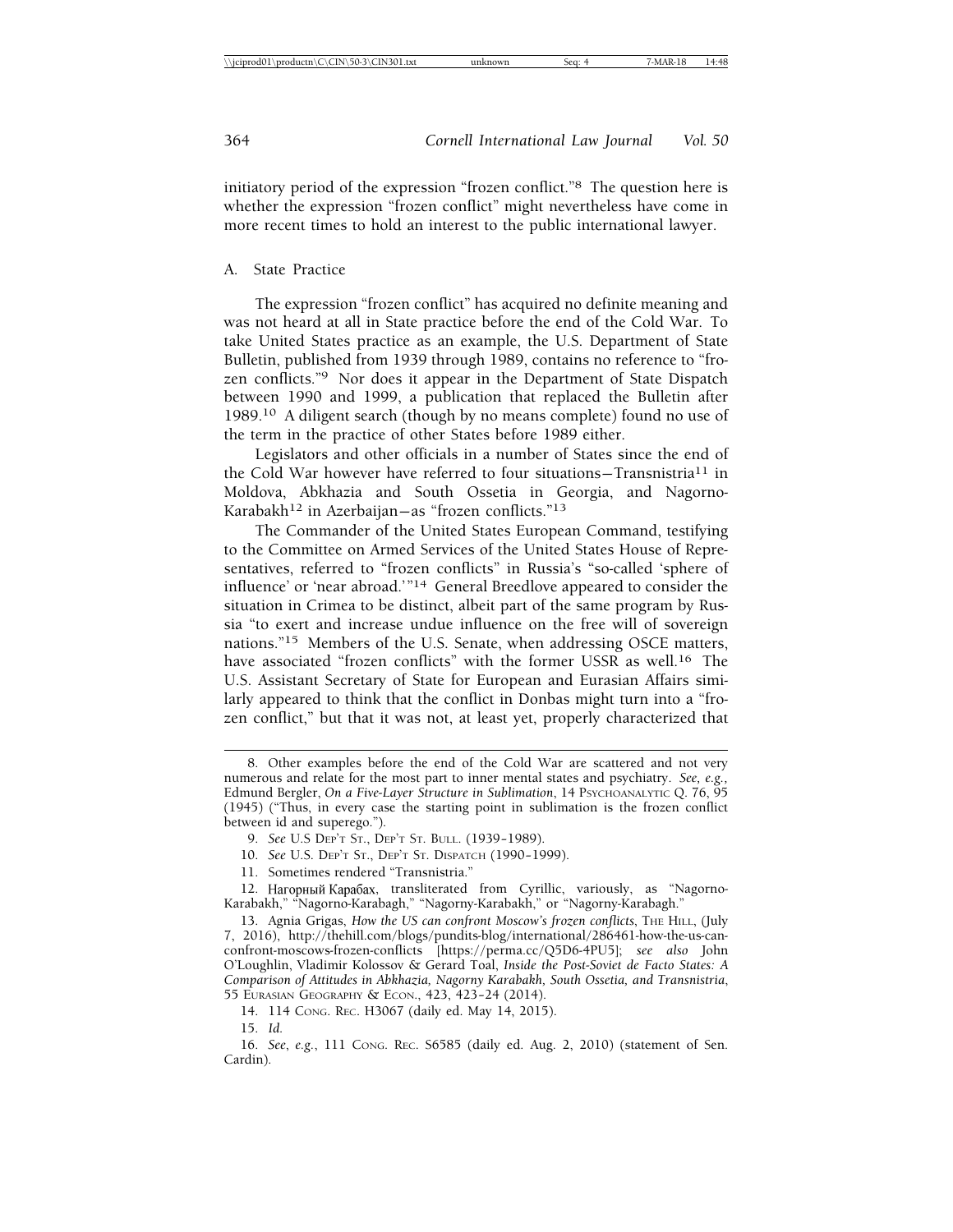initiatory period of the expression "frozen conflict."[8] The question here is whether the expression "frozen conflict" might nevertheless have come in more recent times to hold an interest to the public international lawyer.

### A. State Practice

The expression "frozen conflict" has acquired no definite meaning and was not heard at all in State practice before the end of the Cold War. To take United States practice as an example, the U.S. Department of State Bulletin, published from 1939 through 1989, contains no reference to "frozen conflicts."[9] Nor does it appear in the Department of State Dispatch between 1990 and 1999, a publication that replaced the Bulletin after 1989.[10] A diligent search (though by no means complete) found no use of the term in the practice of other States before 1989 either.

Legislators and other officials in a number of States since the end of the Cold War however have referred to four situations—Transnistria[11] in Moldova, Abkhazia and South Ossetia in Georgia, and Nagorno-Karabakh[12] in Azerbaijan—as "frozen conflicts."[13]

The Commander of the United States European Command, testifying to the Committee on Armed Services of the United States House of Representatives, referred to "frozen conflicts" in Russia's "so-called 'sphere of influence' or 'near abroad.'"[14] General Breedlove appeared to consider the situation in Crimea to be distinct, albeit part of the same program by Russia "to exert and increase undue influence on the free will of sovereign nations."[15] Members of the U.S. Senate, when addressing OSCE matters, have associated "frozen conflicts" with the former USSR as well.[16] The U.S. Assistant Secretary of State for European and Eurasian Affairs similarly appeared to think that the conflict in Donbas might turn into a "frozen conflict," but that it was not, at least yet, properly characterized that

---

8. Other examples before the end of the Cold War are scattered and not very numerous and relate for the most part to inner mental states and psychiatry. *See, e.g.*, Edmund Bergler, *On a Five-Layer Structure in Sublimation*, 14 PSYCHOANALYTIC Q. 76, 95 (1945) ("Thus, in every case the starting point in sublimation is the frozen conflict between id and superego.").

9. *See* U.S DEP'T ST., DEP'T ST. BULL. (1939–1989).

10. *See* U.S. DEP'T ST., DEP'T ST. DISPATCH (1990–1999).

11. Sometimes rendered "Transnistria."

12. Нагорный Карабах, transliterated from Cyrillic, variously, as "Nagorno-Karabakh," "Nagorno-Karabagh," "Nagorny-Karabakh," or "Nagorny-Karabagh."

13. Agnia Grigas, *How the US can confront Moscow's frozen conflicts*, THE HILL, (July 7, 2016), http://thehill.com/blogs/pundits-blog/international/286461-how-the-us-can-confront-moscows-frozen-conflicts [https://perma.cc/Q5D6-4PU5]; *see also* John O'Loughlin, Vladimir Kolossov & Gerard Toal, *Inside the Post-Soviet de Facto States: A Comparison of Attitudes in Abkhazia, Nagorny Karabakh, South Ossetia, and Transnistria*, 55 EURASIAN GEOGRAPHY & ECON., 423, 423–24 (2014).

14. 114 CONG. REC. H3067 (daily ed. May 14, 2015).

15. *Id.*

16. *See*, *e.g.*, 111 CONG. REC. S6585 (daily ed. Aug. 2, 2010) (statement of Sen. Cardin).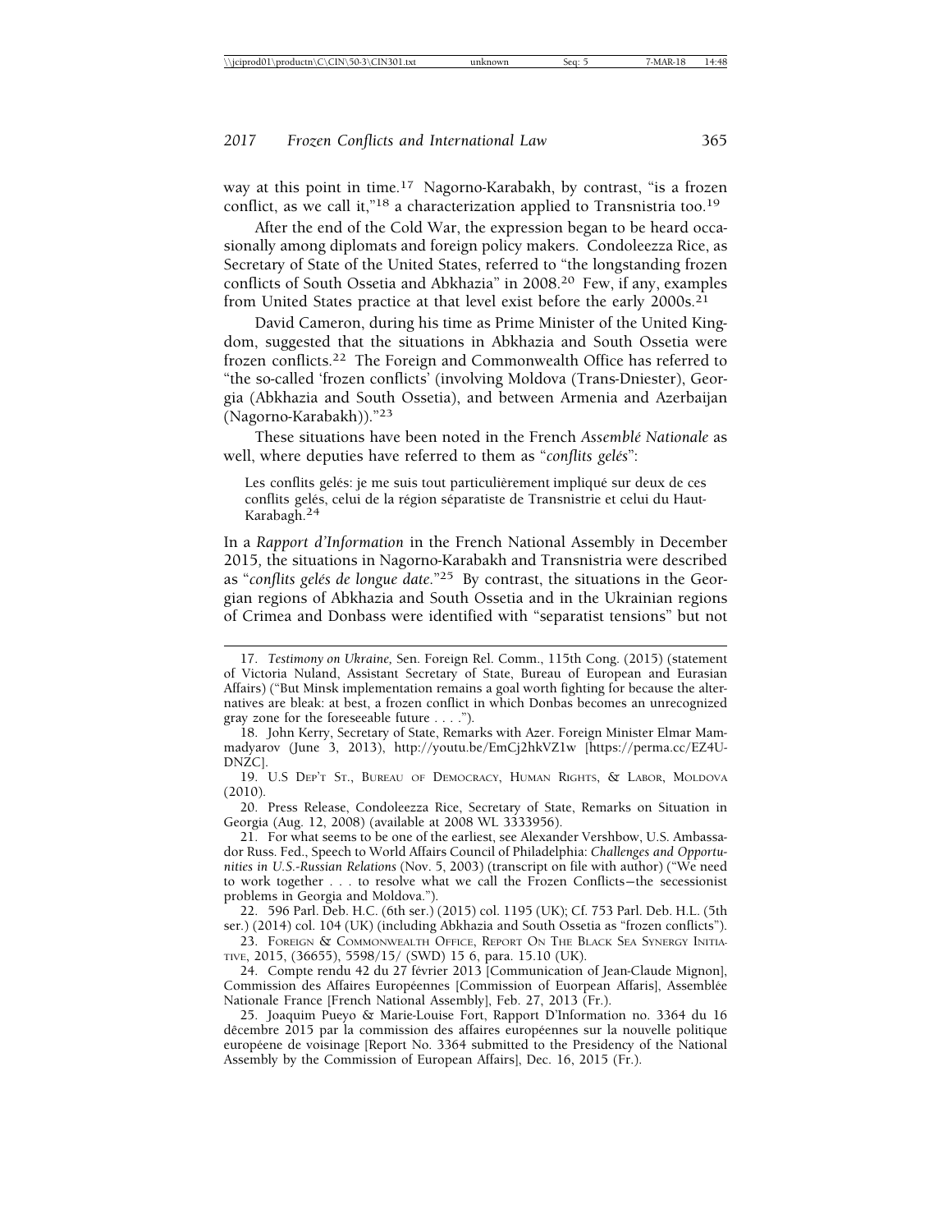way at this point in time.[17] Nagorno-Karabakh, by contrast, "is a frozen conflict, as we call it,"[18] a characterization applied to Transnistria too.[19]

After the end of the Cold War, the expression began to be heard occasionally among diplomats and foreign policy makers. Condoleezza Rice, as Secretary of State of the United States, referred to "the longstanding frozen conflicts of South Ossetia and Abkhazia" in 2008.[20] Few, if any, examples from United States practice at that level exist before the early 2000s.[21]

David Cameron, during his time as Prime Minister of the United Kingdom, suggested that the situations in Abkhazia and South Ossetia were frozen conflicts.[22] The Foreign and Commonwealth Office has referred to "the so-called 'frozen conflicts' (involving Moldova (Trans-Dniester), Georgia (Abkhazia and South Ossetia), and between Armenia and Azerbaijan (Nagorno-Karabakh))."[23]

These situations have been noted in the French *Assemblé Nationale* as well, where deputies have referred to them as "*conflits gelés*":

> Les conflits gelés: je me suis tout particulièrement impliqué sur deux de ces conflits gelés, celui de la région séparatiste de Transnistrie et celui du Haut-Karabagh.[24]

In a *Rapport d'Information* in the French National Assembly in December 2015, the situations in Nagorno-Karabakh and Transnistria were described as "*conflits gelés de longue date*."[25] By contrast, the situations in the Georgian regions of Abkhazia and South Ossetia and in the Ukrainian regions of Crimea and Donbass were identified with "separatist tensions" but not

---

17. *Testimony on Ukraine,* Sen. Foreign Rel. Comm., 115th Cong. (2015) (statement of Victoria Nuland, Assistant Secretary of State, Bureau of European and Eurasian Affairs) ("But Minsk implementation remains a goal worth fighting for because the alternatives are bleak: at best, a frozen conflict in which Donbas becomes an unrecognized gray zone for the foreseeable future . . . .").

18. John Kerry, Secretary of State, Remarks with Azer. Foreign Minister Elmar Mammadyarov (June 3, 2013), http://youtu.be/EmCj2hkVZ1w [https://perma.cc/EZ4U-DNZC].

19. U.S DEP'T ST., BUREAU OF DEMOCRACY, HUMAN RIGHTS, & LABOR, MOLDOVA (2010).

20. Press Release, Condoleezza Rice, Secretary of State, Remarks on Situation in Georgia (Aug. 12, 2008) (available at 2008 WL 3333956).

21. For what seems to be one of the earliest, see Alexander Vershbow, U.S. Ambassador Russ. Fed., Speech to World Affairs Council of Philadelphia: *Challenges and Opportunities in U.S.-Russian Relations* (Nov. 5, 2003) (transcript on file with author) ("We need to work together . . . to resolve what we call the Frozen Conflicts—the secessionist problems in Georgia and Moldova.").

22. 596 Parl. Deb. H.C. (6th ser.) (2015) col. 1195 (UK); Cf. 753 Parl. Deb. H.L. (5th ser.) (2014) col. 104 (UK) (including Abkhazia and South Ossetia as "frozen conflicts").

23. FOREIGN & COMMONWEALTH OFFICE, REPORT ON THE BLACK SEA SYNERGY INITIATIVE, 2015, (36655), 5598/15/ (SWD) 15 6, para. 15.10 (UK).

24. Compte rendu 42 du 27 février 2013 [Communication of Jean-Claude Mignon], Commission des Affaires Européennes [Commission of Euorpean Affaris], Assemblée Nationale France [French National Assembly], Feb. 27, 2013 (Fr.).

25. Joaquim Pueyo & Marie-Louise Fort, Rapport D'Information no. 3364 du 16 dêcembre 2015 par la commission des affaires européennes sur la nouvelle politique européene de voisinage [Report No. 3364 submitted to the Presidency of the National Assembly by the Commission of European Affairs], Dec. 16, 2015 (Fr.).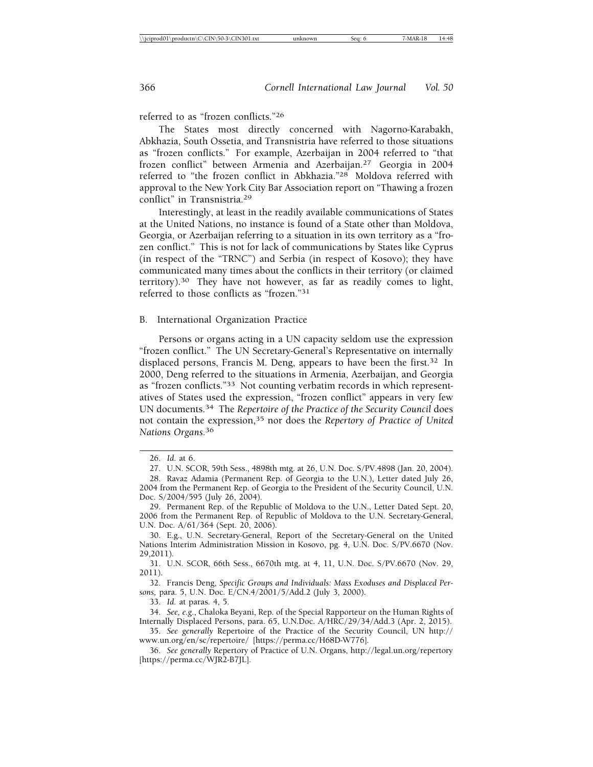referred to as "frozen conflicts."[26]

The States most directly concerned with Nagorno-Karabakh, Abkhazia, South Ossetia, and Transnistria have referred to those situations as "frozen conflicts." For example, Azerbaijan in 2004 referred to "that frozen conflict" between Armenia and Azerbaijan.[27] Georgia in 2004 referred to "the frozen conflict in Abkhazia."[28] Moldova referred with approval to the New York City Bar Association report on "Thawing a frozen conflict" in Transnistria.[29]

Interestingly, at least in the readily available communications of States at the United Nations, no instance is found of a State other than Moldova, Georgia, or Azerbaijan referring to a situation in its own territory as a "frozen conflict." This is not for lack of communications by States like Cyprus (in respect of the "TRNC") and Serbia (in respect of Kosovo); they have communicated many times about the conflicts in their territory (or claimed territory).[30] They have not however, as far as readily comes to light, referred to those conflicts as "frozen."[31]

## B. International Organization Practice

Persons or organs acting in a UN capacity seldom use the expression "frozen conflict." The UN Secretary-General's Representative on internally displaced persons, Francis M. Deng, appears to have been the first.[32] In 2000, Deng referred to the situations in Armenia, Azerbaijan, and Georgia as "frozen conflicts."[33] Not counting verbatim records in which representatives of States used the expression, "frozen conflict" appears in very few UN documents.[34] The *Repertoire of the Practice of the Security Council* does not contain the expression,[35] nor does the *Repertory of Practice of United Nations Organs*.[36]

---

26. *Id.* at 6.

27. U.N. SCOR, 59th Sess., 4898th mtg. at 26, U.N. Doc. S/PV.4898 (Jan. 20, 2004).

28. Ravaz Adamia (Permanent Rep. of Georgia to the U.N.), Letter dated July 26, 2004 from the Permanent Rep. of Georgia to the President of the Security Council, U.N. Doc. S/2004/595 (July 26, 2004).

29. Permanent Rep. of the Republic of Moldova to the U.N., Letter Dated Sept. 20, 2006 from the Permanent Rep. of Republic of Moldova to the U.N. Secretary-General, U.N. Doc. A/61/364 (Sept. 20, 2006).

30. E.g., U.N. Secretary-General, Report of the Secretary-General on the United Nations Interim Administration Mission in Kosovo, pg. 4, U.N. Doc. S/PV.6670 (Nov. 29,2011).

31. U.N. SCOR, 66th Sess., 6670th mtg. at 4, 11, U.N. Doc. S/PV.6670 (Nov. 29, 2011).

32. Francis Deng, *Specific Groups and Individuals: Mass Exoduses and Displaced Persons*, para. 5, U.N. Doc. E/CN.4/2001/5/Add.2 (July 3, 2000).

33. *Id.* at paras. 4, 5.

34. *See, e.g.*, Chaloka Beyani, Rep. of the Special Rapporteur on the Human Rights of Internally Displaced Persons, para. 65, U.N.Doc. A/HRC/29/34/Add.3 (Apr. 2, 2015).

35. *See generally* Repertoire of the Practice of the Security Council, UN http://www.un.org/en/sc/repertoire/ [https://perma.cc/H68D-W776].

36. *See generally* Repertory of Practice of U.N. Organs, http://legal.un.org/repertory [https://perma.cc/WJR2-B7JL].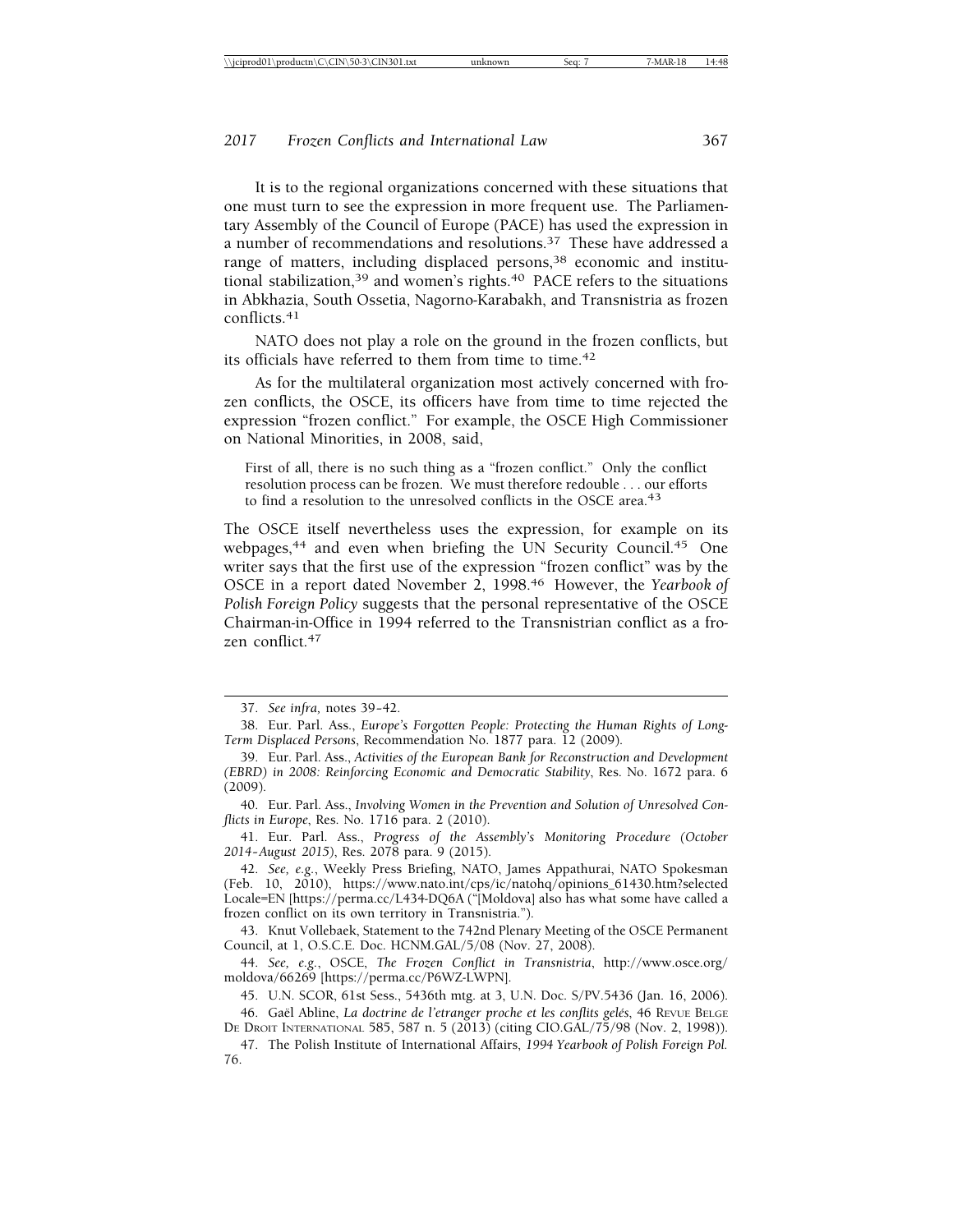It is to the regional organizations concerned with these situations that one must turn to see the expression in more frequent use. The Parliamentary Assembly of the Council of Europe (PACE) has used the expression in a number of recommendations and resolutions.[37] These have addressed a range of matters, including displaced persons,[38] economic and institutional stabilization,[39] and women's rights.[40] PACE refers to the situations in Abkhazia, South Ossetia, Nagorno-Karabakh, and Transnistria as frozen conflicts.[41]

NATO does not play a role on the ground in the frozen conflicts, but its officials have referred to them from time to time.[42]

As for the multilateral organization most actively concerned with frozen conflicts, the OSCE, its officers have from time to time rejected the expression "frozen conflict." For example, the OSCE High Commissioner on National Minorities, in 2008, said,

> First of all, there is no such thing as a "frozen conflict." Only the conflict resolution process can be frozen. We must therefore redouble . . . our efforts to find a resolution to the unresolved conflicts in the OSCE area.[43]

The OSCE itself nevertheless uses the expression, for example on its webpages,[44] and even when briefing the UN Security Council.[45] One writer says that the first use of the expression "frozen conflict" was by the OSCE in a report dated November 2, 1998.[46] However, the *Yearbook of Polish Foreign Policy* suggests that the personal representative of the OSCE Chairman-in-Office in 1994 referred to the Transnistrian conflict as a frozen conflict.[47]

---

37. *See infra,* notes 39–42.

38. Eur. Parl. Ass., *Europe's Forgotten People: Protecting the Human Rights of Long-Term Displaced Persons*, Recommendation No. 1877 para. 12 (2009).

39. Eur. Parl. Ass., *Activities of the European Bank for Reconstruction and Development (EBRD) in 2008: Reinforcing Economic and Democratic Stability*, Res. No. 1672 para. 6 (2009).

40. Eur. Parl. Ass., *Involving Women in the Prevention and Solution of Unresolved Conflicts in Europe*, Res. No. 1716 para. 2 (2010).

41. Eur. Parl. Ass., *Progress of the Assembly's Monitoring Procedure (October 2014–August 2015)*, Res. 2078 para. 9 (2015).

42. *See, e.g.*, Weekly Press Briefing, NATO, James Appathurai, NATO Spokesman (Feb. 10, 2010), https://www.nato.int/cps/ic/natohq/opinions_61430.htm?selectedLocale=EN [https://perma.cc/L434-DQ6A ("[Moldova] also has what some have called a frozen conflict on its own territory in Transnistria.").

43. Knut Vollebaek, Statement to the 742nd Plenary Meeting of the OSCE Permanent Council, at 1, O.S.C.E. Doc. HCNM.GAL/5/08 (Nov. 27, 2008).

44. *See, e.g.*, OSCE, *The Frozen Conflict in Transnistria*, http://www.osce.org/moldova/66269 [https://perma.cc/P6WZ-LWPN].

45. U.N. SCOR, 61st Sess., 5436th mtg. at 3, U.N. Doc. S/PV.5436 (Jan. 16, 2006).

46. Gaël Abline, *La doctrine de l'etranger proche et les conflits gelés*, 46 REVUE BELGE DE DROIT INTERNATIONAL 585, 587 n. 5 (2013) (citing CIO.GAL/75/98 (Nov. 2, 1998)).

47. The Polish Institute of International Affairs, *1994 Yearbook of Polish Foreign Pol.* 76.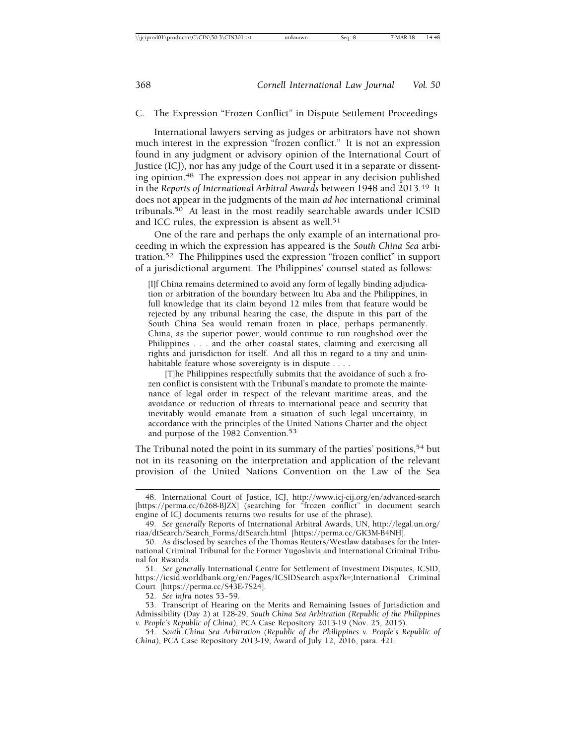### C. The Expression "Frozen Conflict" in Dispute Settlement Proceedings

International lawyers serving as judges or arbitrators have not shown much interest in the expression "frozen conflict." It is not an expression found in any judgment or advisory opinion of the International Court of Justice (ICJ), nor has any judge of the Court used it in a separate or dissenting opinion.[48] The expression does not appear in any decision published in the *Reports of International Arbitral Awards* between 1948 and 2013.[49] It does not appear in the judgments of the main *ad hoc* international criminal tribunals.[50] At least in the most readily searchable awards under ICSID and ICC rules, the expression is absent as well.[51]

One of the rare and perhaps the only example of an international proceeding in which the expression has appeared is the *South China Sea* arbitration.[52] The Philippines used the expression "frozen conflict" in support of a jurisdictional argument. The Philippines' counsel stated as follows:

> [I]f China remains determined to avoid any form of legally binding adjudication or arbitration of the boundary between Itu Aba and the Philippines, in full knowledge that its claim beyond 12 miles from that feature would be rejected by any tribunal hearing the case, the dispute in this part of the South China Sea would remain frozen in place, perhaps permanently. China, as the superior power, would continue to run roughshod over the Philippines . . . and the other coastal states, claiming and exercising all rights and jurisdiction for itself. And all this in regard to a tiny and uninhabitable feature whose sovereignty is in dispute . . . .
>
> [T]he Philippines respectfully submits that the avoidance of such a frozen conflict is consistent with the Tribunal's mandate to promote the maintenance of legal order in respect of the relevant maritime areas, and the avoidance or reduction of threats to international peace and security that inevitably would emanate from a situation of such legal uncertainty, in accordance with the principles of the United Nations Charter and the object and purpose of the 1982 Convention.[53]

The Tribunal noted the point in its summary of the parties' positions,[54] but not in its reasoning on the interpretation and application of the relevant provision of the United Nations Convention on the Law of the Sea

---

48. International Court of Justice, ICJ, http://www.icj-cij.org/en/advanced-search [https://perma.cc/6268-BJZX] (searching for "frozen conflict" in document search engine of ICJ documents returns two results for use of the phrase).

49. *See generally* Reports of International Arbitral Awards, UN, http://legal.un.org/riaa/dtSearch/Search_Forms/dtSearch.html [https://perma.cc/GK3M-B4NH].

50. As disclosed by searches of the Thomas Reuters/Westlaw databases for the International Criminal Tribunal for the Former Yugoslavia and International Criminal Tribunal for Rwanda.

51. *See generally* International Centre for Settlement of Investment Disputes, ICSID, https://icsid.worldbank.org/en/Pages/ICSIDSearch.aspx?k=;International Criminal Court [https://perma.cc/S43E-7S24].

52. *See infra* notes 53–59.

53. Transcript of Hearing on the Merits and Remaining Issues of Jurisdiction and Admissibility (Day 2) at 128-29, *South China Sea Arbitration (Republic of the Philippines v. People's Republic of China)*, PCA Case Repository 2013-19 (Nov. 25, 2015).

54. *South China Sea Arbitration (Republic of the Philippines v. People's Republic of China)*, PCA Case Repository 2013-19, Award of July 12, 2016, para. 421.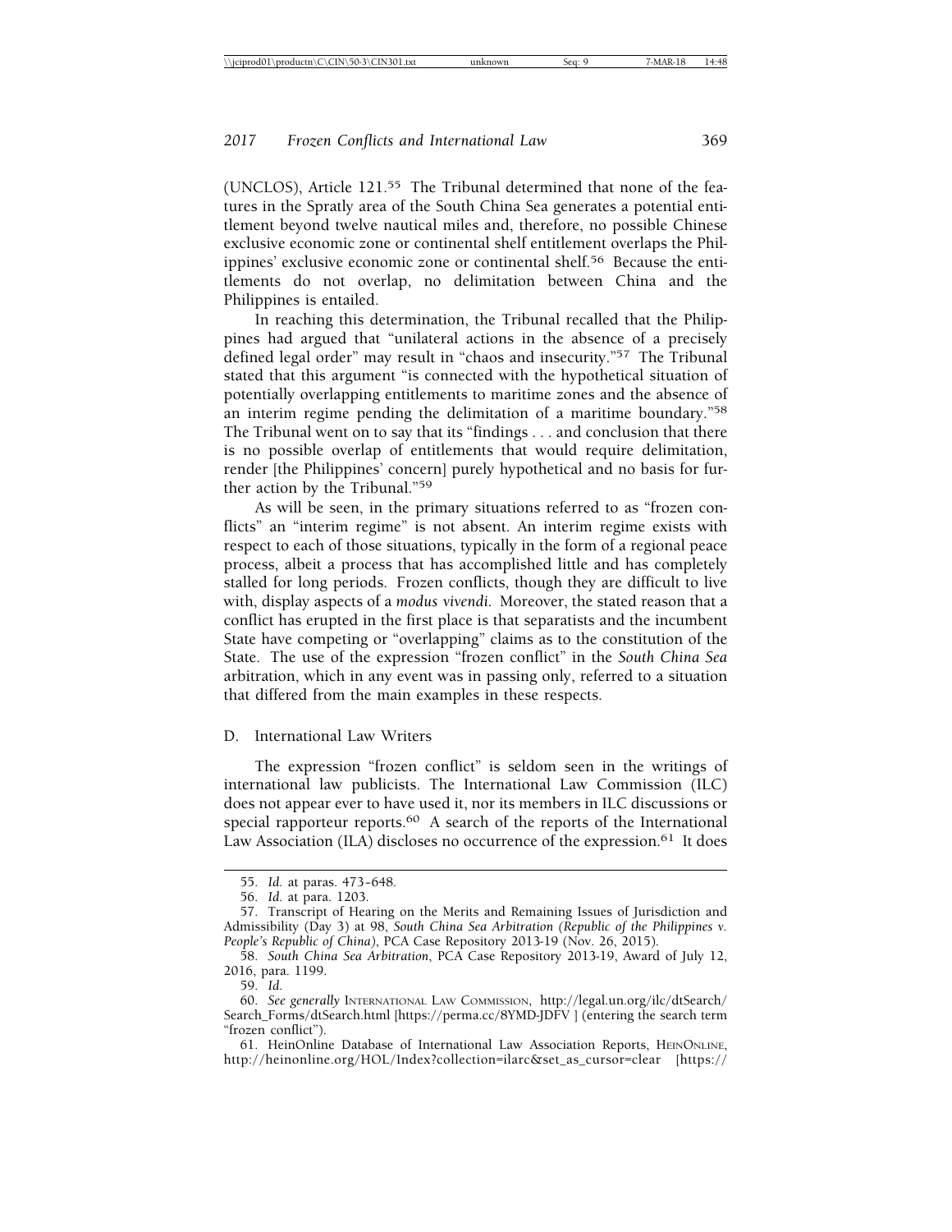(UNCLOS), Article 121.[55] The Tribunal determined that none of the features in the Spratly area of the South China Sea generates a potential entitlement beyond twelve nautical miles and, therefore, no possible Chinese exclusive economic zone or continental shelf entitlement overlaps the Philippines' exclusive economic zone or continental shelf.[56] Because the entitlements do not overlap, no delimitation between China and the Philippines is entailed.

In reaching this determination, the Tribunal recalled that the Philippines had argued that "unilateral actions in the absence of a precisely defined legal order" may result in "chaos and insecurity."[57] The Tribunal stated that this argument "is connected with the hypothetical situation of potentially overlapping entitlements to maritime zones and the absence of an interim regime pending the delimitation of a maritime boundary."[58] The Tribunal went on to say that its "findings . . . and conclusion that there is no possible overlap of entitlements that would require delimitation, render [the Philippines' concern] purely hypothetical and no basis for further action by the Tribunal."[59]

As will be seen, in the primary situations referred to as "frozen conflicts" an "interim regime" is not absent. An interim regime exists with respect to each of those situations, typically in the form of a regional peace process, albeit a process that has accomplished little and has completely stalled for long periods. Frozen conflicts, though they are difficult to live with, display aspects of a *modus vivendi*. Moreover, the stated reason that a conflict has erupted in the first place is that separatists and the incumbent State have competing or "overlapping" claims as to the constitution of the State. The use of the expression "frozen conflict" in the *South China Sea* arbitration, which in any event was in passing only, referred to a situation that differed from the main examples in these respects.

## D. International Law Writers

The expression "frozen conflict" is seldom seen in the writings of international law publicists. The International Law Commission (ILC) does not appear ever to have used it, nor its members in ILC discussions or special rapporteur reports.[60] A search of the reports of the International Law Association (ILA) discloses no occurrence of the expression.[61] It does

---

55. *Id.* at paras. 473–648.

56. *Id.* at para. 1203.

57. Transcript of Hearing on the Merits and Remaining Issues of Jurisdiction and Admissibility (Day 3) at 98, *South China Sea Arbitration (Republic of the Philippines v. People's Republic of China)*, PCA Case Repository 2013-19 (Nov. 26, 2015).

58. *South China Sea Arbitration*, PCA Case Repository 2013-19, Award of July 12, 2016, para. 1199.

59. *Id.*

60. *See generally* INTERNATIONAL LAW COMMISSION, http://legal.un.org/ilc/dtSearch/Search_Forms/dtSearch.html [https://perma.cc/8YMD-JDFV ] (entering the search term "frozen conflict").

61. HeinOnline Database of International Law Association Reports, HEINONLINE, http://heinonline.org/HOL/Index?collection=ilarc&set_as_cursor=clear [https://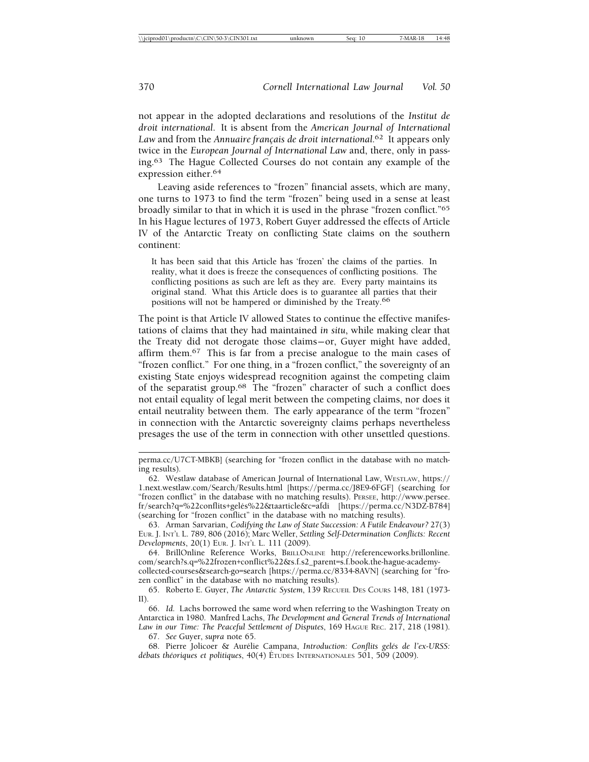not appear in the adopted declarations and resolutions of the *Institut de droit international*. It is absent from the *American Journal of International Law* and from the *Annuaire français de droit international*.[62] It appears only twice in the *European Journal of International Law* and, there, only in passing.[63] The Hague Collected Courses do not contain any example of the expression either.[64]

Leaving aside references to "frozen" financial assets, which are many, one turns to 1973 to find the term "frozen" being used in a sense at least broadly similar to that in which it is used in the phrase "frozen conflict."[65] In his Hague lectures of 1973, Robert Guyer addressed the effects of Article IV of the Antarctic Treaty on conflicting State claims on the southern continent:

> It has been said that this Article has 'frozen' the claims of the parties. In reality, what it does is freeze the consequences of conflicting positions. The conflicting positions as such are left as they are. Every party maintains its original stand. What this Article does is to guarantee all parties that their positions will not be hampered or diminished by the Treaty.[66]

The point is that Article IV allowed States to continue the effective manifestations of claims that they had maintained *in situ*, while making clear that the Treaty did not derogate those claims—or, Guyer might have added, affirm them.[67] This is far from a precise analogue to the main cases of "frozen conflict." For one thing, in a "frozen conflict," the sovereignty of an existing State enjoys widespread recognition against the competing claim of the separatist group.[68] The "frozen" character of such a conflict does not entail equality of legal merit between the competing claims, nor does it entail neutrality between them. The early appearance of the term "frozen" in connection with the Antarctic sovereignty claims perhaps nevertheless presages the use of the term in connection with other unsettled questions.

---

perma.cc/U7CT-MBKB] (searching for "frozen conflict in the database with no matching results).

62. Westlaw database of American Journal of International Law, WESTLAW, https://1.next.westlaw.com/Search/Results.html [https://perma.cc/J8E9-6FGF] (searching for "frozen conflict" in the database with no matching results). PERSEE, http://www.persee.fr/search?q=%22conflits+gelés%22&taarticle&c=afdi [https://perma.cc/N3DZ-B784] (searching for "frozen conflict" in the database with no matching results).

63. Arman Sarvarian, *Codifying the Law of State Succession: A Futile Endeavour?* 27(3) EUR. J. INT'L L. 789, 806 (2016); Marc Weller, *Settling Self-Determination Conflicts: Recent Developments*, 20(1) EUR. J. INT'L L. 111 (2009).

64. BrillOnline Reference Works, BRILLONLINE http://referenceworks.brillonline.com/search?s.q=%22frozen+conflict%22&s.f.s2_parent=s.f.book.the-hague-academy-collected-courses&search-go=search [https://perma.cc/8334-8AVN] (searching for "frozen conflict" in the database with no matching results).

65. Roberto E. Guyer, *The Antarctic System*, 139 RECUEIL DES COURS 148, 181 (1973-II).

66. *Id.* Lachs borrowed the same word when referring to the Washington Treaty on Antarctica in 1980. Manfred Lachs, *The Development and General Trends of International Law in our Time: The Peaceful Settlement of Disputes*, 169 HAGUE REC. 217, 218 (1981).

67. *See* Guyer, *supra* note 65.

68. Pierre Jolicoer & Aurélie Campana, *Introduction: Conflits gelés de l'ex-URSS: débats théoriques et politiques*, 40(4) ÉTUDES INTERNATIONALES 501, 509 (2009).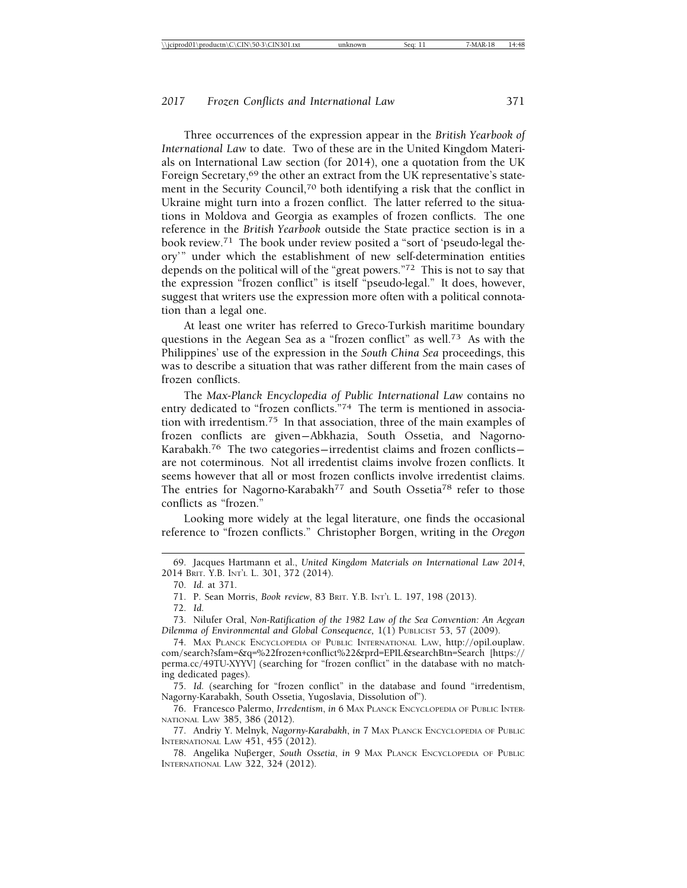Three occurrences of the expression appear in the *British Yearbook of International Law* to date. Two of these are in the United Kingdom Materials on International Law section (for 2014), one a quotation from the UK Foreign Secretary,[69] the other an extract from the UK representative's statement in the Security Council,[70] both identifying a risk that the conflict in Ukraine might turn into a frozen conflict. The latter referred to the situations in Moldova and Georgia as examples of frozen conflicts. The one reference in the *British Yearbook* outside the State practice section is in a book review.[71] The book under review posited a "sort of 'pseudo-legal theory'" under which the establishment of new self-determination entities depends on the political will of the "great powers."[72] This is not to say that the expression "frozen conflict" is itself "pseudo-legal." It does, however, suggest that writers use the expression more often with a political connotation than a legal one.

At least one writer has referred to Greco-Turkish maritime boundary questions in the Aegean Sea as a "frozen conflict" as well.[73] As with the Philippines' use of the expression in the *South China Sea* proceedings, this was to describe a situation that was rather different from the main cases of frozen conflicts.

The *Max-Planck Encyclopedia of Public International Law* contains no entry dedicated to "frozen conflicts."[74] The term is mentioned in association with irredentism.[75] In that association, three of the main examples of frozen conflicts are given—Abkhazia, South Ossetia, and Nagorno-Karabakh.[76] The two categories—irredentist claims and frozen conflicts—are not coterminous. Not all irredentist claims involve frozen conflicts. It seems however that all or most frozen conflicts involve irredentist claims. The entries for Nagorno-Karabakh[77] and South Ossetia[78] refer to those conflicts as "frozen."

Looking more widely at the legal literature, one finds the occasional reference to "frozen conflicts." Christopher Borgen, writing in the *Oregon*

69. Jacques Hartmann et al., *United Kingdom Materials on International Law 2014*, 2014 BRIT. Y.B. INT'L L. 301, 372 (2014).

70. *Id.* at 371.

71. P. Sean Morris, *Book review*, 83 BRIT. Y.B. INT'L L. 197, 198 (2013).

72. *Id.*

73. Nilufer Oral, *Non-Ratification of the 1982 Law of the Sea Convention: An Aegean Dilemma of Environmental and Global Consequence,* 1(1) PUBLICIST 53, 57 (2009).

74. MAX PLANCK ENCYCLOPEDIA OF PUBLIC INTERNATIONAL LAW, http://opil.ouplaw.com/search?sfam=&q=%22frozen+conflict%22&prd=EPIL&searchBtn=Search [https://perma.cc/49TU-XYYV] (searching for "frozen conflict" in the database with no matching dedicated pages).

75. *Id.* (searching for "frozen conflict" in the database and found "irredentism, Nagorny-Karabakh, South Ossetia, Yugoslavia, Dissolution of").

76. Francesco Palermo, *Irredentism*, *in* 6 MAX PLANCK ENCYCLOPEDIA OF PUBLIC INTERNATIONAL LAW 385, 386 (2012).

77. Andriy Y. Melnyk, *Nagorny-Karabakh*, *in* 7 MAX PLANCK ENCYCLOPEDIA OF PUBLIC INTERNATIONAL LAW 451, 455 (2012).

78. Angelika Nuβerger, *South Ossetia*, *in* 9 MAX PLANCK ENCYCLOPEDIA OF PUBLIC INTERNATIONAL LAW 322, 324 (2012).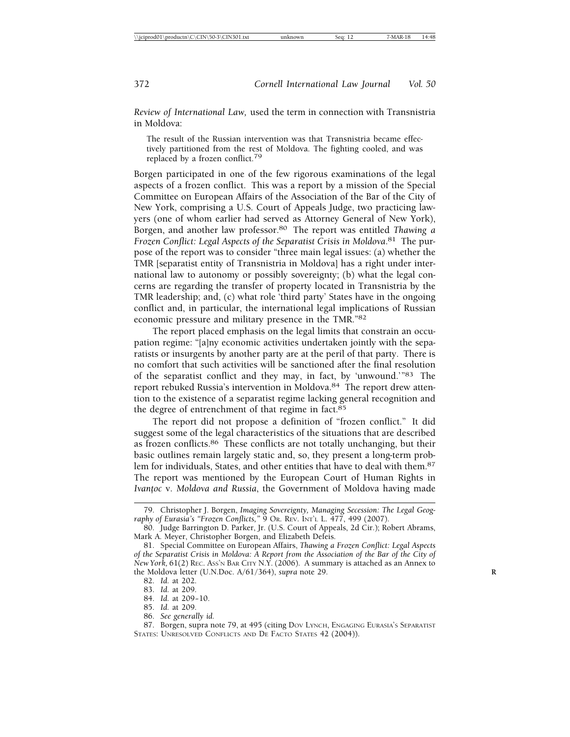*Review of International Law,* used the term in connection with Transnistria in Moldova:

> The result of the Russian intervention was that Transnistria became effectively partitioned from the rest of Moldova. The fighting cooled, and was replaced by a frozen conflict.[79]

Borgen participated in one of the few rigorous examinations of the legal aspects of a frozen conflict. This was a report by a mission of the Special Committee on European Affairs of the Association of the Bar of the City of New York, comprising a U.S. Court of Appeals Judge, two practicing lawyers (one of whom earlier had served as Attorney General of New York), Borgen, and another law professor.[80] The report was entitled *Thawing a Frozen Conflict: Legal Aspects of the Separatist Crisis in Moldova*.[81] The purpose of the report was to consider "three main legal issues: (a) whether the TMR [separatist entity of Transnistria in Moldova] has a right under international law to autonomy or possibly sovereignty; (b) what the legal concerns are regarding the transfer of property located in Transnistria by the TMR leadership; and, (c) what role 'third party' States have in the ongoing conflict and, in particular, the international legal implications of Russian economic pressure and military presence in the TMR."[82]

The report placed emphasis on the legal limits that constrain an occupation regime: "[a]ny economic activities undertaken jointly with the separatists or insurgents by another party are at the peril of that party. There is no comfort that such activities will be sanctioned after the final resolution of the separatist conflict and they may, in fact, by 'unwound.'"[83] The report rebuked Russia's intervention in Moldova.[84] The report drew attention to the existence of a separatist regime lacking general recognition and the degree of entrenchment of that regime in fact.[85]

The report did not propose a definition of "frozen conflict." It did suggest some of the legal characteristics of the situations that are described as frozen conflicts.[86] These conflicts are not totally unchanging, but their basic outlines remain largely static and, so, they present a long-term problem for individuals, States, and other entities that have to deal with them.[87] The report was mentioned by the European Court of Human Rights in *Ivanţoc* v. *Moldova and Russia*, the Government of Moldova having made

79. Christopher J. Borgen, *Imaging Sovereignty, Managing Secession: The Legal Geography of Eurasia's "Frozen Conflicts,"* 9 OR. REV. INT'L L. 477, 499 (2007).

80. Judge Barrington D. Parker, Jr. (U.S. Court of Appeals, 2d Cir.); Robert Abrams, Mark A. Meyer, Christopher Borgen, and Elizabeth Defeis.

81. Special Committee on European Affairs, *Thawing a Frozen Conflict: Legal Aspects of the Separatist Crisis in Moldova: A Report from the Association of the Bar of the City of New York,* 61(2) REC. ASS'N BAR CITY N.Y. (2006). A summary is attached as an Annex to the Moldova letter (U.N.Doc. A/61/364), *supra* note 29.

82. *Id.* at 202.

83. *Id.* at 209.

84. *Id.* at 209–10.

85. *Id.* at 209.

86. *See generally id.*

87. Borgen, supra note 79, at 495 (citing DOV LYNCH, ENGAGING EURASIA'S SEPARATIST STATES: UNRESOLVED CONFLICTS AND DE FACTO STATES 42 (2004)).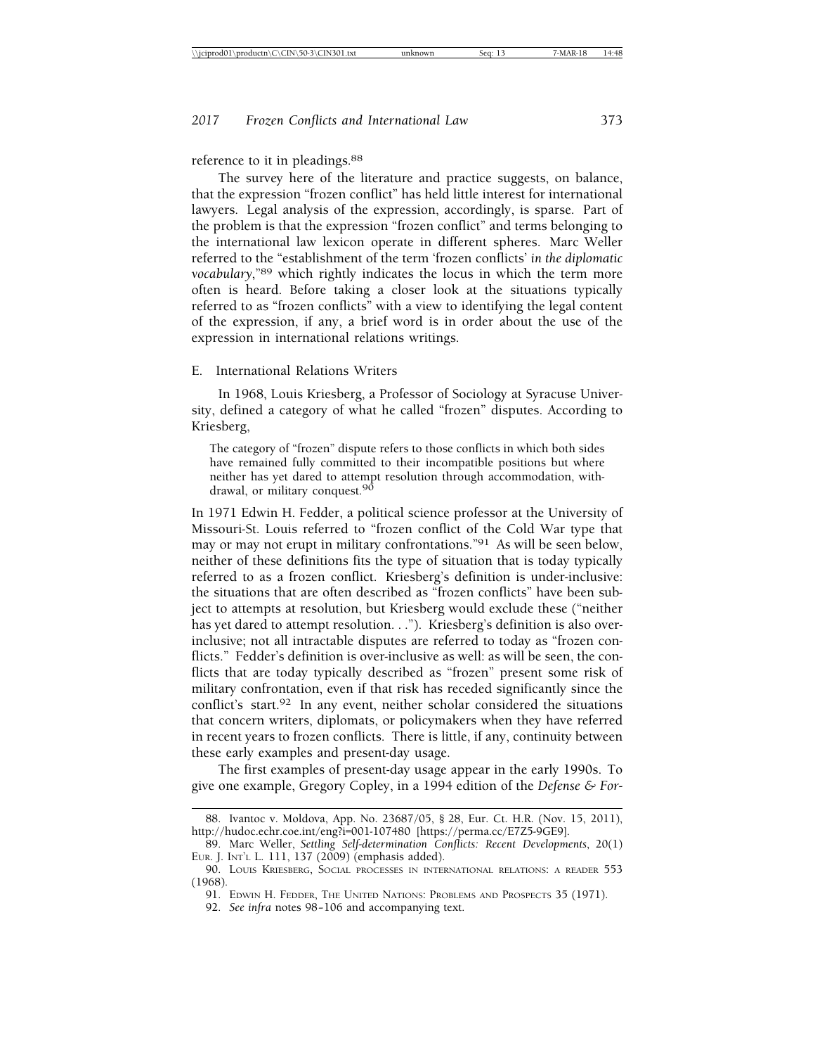reference to it in pleadings.[88]

The survey here of the literature and practice suggests, on balance, that the expression "frozen conflict" has held little interest for international lawyers. Legal analysis of the expression, accordingly, is sparse. Part of the problem is that the expression "frozen conflict" and terms belonging to the international law lexicon operate in different spheres. Marc Weller referred to the "establishment of the term 'frozen conflicts' *in the diplomatic vocabulary*,"[89] which rightly indicates the locus in which the term more often is heard. Before taking a closer look at the situations typically referred to as "frozen conflicts" with a view to identifying the legal content of the expression, if any, a brief word is in order about the use of the expression in international relations writings.

### E. International Relations Writers

In 1968, Louis Kriesberg, a Professor of Sociology at Syracuse University, defined a category of what he called "frozen" disputes. According to Kriesberg,

> The category of "frozen" dispute refers to those conflicts in which both sides have remained fully committed to their incompatible positions but where neither has yet dared to attempt resolution through accommodation, withdrawal, or military conquest.[90]

In 1971 Edwin H. Fedder, a political science professor at the University of Missouri-St. Louis referred to "frozen conflict of the Cold War type that may or may not erupt in military confrontations."[91] As will be seen below, neither of these definitions fits the type of situation that is today typically referred to as a frozen conflict. Kriesberg's definition is under-inclusive: the situations that are often described as "frozen conflicts" have been subject to attempts at resolution, but Kriesberg would exclude these ("neither has yet dared to attempt resolution. . ."). Kriesberg's definition is also over-inclusive; not all intractable disputes are referred to today as "frozen conflicts." Fedder's definition is over-inclusive as well: as will be seen, the conflicts that are today typically described as "frozen" present some risk of military confrontation, even if that risk has receded significantly since the conflict's start.[92] In any event, neither scholar considered the situations that concern writers, diplomats, or policymakers when they have referred in recent years to frozen conflicts. There is little, if any, continuity between these early examples and present-day usage.

The first examples of present-day usage appear in the early 1990s. To give one example, Gregory Copley, in a 1994 edition of the *Defense & For-*

---

88. Ivantoc v. Moldova, App. No. 23687/05, § 28, Eur. Ct. H.R. (Nov. 15, 2011), http://hudoc.echr.coe.int/eng?i=001-107480 [https://perma.cc/E7Z5-9GE9].

89. Marc Weller, *Settling Self-determination Conflicts: Recent Developments*, 20(1) EUR. J. INT'L L. 111, 137 (2009) (emphasis added).

90. LOUIS KRIESBERG, SOCIAL PROCESSES IN INTERNATIONAL RELATIONS: A READER 553 (1968).

91. EDWIN H. FEDDER, THE UNITED NATIONS: PROBLEMS AND PROSPECTS 35 (1971).

92. *See infra* notes 98-106 and accompanying text.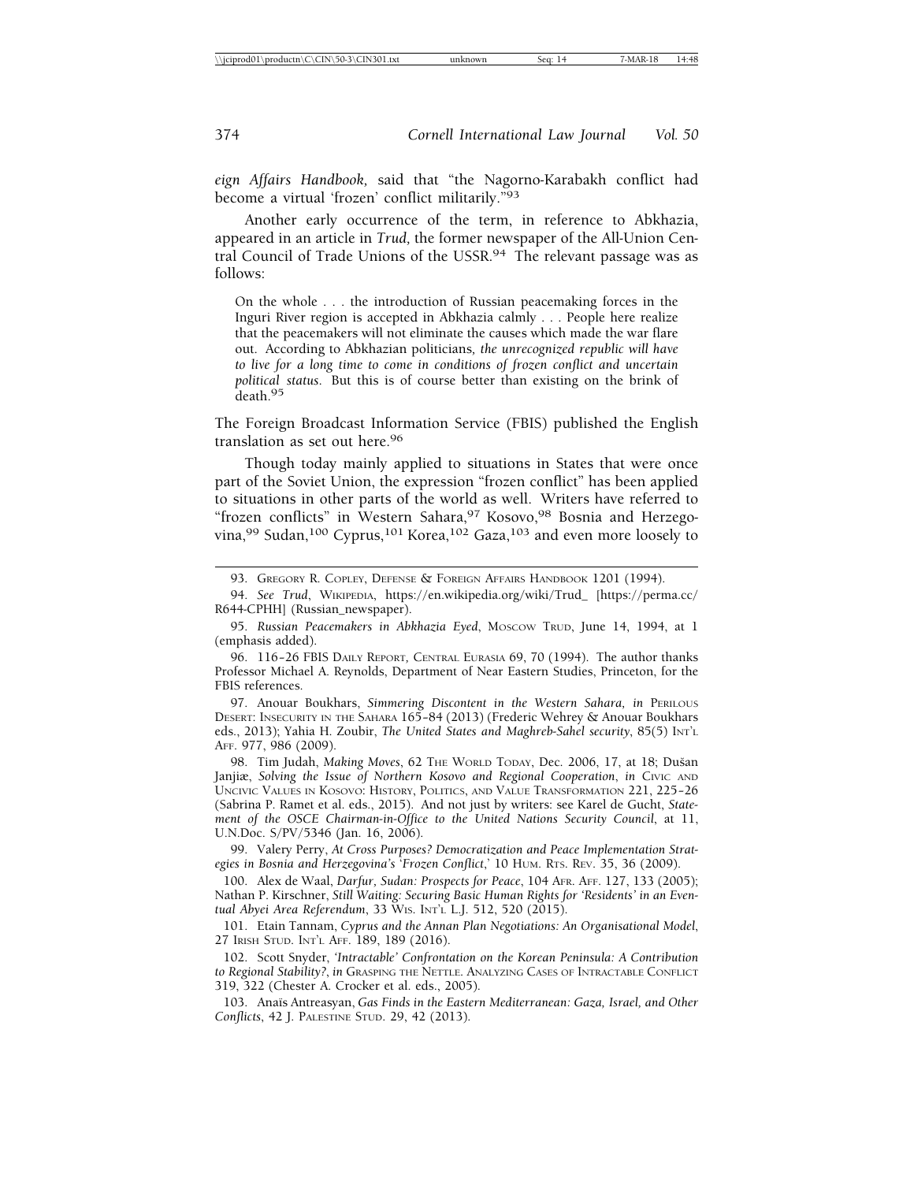*eign Affairs Handbook,* said that "the Nagorno-Karabakh conflict had become a virtual 'frozen' conflict militarily."[93]

Another early occurrence of the term, in reference to Abkhazia, appeared in an article in *Trud,* the former newspaper of the All-Union Central Council of Trade Unions of the USSR.[94] The relevant passage was as follows:

> On the whole . . . the introduction of Russian peacemaking forces in the Inguri River region is accepted in Abkhazia calmly . . . People here realize that the peacemakers will not eliminate the causes which made the war flare out. According to Abkhazian politicians, *the unrecognized republic will have to live for a long time to come in conditions of frozen conflict and uncertain political status*. But this is of course better than existing on the brink of death.[95]

The Foreign Broadcast Information Service (FBIS) published the English translation as set out here.[96]

Though today mainly applied to situations in States that were once part of the Soviet Union, the expression "frozen conflict" has been applied to situations in other parts of the world as well. Writers have referred to "frozen conflicts" in Western Sahara,[97] Kosovo,[98] Bosnia and Herzegovina,[99] Sudan,[100] Cyprus,[101] Korea,[102] Gaza,[103] and even more loosely to

---

93. GREGORY R. COPLEY, DEFENSE & FOREIGN AFFAIRS HANDBOOK 1201 (1994).

94. *See Trud*, WIKIPEDIA, https://en.wikipedia.org/wiki/Trud_ [https://perma.cc/R644-CPHH] (Russian_newspaper).

95. *Russian Peacemakers in Abkhazia Eyed*, MOSCOW TRUD, June 14, 1994, at 1 (emphasis added).

96. 116-26 FBIS DAILY REPORT, CENTRAL EURASIA 69, 70 (1994). The author thanks Professor Michael A. Reynolds, Department of Near Eastern Studies, Princeton, for the FBIS references.

97. Anouar Boukhars, *Simmering Discontent in the Western Sahara, in* PERILOUS DESERT: INSECURITY IN THE SAHARA 165-84 (2013) (Frederic Wehrey & Anouar Boukhars eds., 2013); Yahia H. Zoubir, *The United States and Maghreb-Sahel security*, 85(5) INT'L AFF. 977, 986 (2009).

98. Tim Judah, *Making Moves*, 62 THE WORLD TODAY, Dec. 2006, 17, at 18; Dušan Janjiæ, *Solving the Issue of Northern Kosovo and Regional Cooperation*, *in* CIVIC AND UNCIVIC VALUES IN KOSOVO: HISTORY, POLITICS, AND VALUE TRANSFORMATION 221, 225-26 (Sabrina P. Ramet et al. eds., 2015). And not just by writers: see Karel de Gucht, *Statement of the OSCE Chairman-in-Office to the United Nations Security Council*, at 11, U.N.Doc. S/PV/5346 (Jan. 16, 2006).

99. Valery Perry, *At Cross Purposes? Democratization and Peace Implementation Strategies in Bosnia and Herzegovina's 'Frozen Conflict,'* 10 HUM. RTS. REV. 35, 36 (2009).

100. Alex de Waal, *Darfur, Sudan: Prospects for Peace*, 104 AFR. AFF. 127, 133 (2005); Nathan P. Kirschner, *Still Waiting: Securing Basic Human Rights for 'Residents' in an Eventual Abyei Area Referendum*, 33 WIS. INT'L L.J. 512, 520 (2015).

101. Etain Tannam, *Cyprus and the Annan Plan Negotiations: An Organisational Model*, 27 IRISH STUD. INT'L AFF. 189, 189 (2016).

102. Scott Snyder, *'Intractable' Confrontation on the Korean Peninsula: A Contribution to Regional Stability?*, *in* GRASPING THE NETTLE. ANALYZING CASES OF INTRACTABLE CONFLICT 319, 322 (Chester A. Crocker et al. eds., 2005).

103. Anaïs Antreasyan, *Gas Finds in the Eastern Mediterranean: Gaza, Israel, and Other Conflicts*, 42 J. PALESTINE STUD. 29, 42 (2013).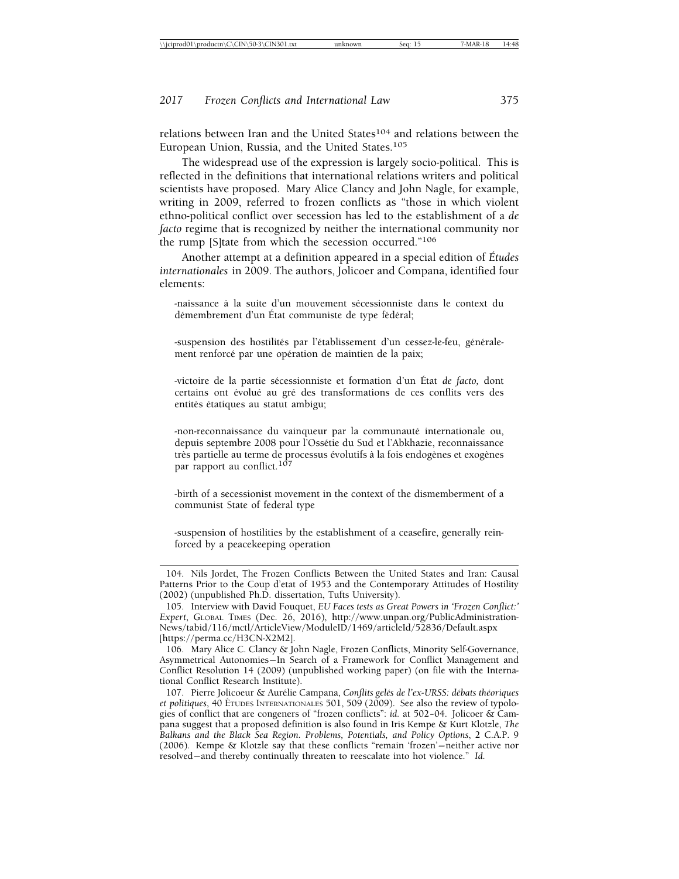relations between Iran and the United States[104] and relations between the European Union, Russia, and the United States.[105]

The widespread use of the expression is largely socio-political. This is reflected in the definitions that international relations writers and political scientists have proposed. Mary Alice Clancy and John Nagle, for example, writing in 2009, referred to frozen conflicts as "those in which violent ethno-political conflict over secession has led to the establishment of a *de facto* regime that is recognized by neither the international community nor the rump [S]tate from which the secession occurred."[106]

Another attempt at a definition appeared in a special edition of *Études internationales* in 2009. The authors, Jolicoer and Compana, identified four elements:

> -naissance à la suite d'un mouvement sécessionniste dans le context du démembrement d'un État communiste de type fédéral;
>
> -suspension des hostilités par l'établissement d'un cessez-le-feu, généralement renforcé par une opération de maintien de la paix;
>
> -victoire de la partie sécessionniste et formation d'un État *de facto,* dont certains ont évolué au gré des transformations de ces conflits vers des entités étatiques au statut ambigu;
>
> -non-reconnaissance du vainqueur par la communauté internationale ou, depuis septembre 2008 pour l'Ossétie du Sud et l'Abkhazie, reconnaissance très partielle au terme de processus évolutifs à la fois endogènes et exogènes par rapport au conflict.[107]
>
> -birth of a secessionist movement in the context of the dismemberment of a communist State of federal type
>
> -suspension of hostilities by the establishment of a ceasefire, generally reinforced by a peacekeeping operation

---

104. Nils Jordet, The Frozen Conflicts Between the United States and Iran: Causal Patterns Prior to the Coup d'etat of 1953 and the Contemporary Attitudes of Hostility (2002) (unpublished Ph.D. dissertation, Tufts University).

105. Interview with David Fouquet, *EU Faces tests as Great Powers in 'Frozen Conflict:' Expert*, GLOBAL TIMES (Dec. 26, 2016), http://www.unpan.org/PublicAdministrationNews/tabid/116/mctl/ArticleView/ModuleID/1469/articleId/52836/Default.aspx [https://perma.cc/H3CN-X2M2].

106. Mary Alice C. Clancy & John Nagle, Frozen Conflicts, Minority Self-Governance, Asymmetrical Autonomies—In Search of a Framework for Conflict Management and Conflict Resolution 14 (2009) (unpublished working paper) (on file with the International Conflict Research Institute).

107. Pierre Jolicoeur & Aurélie Campana, *Conflits gelés de l'ex-URSS: débats théoriques et politiques*, 40 ÉTUDES INTERNATIONALES 501, 509 (2009). See also the review of typologies of conflict that are congeners of "frozen conflicts": *id.* at 502–04. Jolicoer & Campana suggest that a proposed definition is also found in Iris Kempe & Kurt Klotzle, *The Balkans and the Black Sea Region. Problems, Potentials, and Policy Options*, 2 C.A.P. 9 (2006). Kempe & Klotzle say that these conflicts "remain 'frozen'—neither active nor resolved—and thereby continually threaten to reescalate into hot violence." *Id.*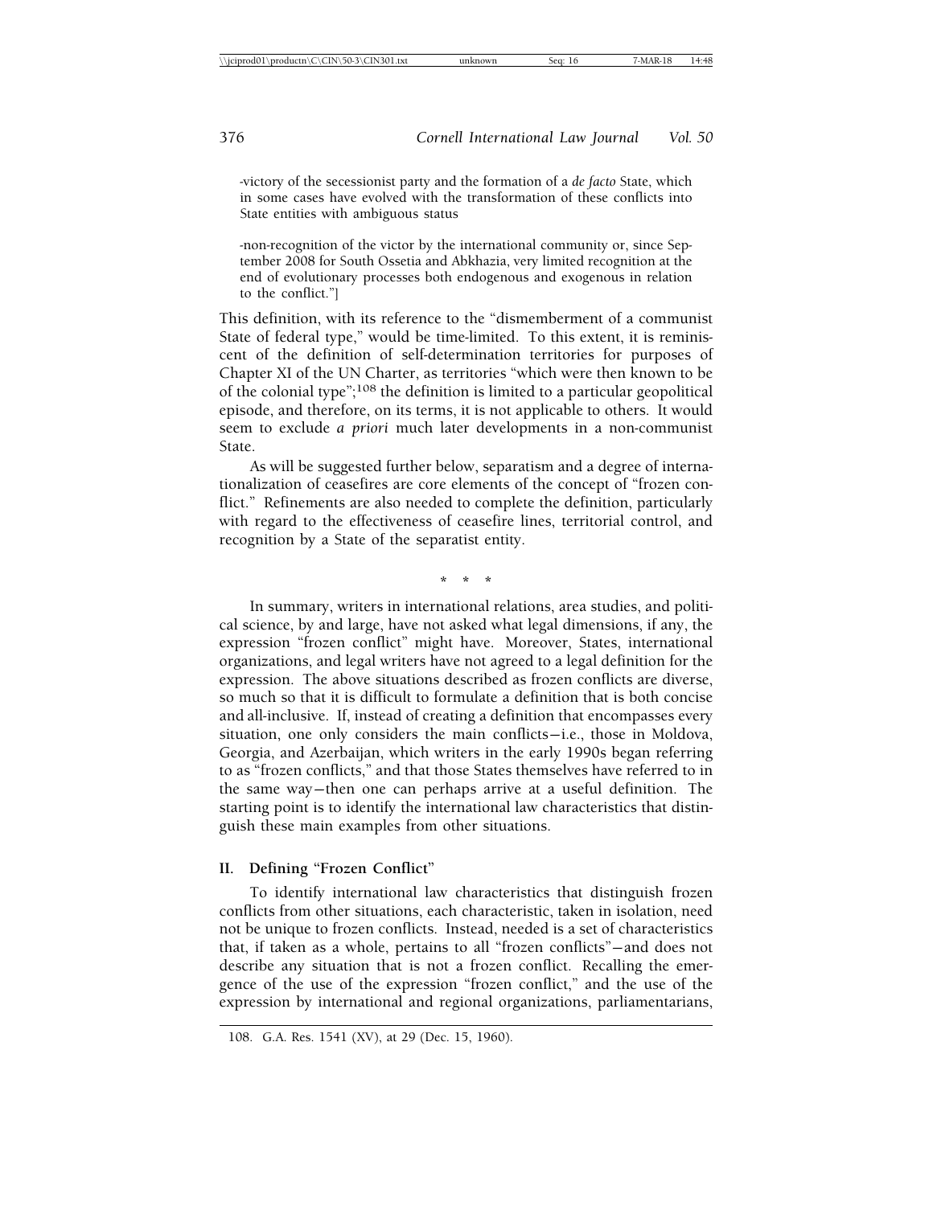-victory of the secessionist party and the formation of a *de facto* State, which in some cases have evolved with the transformation of these conflicts into State entities with ambiguous status

-non-recognition of the victor by the international community or, since September 2008 for South Ossetia and Abkhazia, very limited recognition at the end of evolutionary processes both endogenous and exogenous in relation to the conflict."]

This definition, with its reference to the "dismemberment of a communist State of federal type," would be time-limited. To this extent, it is reminiscent of the definition of self-determination territories for purposes of Chapter XI of the UN Charter, as territories "which were then known to be of the colonial type";[108] the definition is limited to a particular geopolitical episode, and therefore, on its terms, it is not applicable to others. It would seem to exclude *a priori* much later developments in a non-communist State.

As will be suggested further below, separatism and a degree of internationalization of ceasefires are core elements of the concept of "frozen conflict." Refinements are also needed to complete the definition, particularly with regard to the effectiveness of ceasefire lines, territorial control, and recognition by a State of the separatist entity.

\* \* \*

In summary, writers in international relations, area studies, and political science, by and large, have not asked what legal dimensions, if any, the expression "frozen conflict" might have. Moreover, States, international organizations, and legal writers have not agreed to a legal definition for the expression. The above situations described as frozen conflicts are diverse, so much so that it is difficult to formulate a definition that is both concise and all-inclusive. If, instead of creating a definition that encompasses every situation, one only considers the main conflicts—i.e., those in Moldova, Georgia, and Azerbaijan, which writers in the early 1990s began referring to as "frozen conflicts," and that those States themselves have referred to in the same way—then one can perhaps arrive at a useful definition. The starting point is to identify the international law characteristics that distinguish these main examples from other situations.

## II. Defining "Frozen Conflict"

To identify international law characteristics that distinguish frozen conflicts from other situations, each characteristic, taken in isolation, need not be unique to frozen conflicts. Instead, needed is a set of characteristics that, if taken as a whole, pertains to all "frozen conflicts"—and does not describe any situation that is not a frozen conflict. Recalling the emergence of the use of the expression "frozen conflict," and the use of the expression by international and regional organizations, parliamentarians,

108. G.A. Res. 1541 (XV), at 29 (Dec. 15, 1960).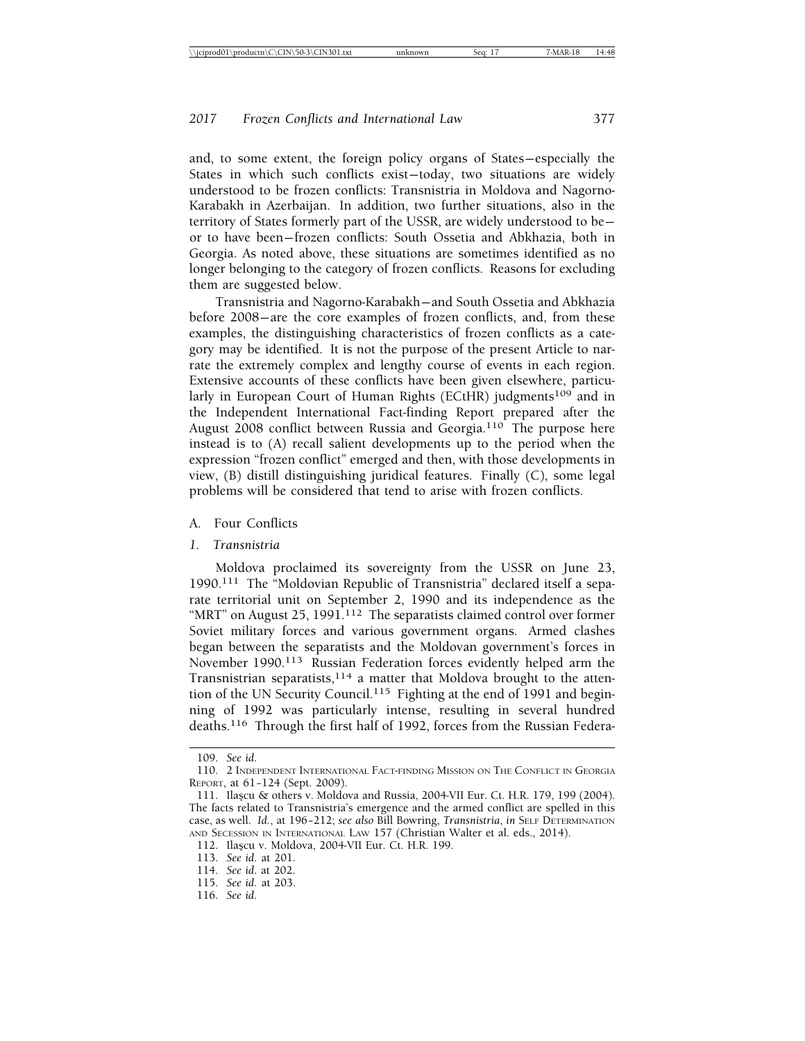and, to some extent, the foreign policy organs of States—especially the States in which such conflicts exist—today, two situations are widely understood to be frozen conflicts: Transnistria in Moldova and Nagorno-Karabakh in Azerbaijan. In addition, two further situations, also in the territory of States formerly part of the USSR, are widely understood to be—or to have been—frozen conflicts: South Ossetia and Abkhazia, both in Georgia. As noted above, these situations are sometimes identified as no longer belonging to the category of frozen conflicts. Reasons for excluding them are suggested below.

Transnistria and Nagorno-Karabakh—and South Ossetia and Abkhazia before 2008—are the core examples of frozen conflicts, and, from these examples, the distinguishing characteristics of frozen conflicts as a category may be identified. It is not the purpose of the present Article to narrate the extremely complex and lengthy course of events in each region. Extensive accounts of these conflicts have been given elsewhere, particularly in European Court of Human Rights (ECtHR) judgments[109] and in the Independent International Fact-finding Report prepared after the August 2008 conflict between Russia and Georgia.[110] The purpose here instead is to (A) recall salient developments up to the period when the expression "frozen conflict" emerged and then, with those developments in view, (B) distill distinguishing juridical features. Finally (C), some legal problems will be considered that tend to arise with frozen conflicts.

## A. Four Conflicts

### *1. Transnistria*

Moldova proclaimed its sovereignty from the USSR on June 23, 1990.[111] The "Moldovian Republic of Transnistria" declared itself a separate territorial unit on September 2, 1990 and its independence as the "MRT" on August 25, 1991.[112] The separatists claimed control over former Soviet military forces and various government organs. Armed clashes began between the separatists and the Moldovan government's forces in November 1990.[113] Russian Federation forces evidently helped arm the Transnistrian separatists,[114] a matter that Moldova brought to the attention of the UN Security Council.[115] Fighting at the end of 1991 and beginning of 1992 was particularly intense, resulting in several hundred deaths.[116] Through the first half of 1992, forces from the Russian Federa-

---

109. *See id.*

110. 2 Independent International Fact-finding Mission on The Conflict in Georgia Report, at 61–124 (Sept. 2009).

111. Ilaşcu & others v. Moldova and Russia, 2004-VII Eur. Ct. H.R. 179, 199 (2004). The facts related to Transnistria's emergence and the armed conflict are spelled in this case, as well. *Id.*, at 196–212; *see also* Bill Bowring, *Transnistria*, *in* Self Determination and Secession in International Law 157 (Christian Walter et al. eds., 2014).

112. Ilaşcu v. Moldova, 2004-VII Eur. Ct. H.R. 199.

113. *See id.* at 201.

114. *See id.* at 202.

115. *See id.* at 203.

116. *See id.*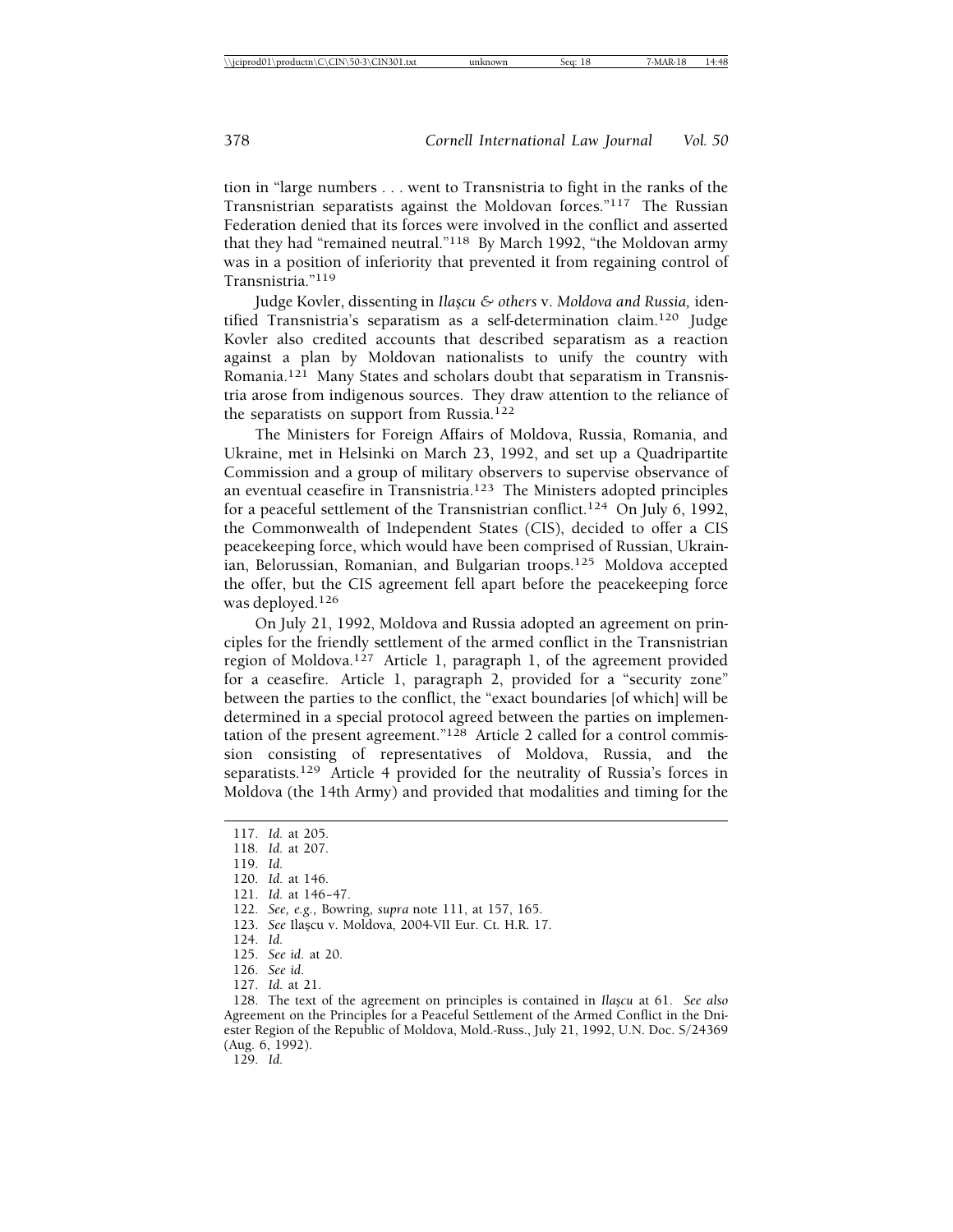tion in "large numbers . . . went to Transnistria to fight in the ranks of the Transnistrian separatists against the Moldovan forces."[117] The Russian Federation denied that its forces were involved in the conflict and asserted that they had "remained neutral."[118] By March 1992, "the Moldovan army was in a position of inferiority that prevented it from regaining control of Transnistria."[119]

Judge Kovler, dissenting in *Ilaşcu & others* v. *Moldova and Russia,* identified Transnistria's separatism as a self-determination claim.[120] Judge Kovler also credited accounts that described separatism as a reaction against a plan by Moldovan nationalists to unify the country with Romania.[121] Many States and scholars doubt that separatism in Transnistria arose from indigenous sources. They draw attention to the reliance of the separatists on support from Russia.[122]

The Ministers for Foreign Affairs of Moldova, Russia, Romania, and Ukraine, met in Helsinki on March 23, 1992, and set up a Quadripartite Commission and a group of military observers to supervise observance of an eventual ceasefire in Transnistria.[123] The Ministers adopted principles for a peaceful settlement of the Transnistrian conflict.[124] On July 6, 1992, the Commonwealth of Independent States (CIS), decided to offer a CIS peacekeeping force, which would have been comprised of Russian, Ukrainian, Belorussian, Romanian, and Bulgarian troops.[125] Moldova accepted the offer, but the CIS agreement fell apart before the peacekeeping force was deployed.[126]

On July 21, 1992, Moldova and Russia adopted an agreement on principles for the friendly settlement of the armed conflict in the Transnistrian region of Moldova.[127] Article 1, paragraph 1, of the agreement provided for a ceasefire. Article 1, paragraph 2, provided for a "security zone" between the parties to the conflict, the "exact boundaries [of which] will be determined in a special protocol agreed between the parties on implementation of the present agreement."[128] Article 2 called for a control commission consisting of representatives of Moldova, Russia, and the separatists.[129] Article 4 provided for the neutrality of Russia's forces in Moldova (the 14th Army) and provided that modalities and timing for the

---

117. *Id.* at 205.
118. *Id.* at 207.
119. *Id.*
120. *Id.* at 146.
121. *Id.* at 146–47.
122. *See, e.g.*, Bowring, *supra* note 111, at 157, 165.
123. *See* Ilaşcu v. Moldova, 2004-VII Eur. Ct. H.R. 17.
124. *Id.*
125. *See id.* at 20.
126. *See id.*
127. *Id.* at 21.
128. The text of the agreement on principles is contained in *Ilaşcu* at 61. *See also* Agreement on the Principles for a Peaceful Settlement of the Armed Conflict in the Dniester Region of the Republic of Moldova, Mold.-Russ., July 21, 1992, U.N. Doc. S/24369 (Aug. 6, 1992).
129. *Id.*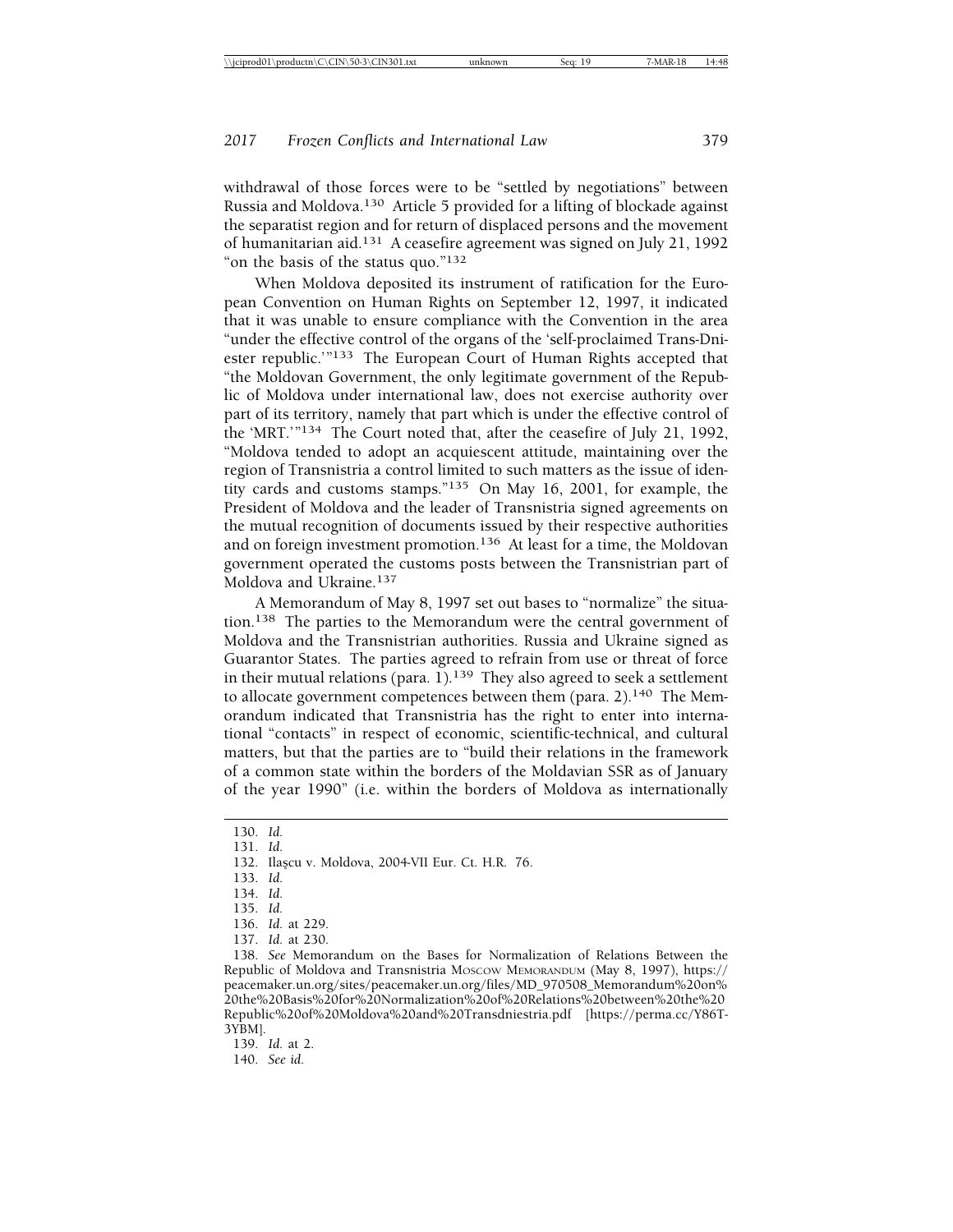withdrawal of those forces were to be "settled by negotiations" between Russia and Moldova.[130] Article 5 provided for a lifting of blockade against the separatist region and for return of displaced persons and the movement of humanitarian aid.[131] A ceasefire agreement was signed on July 21, 1992 "on the basis of the status quo."[132]

When Moldova deposited its instrument of ratification for the European Convention on Human Rights on September 12, 1997, it indicated that it was unable to ensure compliance with the Convention in the area "under the effective control of the organs of the 'self-proclaimed Trans-Dniester republic.'"[133] The European Court of Human Rights accepted that "the Moldovan Government, the only legitimate government of the Republic of Moldova under international law, does not exercise authority over part of its territory, namely that part which is under the effective control of the 'MRT.'"[134] The Court noted that, after the ceasefire of July 21, 1992, "Moldova tended to adopt an acquiescent attitude, maintaining over the region of Transnistria a control limited to such matters as the issue of identity cards and customs stamps."[135] On May 16, 2001, for example, the President of Moldova and the leader of Transnistria signed agreements on the mutual recognition of documents issued by their respective authorities and on foreign investment promotion.[136] At least for a time, the Moldovan government operated the customs posts between the Transnistrian part of Moldova and Ukraine.[137]

A Memorandum of May 8, 1997 set out bases to "normalize" the situation.[138] The parties to the Memorandum were the central government of Moldova and the Transnistrian authorities. Russia and Ukraine signed as Guarantor States. The parties agreed to refrain from use or threat of force in their mutual relations (para. 1).[139] They also agreed to seek a settlement to allocate government competences between them (para. 2).[140] The Memorandum indicated that Transnistria has the right to enter into international "contacts" in respect of economic, scientific-technical, and cultural matters, but that the parties are to "build their relations in the framework of a common state within the borders of the Moldavian SSR as of January of the year 1990" (i.e. within the borders of Moldova as internationally

---

130. *Id.*

131. *Id.*

132. Ilaşcu v. Moldova, 2004-VII Eur. Ct. H.R. 76.

133. *Id.*

134. *Id.*

135. *Id.*

136. *Id.* at 229.

137. *Id.* at 230.

138. *See* Memorandum on the Bases for Normalization of Relations Between the Republic of Moldova and Transnistria MOSCOW MEMORANDUM (May 8, 1997), https://peacemaker.un.org/sites/peacemaker.un.org/files/MD_970508_Memorandum%20on%20the%20Basis%20for%20Normalization%20of%20Relations%20between%20the%20Republic%20of%20Moldova%20and%20Transdniestria.pdf [https://perma.cc/Y86T-3YBM].

139. *Id.* at 2.

140. *See id.*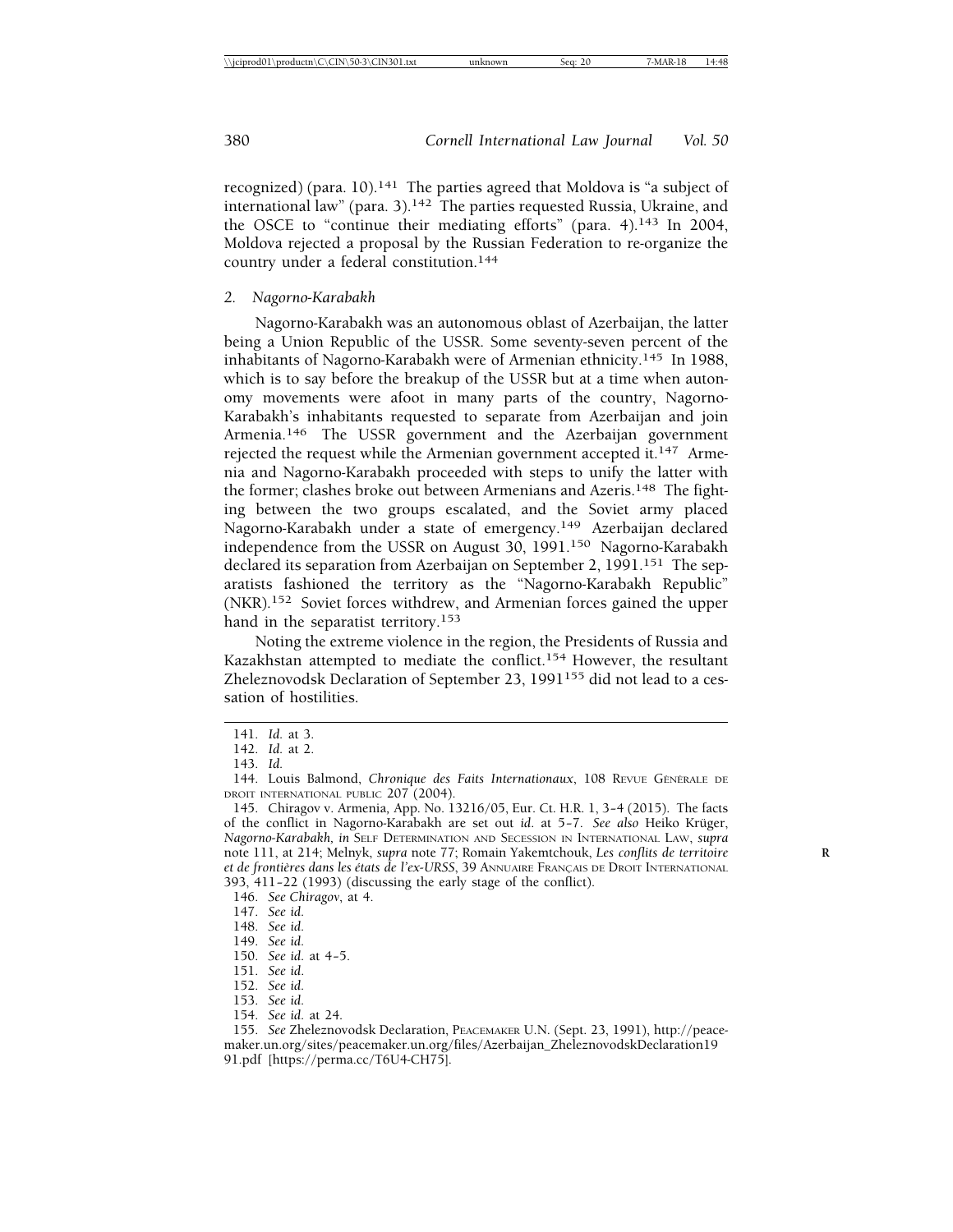recognized) (para. 10).[141] The parties agreed that Moldova is "a subject of international law" (para. 3).[142] The parties requested Russia, Ukraine, and the OSCE to "continue their mediating efforts" (para. 4).[143] In 2004, Moldova rejected a proposal by the Russian Federation to re-organize the country under a federal constitution.[144]

### 2. Nagorno-Karabakh

Nagorno-Karabakh was an autonomous oblast of Azerbaijan, the latter being a Union Republic of the USSR. Some seventy-seven percent of the inhabitants of Nagorno-Karabakh were of Armenian ethnicity.[145] In 1988, which is to say before the breakup of the USSR but at a time when autonomy movements were afoot in many parts of the country, Nagorno-Karabakh's inhabitants requested to separate from Azerbaijan and join Armenia.[146] The USSR government and the Azerbaijan government rejected the request while the Armenian government accepted it.[147] Armenia and Nagorno-Karabakh proceeded with steps to unify the latter with the former; clashes broke out between Armenians and Azeris.[148] The fighting between the two groups escalated, and the Soviet army placed Nagorno-Karabakh under a state of emergency.[149] Azerbaijan declared independence from the USSR on August 30, 1991.[150] Nagorno-Karabakh declared its separation from Azerbaijan on September 2, 1991.[151] The separatists fashioned the territory as the "Nagorno-Karabakh Republic" (NKR).[152] Soviet forces withdrew, and Armenian forces gained the upper hand in the separatist territory.[153]

Noting the extreme violence in the region, the Presidents of Russia and Kazakhstan attempted to mediate the conflict.[154] However, the resultant Zheleznovodsk Declaration of September 23, 1991[155] did not lead to a cessation of hostilities.

---

141. *Id.* at 3.

142. *Id.* at 2.

143. *Id.*

144. Louis Balmond, *Chronique des Faits Internationaux*, 108 Revue Générale de Droit International Public 207 (2004).

145. Chiragov v. Armenia, App. No. 13216/05, Eur. Ct. H.R. 1, 3–4 (2015). The facts of the conflict in Nagorno-Karabakh are set out *id.* at 5–7. *See also* Heiko Krüger, *Nagorno-Karabakh*, *in* Self Determination and Secession in International Law, *supra* note 111, at 214; Melnyk, *supra* note 77; Romain Yakemtchouk, *Les conflits de territoire et de frontières dans les états de l'ex-URSS*, 39 Annuaire Français de Droit International 393, 411–22 (1993) (discussing the early stage of the conflict).

146. *See Chiragov*, at 4.

147. *See id.*

148. *See id.*

149. *See id.*

150. *See id.* at 4–5.

151. *See id.*

152. *See id.*

153. *See id.*

154. *See id.* at 24.

155. *See* Zheleznovodsk Declaration, Peacemaker U.N. (Sept. 23, 1991), http://peacemaker.un.org/sites/peacemaker.un.org/files/Azerbaijan_ZheleznovodskDeclaration1991.pdf [https://perma.cc/T6U4-CH75].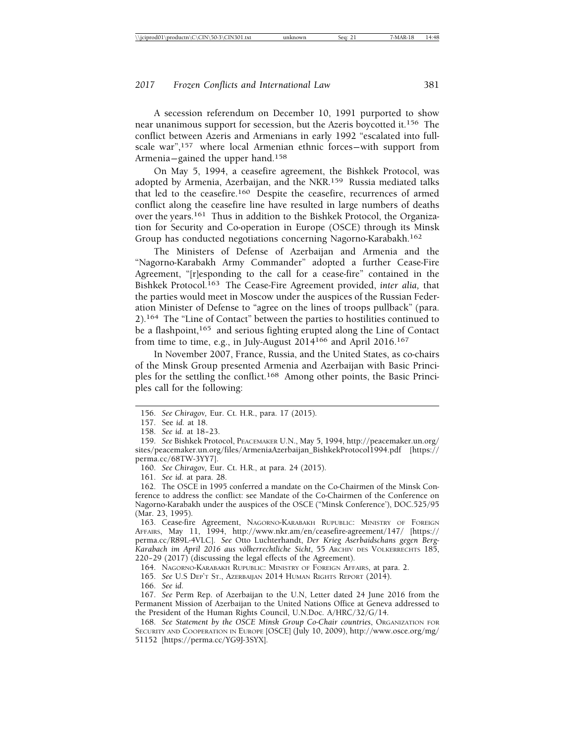A secession referendum on December 10, 1991 purported to show near unanimous support for secession, but the Azeris boycotted it.[156] The conflict between Azeris and Armenians in early 1992 "escalated into full-scale war",[157] where local Armenian ethnic forces—with support from Armenia—gained the upper hand.[158]

On May 5, 1994, a ceasefire agreement, the Bishkek Protocol, was adopted by Armenia, Azerbaijan, and the NKR.[159] Russia mediated talks that led to the ceasefire.[160] Despite the ceasefire, recurrences of armed conflict along the ceasefire line have resulted in large numbers of deaths over the years.[161] Thus in addition to the Bishkek Protocol, the Organization for Security and Co-operation in Europe (OSCE) through its Minsk Group has conducted negotiations concerning Nagorno-Karabakh.[162]

The Ministers of Defense of Azerbaijan and Armenia and the "Nagorno-Karabakh Army Commander" adopted a further Cease-Fire Agreement, "[r]esponding to the call for a cease-fire" contained in the Bishkek Protocol.[163] The Cease-Fire Agreement provided, *inter alia,* that the parties would meet in Moscow under the auspices of the Russian Federation Minister of Defense to "agree on the lines of troops pullback" (para. 2).[164] The "Line of Contact" between the parties to hostilities continued to be a flashpoint,[165] and serious fighting erupted along the Line of Contact from time to time, e.g., in July-August 2014[166] and April 2016.[167]

In November 2007, France, Russia, and the United States, as co-chairs of the Minsk Group presented Armenia and Azerbaijan with Basic Principles for the settling the conflict.[168] Among other points, the Basic Principles call for the following:

---

156. *See Chiragov,* Eur. Ct. H.R., para. 17 (2015).

157. See *id.* at 18.

158. *See id.* at 18–23.

159. *See* Bishkek Protocol, PEACEMAKER U.N., May 5, 1994, http://peacemaker.un.org/sites/peacemaker.un.org/files/ArmeniaAzerbaijan_BishkekProtocol1994.pdf [https://perma.cc/68TW-3YY7].

160. *See Chiragov,* Eur. Ct. H.R., at para. 24 (2015).

161. *See id.* at para. 28.

162. The OSCE in 1995 conferred a mandate on the Co-Chairmen of the Minsk Conference to address the conflict: see Mandate of the Co-Chairmen of the Conference on Nagorno-Karabakh under the auspices of the OSCE ("Minsk Conference'), DOC.525/95 (Mar. 23, 1995).

163. Cease-fire Agreement, NAGORNO-KARABAKH RUPUBLIC: MINISTRY OF FOREIGN AFFAIRS, May 11, 1994, http://www.nkr.am/en/ceasefire-agreement/147/ [https://perma.cc/R89L-4VLC]. *See* Otto Luchterhandt, *Der Krieg Aserbaidschans gegen Berg-Karabach im April 2016 aus völkerrechtliche Sicht*, 55 ARCHIV DES VÖLKERRECHTS 185, 220–29 (2017) (discussing the legal effects of the Agreement).

164. NAGORNO-KARABAKH RUPUBLIC: MINISTRY OF FOREIGN AFFAIRS, at para. 2.

165. *See* U.S DEP'T ST., AZERBAIJAN 2014 HUMAN RIGHTS REPORT (2014).

166. *See id.*

167. *See* Perm Rep. of Azerbaijan to the U.N, Letter dated 24 June 2016 from the Permanent Mission of Azerbaijan to the United Nations Office at Geneva addressed to the President of the Human Rights Council, U.N.Doc. A/HRC/32/G/14.

168. *See Statement by the OSCE Minsk Group Co-Chair countries*, ORGANIZATION FOR SECURITY AND COOPERATION IN EUROPE [OSCE] (July 10, 2009), http://www.osce.org/mg/51152 [https://perma.cc/YG9J-3SYX].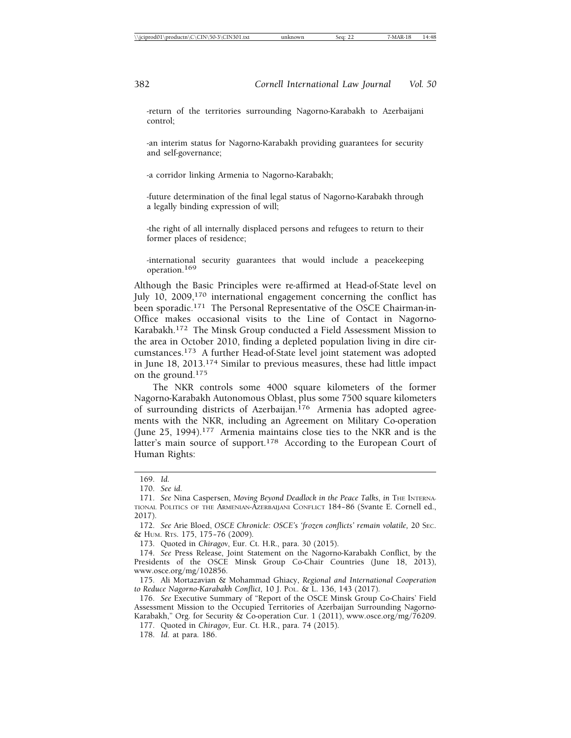-return of the territories surrounding Nagorno-Karabakh to Azerbaijani control;

-an interim status for Nagorno-Karabakh providing guarantees for security and self-governance;

-a corridor linking Armenia to Nagorno-Karabakh;

-future determination of the final legal status of Nagorno-Karabakh through a legally binding expression of will;

-the right of all internally displaced persons and refugees to return to their former places of residence;

-international security guarantees that would include a peacekeeping operation.[169]

Although the Basic Principles were re-affirmed at Head-of-State level on July 10, 2009,[170] international engagement concerning the conflict has been sporadic.[171] The Personal Representative of the OSCE Chairman-in-Office makes occasional visits to the Line of Contact in Nagorno-Karabakh.[172] The Minsk Group conducted a Field Assessment Mission to the area in October 2010, finding a depleted population living in dire circumstances.[173] A further Head-of-State level joint statement was adopted in June 18, 2013.[174] Similar to previous measures, these had little impact on the ground.[175]

The NKR controls some 4000 square kilometers of the former Nagorno-Karabakh Autonomous Oblast, plus some 7500 square kilometers of surrounding districts of Azerbaijan.[176] Armenia has adopted agreements with the NKR, including an Agreement on Military Co-operation (June 25, 1994).[177] Armenia maintains close ties to the NKR and is the latter's main source of support.[178] According to the European Court of Human Rights:

---

169. *Id.*

170. *See id.*

171. *See* Nina Caspersen, *Moving Beyond Deadlock in the Peace Talks*, *in* THE INTERNATIONAL POLITICS OF THE ARMENIAN-AZERBAIJANI CONFLICT 184–86 (Svante E. Cornell ed., 2017).

172. *See* Arie Bloed, *OSCE Chronicle: OSCE's 'frozen conflicts' remain volatile*, 20 SEC. & HUM. RTS. 175, 175–76 (2009).

173. Quoted in *Chiragov*, Eur. Ct. H.R., para. 30 (2015).

174. *See* Press Release, Joint Statement on the Nagorno-Karabakh Conflict, by the Presidents of the OSCE Minsk Group Co-Chair Countries (June 18, 2013), www.osce.org/mg/102856.

175. Ali Mortazavian & Mohammad Ghiacy, *Regional and International Cooperation to Reduce Nagorno-Karabakh Conflict*, 10 J. POL. & L. 136, 143 (2017).

176. *See* Executive Summary of "Report of the OSCE Minsk Group Co-Chairs' Field Assessment Mission to the Occupied Territories of Azerbaijan Surrounding Nagorno-Karabakh," Org. for Security & Co-operation Cur. 1 (2011), www.osce.org/mg/76209.

177. Quoted in *Chiragov,* Eur. Ct. H.R., para. 74 (2015).

178. *Id.* at para. 186.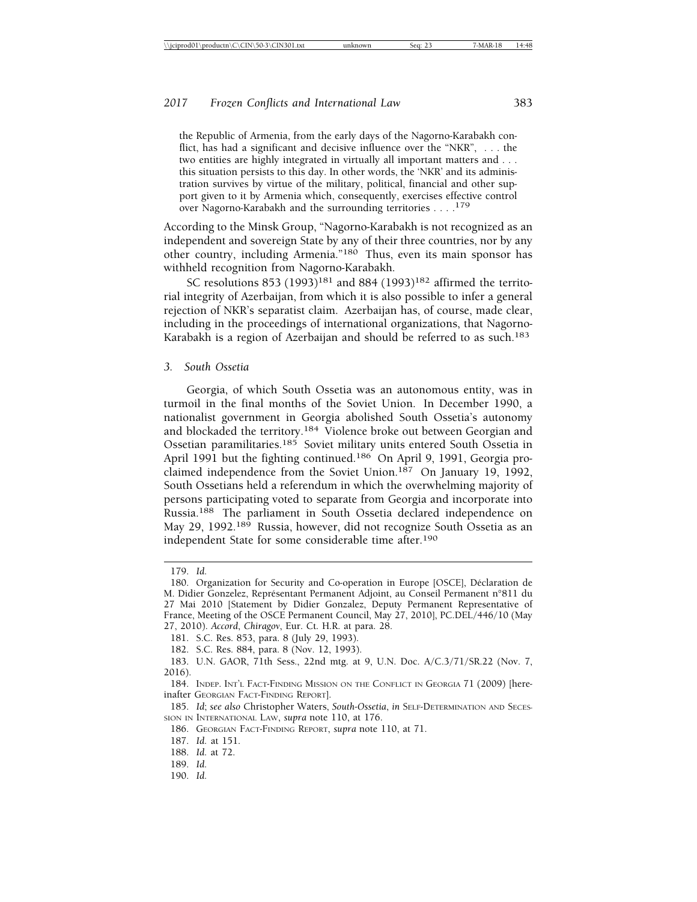> the Republic of Armenia, from the early days of the Nagorno-Karabakh conflict, has had a significant and decisive influence over the "NKR", . . . the two entities are highly integrated in virtually all important matters and . . . this situation persists to this day. In other words, the 'NKR' and its administration survives by virtue of the military, political, financial and other support given to it by Armenia which, consequently, exercises effective control over Nagorno-Karabakh and the surrounding territories . . . .[179]

According to the Minsk Group, "Nagorno-Karabakh is not recognized as an independent and sovereign State by any of their three countries, nor by any other country, including Armenia."[180] Thus, even its main sponsor has withheld recognition from Nagorno-Karabakh.

SC resolutions 853 (1993)[181] and 884 (1993)[182] affirmed the territorial integrity of Azerbaijan, from which it is also possible to infer a general rejection of NKR's separatist claim. Azerbaijan has, of course, made clear, including in the proceedings of international organizations, that Nagorno-Karabakh is a region of Azerbaijan and should be referred to as such.[183]

### *3. South Ossetia*

Georgia, of which South Ossetia was an autonomous entity, was in turmoil in the final months of the Soviet Union. In December 1990, a nationalist government in Georgia abolished South Ossetia's autonomy and blockaded the territory.[184] Violence broke out between Georgian and Ossetian paramilitaries.[185] Soviet military units entered South Ossetia in April 1991 but the fighting continued.[186] On April 9, 1991, Georgia proclaimed independence from the Soviet Union.[187] On January 19, 1992, South Ossetians held a referendum in which the overwhelming majority of persons participating voted to separate from Georgia and incorporate into Russia.[188] The parliament in South Ossetia declared independence on May 29, 1992.[189] Russia, however, did not recognize South Ossetia as an independent State for some considerable time after.[190]

---

179. *Id.*

180. Organization for Security and Co-operation in Europe [OSCE], Déclaration de M. Didier Gonzelez, Représentant Permanent Adjoint, au Conseil Permanent n°811 du 27 Mai 2010 [Statement by Didier Gonzalez, Deputy Permanent Representative of France, Meeting of the OSCE Permanent Council, May 27, 2010], PC.DEL/446/10 (May 27, 2010). *Accord*, *Chiragov*, Eur. Ct. H.R. at para. 28.

181. S.C. Res. 853, para. 8 (July 29, 1993).

182. S.C. Res. 884, para. 8 (Nov. 12, 1993).

183. U.N. GAOR, 71th Sess., 22nd mtg. at 9, U.N. Doc. A/C.3/71/SR.22 (Nov. 7, 2016).

184. INDEP. INT'L FACT-FINDING MISSION ON THE CONFLICT IN GEORGIA 71 (2009) [hereinafter GEORGIAN FACT-FINDING REPORT].

185. *Id*; *see also* Christopher Waters, *South-Ossetia*, *in* SELF-DETERMINATION AND SECESSION IN INTERNATIONAL LAW, *supra* note 110, at 176.

186. GEORGIAN FACT-FINDING REPORT, *supra* note 110, at 71.

187. *Id.* at 151.

188. *Id.* at 72.

189. *Id.*

190. *Id.*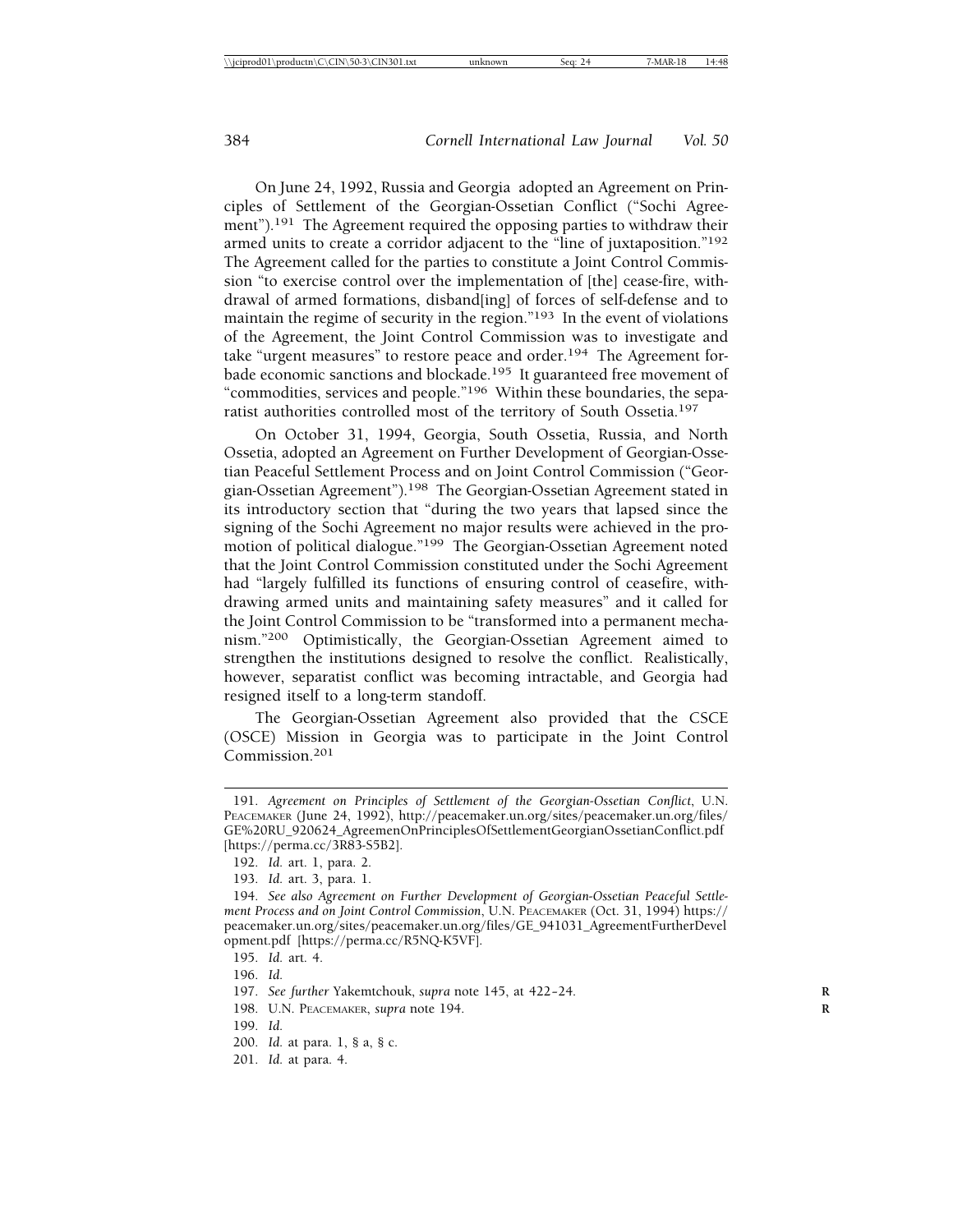On June 24, 1992, Russia and Georgia adopted an Agreement on Principles of Settlement of the Georgian-Ossetian Conflict ("Sochi Agreement").[191] The Agreement required the opposing parties to withdraw their armed units to create a corridor adjacent to the "line of juxtaposition."[192] The Agreement called for the parties to constitute a Joint Control Commission "to exercise control over the implementation of [the] cease-fire, withdrawal of armed formations, disband[ing] of forces of self-defense and to maintain the regime of security in the region."[193] In the event of violations of the Agreement, the Joint Control Commission was to investigate and take "urgent measures" to restore peace and order.[194] The Agreement forbade economic sanctions and blockade.[195] It guaranteed free movement of "commodities, services and people."[196] Within these boundaries, the separatist authorities controlled most of the territory of South Ossetia.[197]

On October 31, 1994, Georgia, South Ossetia, Russia, and North Ossetia, adopted an Agreement on Further Development of Georgian-Ossetian Peaceful Settlement Process and on Joint Control Commission ("Georgian-Ossetian Agreement").[198] The Georgian-Ossetian Agreement stated in its introductory section that "during the two years that lapsed since the signing of the Sochi Agreement no major results were achieved in the promotion of political dialogue."[199] The Georgian-Ossetian Agreement noted that the Joint Control Commission constituted under the Sochi Agreement had "largely fulfilled its functions of ensuring control of ceasefire, withdrawing armed units and maintaining safety measures" and it called for the Joint Control Commission to be "transformed into a permanent mechanism."[200] Optimistically, the Georgian-Ossetian Agreement aimed to strengthen the institutions designed to resolve the conflict. Realistically, however, separatist conflict was becoming intractable, and Georgia had resigned itself to a long-term standoff.

The Georgian-Ossetian Agreement also provided that the CSCE (OSCE) Mission in Georgia was to participate in the Joint Control Commission.[201]

---

191. *Agreement on Principles of Settlement of the Georgian-Ossetian Conflict*, U.N. PEACEMAKER (June 24, 1992), http://peacemaker.un.org/sites/peacemaker.un.org/files/GE%20RU_920624_AgreemenOnPrinciplesOfSettlementGeorgianOssetianConflict.pdf [https://perma.cc/3R83-S5B2].

192. *Id.* art. 1, para. 2.

193. *Id.* art. 3, para. 1.

194. *See also Agreement on Further Development of Georgian-Ossetian Peaceful Settlement Process and on Joint Control Commission*, U.N. PEACEMAKER (Oct. 31, 1994) https://peacemaker.un.org/sites/peacemaker.un.org/files/GE_941031_AgreementFurtherDevelopment.pdf [https://perma.cc/R5NQ-K5VF].

195. *Id.* art. 4.

196. *Id.*

197. *See further* Yakemtchouk, *supra* note 145, at 422–24.

198. U.N. PEACEMAKER, *supra* note 194.

199. *Id.*

200. *Id.* at para. 1, § a, § c.

201. *Id.* at para. 4.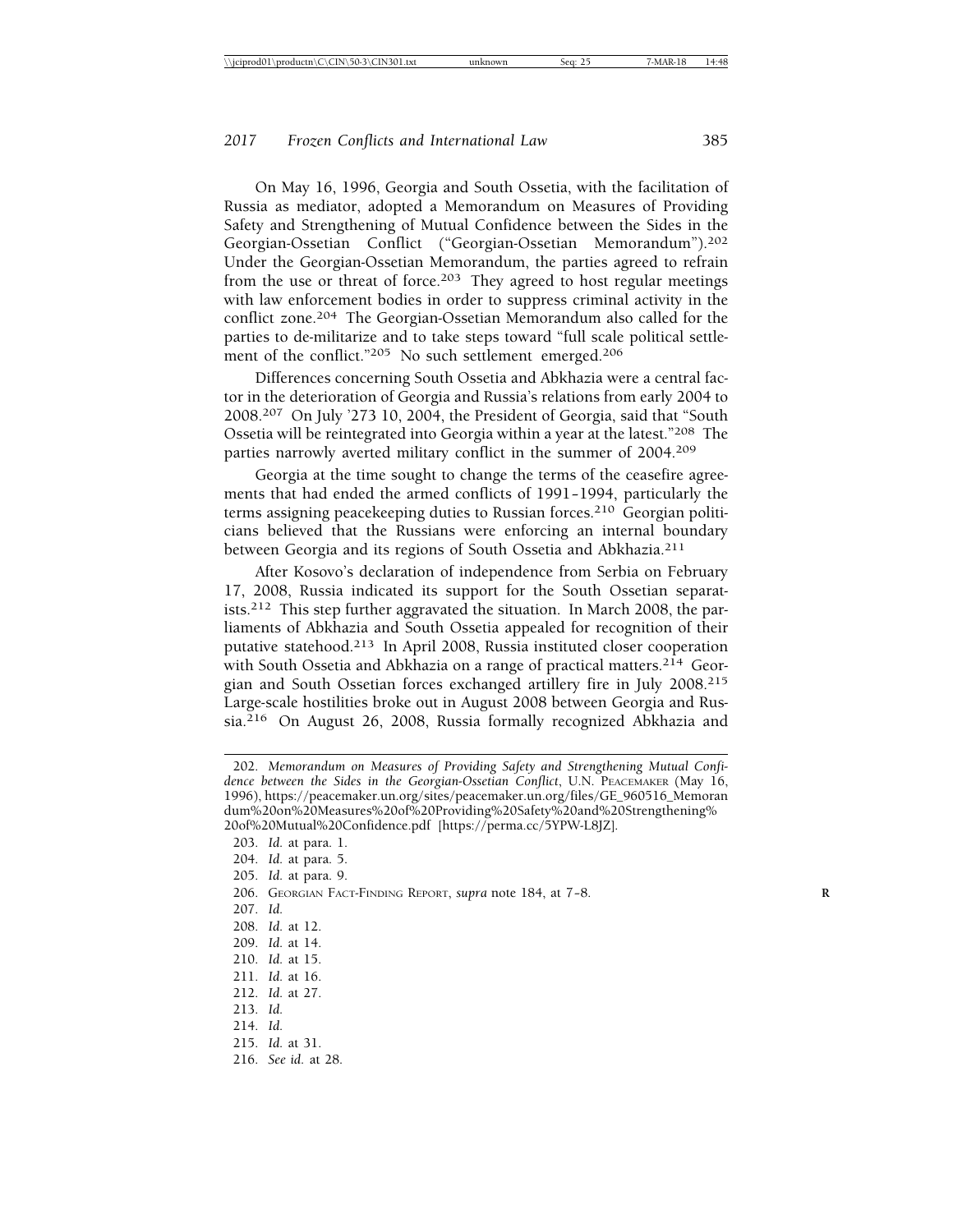On May 16, 1996, Georgia and South Ossetia, with the facilitation of Russia as mediator, adopted a Memorandum on Measures of Providing Safety and Strengthening of Mutual Confidence between the Sides in the Georgian-Ossetian Conflict ("Georgian-Ossetian Memorandum").[202] Under the Georgian-Ossetian Memorandum, the parties agreed to refrain from the use or threat of force.[203] They agreed to host regular meetings with law enforcement bodies in order to suppress criminal activity in the conflict zone.[204] The Georgian-Ossetian Memorandum also called for the parties to de-militarize and to take steps toward "full scale political settlement of the conflict."[205] No such settlement emerged.[206]

Differences concerning South Ossetia and Abkhazia were a central factor in the deterioration of Georgia and Russia's relations from early 2004 to 2008.[207] On July '273 10, 2004, the President of Georgia, said that "South Ossetia will be reintegrated into Georgia within a year at the latest."[208] The parties narrowly averted military conflict in the summer of 2004.[209]

Georgia at the time sought to change the terms of the ceasefire agreements that had ended the armed conflicts of 1991–1994, particularly the terms assigning peacekeeping duties to Russian forces.[210] Georgian politicians believed that the Russians were enforcing an internal boundary between Georgia and its regions of South Ossetia and Abkhazia.[211]

After Kosovo's declaration of independence from Serbia on February 17, 2008, Russia indicated its support for the South Ossetian separatists.[212] This step further aggravated the situation. In March 2008, the parliaments of Abkhazia and South Ossetia appealed for recognition of their putative statehood.[213] In April 2008, Russia instituted closer cooperation with South Ossetia and Abkhazia on a range of practical matters.[214] Georgian and South Ossetian forces exchanged artillery fire in July 2008.[215] Large-scale hostilities broke out in August 2008 between Georgia and Russia.[216] On August 26, 2008, Russia formally recognized Abkhazia and

---

202. *Memorandum on Measures of Providing Safety and Strengthening Mutual Confidence between the Sides in the Georgian-Ossetian Conflict*, U.N. PEACEMAKER (May 16, 1996), https://peacemaker.un.org/sites/peacemaker.un.org/files/GE_960516_Memorandum%20on%20Measures%20of%20Providing%20Safety%20and%20Strengthening%20of%20Mutual%20Confidence.pdf [https://perma.cc/5YPW-L8JZ].

203. *Id.* at para. 1.

204. *Id.* at para. 5.

205. *Id.* at para. 9.

206. GEORGIAN FACT-FINDING REPORT, *supra* note 184, at 7–8.

207. *Id.*

208. *Id.* at 12.

209. *Id.* at 14.

210. *Id.* at 15.

211. *Id.* at 16.

212. *Id.* at 27.

213. *Id.*

214. *Id.*

215. *Id.* at 31.

216. *See id.* at 28.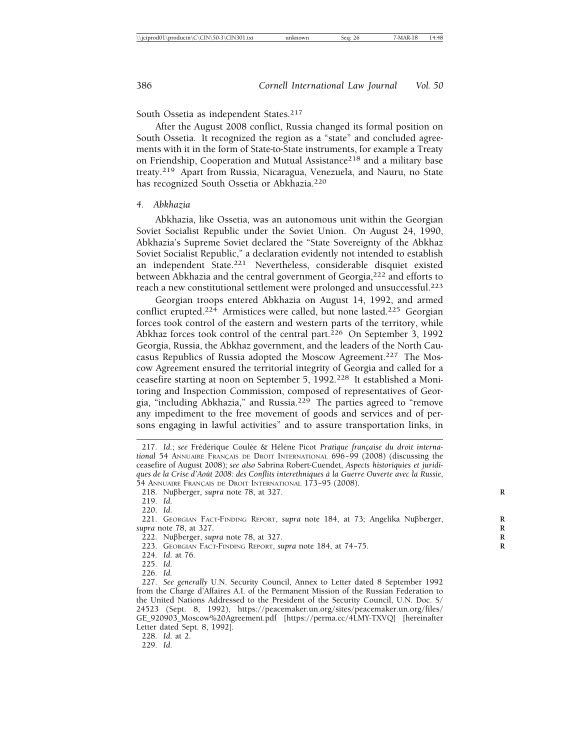South Ossetia as independent States.[217]

After the August 2008 conflict, Russia changed its formal position on South Ossetia. It recognized the region as a "state" and concluded agreements with it in the form of State-to-State instruments, for example a Treaty on Friendship, Cooperation and Mutual Assistance[218] and a military base treaty.[219] Apart from Russia, Nicaragua, Venezuela, and Nauru, no State has recognized South Ossetia or Abkhazia.[220]

### *4. Abkhazia*

Abkhazia, like Ossetia, was an autonomous unit within the Georgian Soviet Socialist Republic under the Soviet Union. On August 24, 1990, Abkhazia's Supreme Soviet declared the "State Sovereignty of the Abkhaz Soviet Socialist Republic," a declaration evidently not intended to establish an independent State.[221] Nevertheless, considerable disquiet existed between Abkhazia and the central government of Georgia,[222] and efforts to reach a new constitutional settlement were prolonged and unsuccessful.[223]

Georgian troops entered Abkhazia on August 14, 1992, and armed conflict erupted.[224] Armistices were called, but none lasted.[225] Georgian forces took control of the eastern and western parts of the territory, while Abkhaz forces took control of the central part.[226] On September 3, 1992 Georgia, Russia, the Abkhaz government, and the leaders of the North Caucasus Republics of Russia adopted the Moscow Agreement.[227] The Moscow Agreement ensured the territorial integrity of Georgia and called for a ceasefire starting at noon on September 5, 1992.[228] It established a Monitoring and Inspection Commission, composed of representatives of Georgia, "including Abkhazia," and Russia.[229] The parties agreed to "remove any impediment to the free movement of goods and services and of persons engaging in lawful activities" and to assure transportation links, in

---

217. *Id.*; *see* Frédérique Coulée & Hélène Picot *Pratique française du droit international* 54 ANNUAIRE FRANÇAIS DE DROIT INTERNATIONAL 696–99 (2008) (discussing the ceasefire of August 2008); *see also* Sabrina Robert-Cuendet, *Aspects historiquies et juridiques de la Crise d'Août 2008: des Conflits interethniques à la Guerre Ouverte avec la Russie*, 54 ANNUAIRE FRANÇAIS DE DROIT INTERNATIONAL 173–95 (2008).

218. Nuβberger, *supra* note 78, at 327.

219. *Id.*

220. *Id.*

221. GEORGIAN FACT-FINDING REPORT, *supra* note 184, at 73; Angelika Nuβberger, *supra* note 78, at 327.

222. Nuβberger, *supra* note 78, at 327.

223. GEORGIAN FACT-FINDING REPORT, *supra* note 184, at 74–75.

224. *Id.* at 76.

225. *Id.*

226. *Id.*

227. *See generally* U.N. Security Council, Annex to Letter dated 8 September 1992 from the Chargé d'Affaires A.I. of the Permanent Mission of the Russian Federation to the United Nations Addressed to the President of the Security Council, U.N. Doc. S/24523 (Sept. 8, 1992), https://peacemaker.un.org/sites/peacemaker.un.org/files/GE_920903_Moscow%20Agreement.pdf [https://perma.cc/4LMY-TXVQ] [hereinafter Letter dated Sept. 8, 1992].

228. *Id.* at 2.

229. *Id.*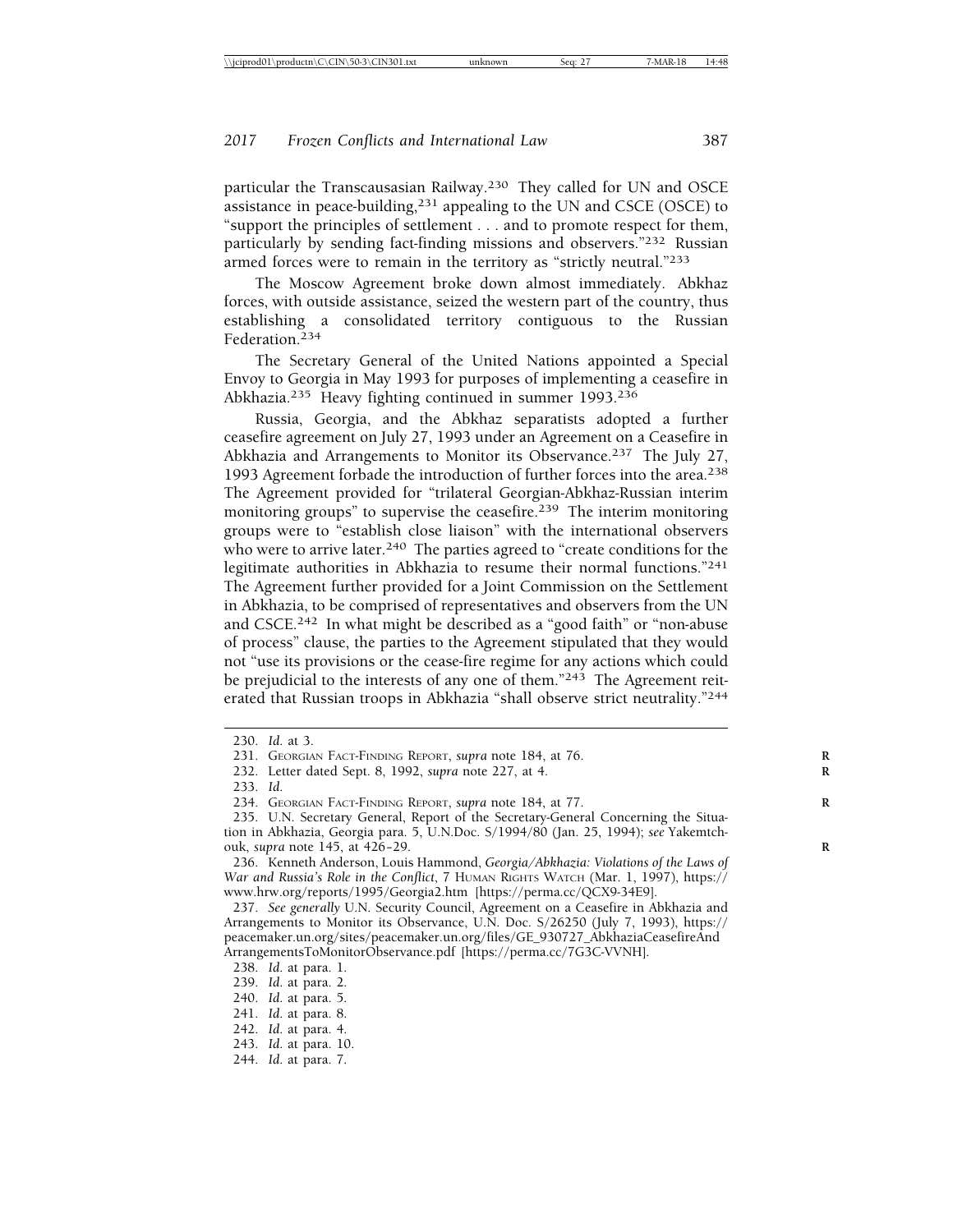particular the Transcausasian Railway.[230] They called for UN and OSCE assistance in peace-building,[231] appealing to the UN and CSCE (OSCE) to "support the principles of settlement . . . and to promote respect for them, particularly by sending fact-finding missions and observers."[232] Russian armed forces were to remain in the territory as "strictly neutral."[233]

The Moscow Agreement broke down almost immediately. Abkhaz forces, with outside assistance, seized the western part of the country, thus establishing a consolidated territory contiguous to the Russian Federation.[234]

The Secretary General of the United Nations appointed a Special Envoy to Georgia in May 1993 for purposes of implementing a ceasefire in Abkhazia.[235] Heavy fighting continued in summer 1993.[236]

Russia, Georgia, and the Abkhaz separatists adopted a further ceasefire agreement on July 27, 1993 under an Agreement on a Ceasefire in Abkhazia and Arrangements to Monitor its Observance.[237] The July 27, 1993 Agreement forbade the introduction of further forces into the area.[238] The Agreement provided for "trilateral Georgian-Abkhaz-Russian interim monitoring groups" to supervise the ceasefire.[239] The interim monitoring groups were to "establish close liaison" with the international observers who were to arrive later.[240] The parties agreed to "create conditions for the legitimate authorities in Abkhazia to resume their normal functions."[241] The Agreement further provided for a Joint Commission on the Settlement in Abkhazia, to be comprised of representatives and observers from the UN and CSCE.[242] In what might be described as a "good faith" or "non-abuse of process" clause, the parties to the Agreement stipulated that they would not "use its provisions or the cease-fire regime for any actions which could be prejudicial to the interests of any one of them."[243] The Agreement reiterated that Russian troops in Abkhazia "shall observe strict neutrality."[244]

---

230. *Id.* at 3.

231. GEORGIAN FACT-FINDING REPORT, *supra* note 184, at 76.

232. Letter dated Sept. 8, 1992, *supra* note 227, at 4.

233. *Id.*

234. GEORGIAN FACT-FINDING REPORT, *supra* note 184, at 77.

235. U.N. Secretary General, Report of the Secretary-General Concerning the Situation in Abkhazia, Georgia para. 5, U.N.Doc. S/1994/80 (Jan. 25, 1994); *see* Yakemtchouk, *supra* note 145, at 426–29.

236. Kenneth Anderson, Louis Hammond, *Georgia/Abkhazia: Violations of the Laws of War and Russia's Role in the Conflict*, 7 HUMAN RIGHTS WATCH (Mar. 1, 1997), https://www.hrw.org/reports/1995/Georgia2.htm [https://perma.cc/QCX9-34E9].

237. *See generally* U.N. Security Council, Agreement on a Ceasefire in Abkhazia and Arrangements to Monitor its Observance, U.N. Doc. S/26250 (July 7, 1993), https://peacemaker.un.org/sites/peacemaker.un.org/files/GE_930727_AbkhaziaCeasefireAndArrangementsToMonitorObservance.pdf [https://perma.cc/7G3C-VVNH].

238. *Id.* at para. 1.

239. *Id.* at para. 2.

240. *Id.* at para. 5.

241. *Id.* at para. 8.

242. *Id.* at para. 4.

243. *Id.* at para. 10.

244. *Id.* at para. 7.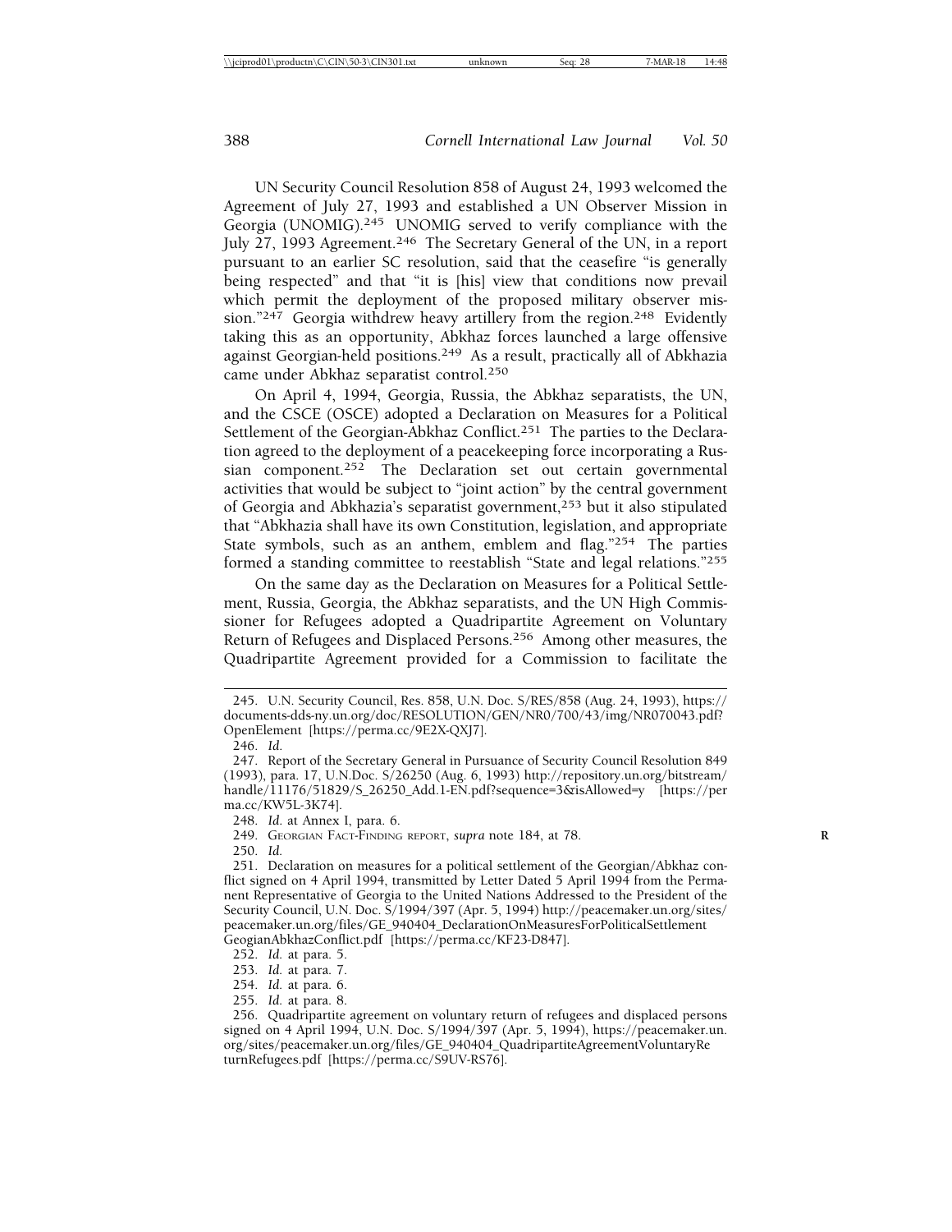UN Security Council Resolution 858 of August 24, 1993 welcomed the Agreement of July 27, 1993 and established a UN Observer Mission in Georgia (UNOMIG).[245] UNOMIG served to verify compliance with the July 27, 1993 Agreement.[246] The Secretary General of the UN, in a report pursuant to an earlier SC resolution, said that the ceasefire "is generally being respected" and that "it is [his] view that conditions now prevail which permit the deployment of the proposed military observer mission."[247] Georgia withdrew heavy artillery from the region.[248] Evidently taking this as an opportunity, Abkhaz forces launched a large offensive against Georgian-held positions.[249] As a result, practically all of Abkhazia came under Abkhaz separatist control.[250]

On April 4, 1994, Georgia, Russia, the Abkhaz separatists, the UN, and the CSCE (OSCE) adopted a Declaration on Measures for a Political Settlement of the Georgian-Abkhaz Conflict.[251] The parties to the Declaration agreed to the deployment of a peacekeeping force incorporating a Russian component.[252] The Declaration set out certain governmental activities that would be subject to "joint action" by the central government of Georgia and Abkhazia's separatist government,[253] but it also stipulated that "Abkhazia shall have its own Constitution, legislation, and appropriate State symbols, such as an anthem, emblem and flag."[254] The parties formed a standing committee to reestablish "State and legal relations."[255]

On the same day as the Declaration on Measures for a Political Settlement, Russia, Georgia, the Abkhaz separatists, and the UN High Commissioner for Refugees adopted a Quadripartite Agreement on Voluntary Return of Refugees and Displaced Persons.[256] Among other measures, the Quadripartite Agreement provided for a Commission to facilitate the

---

245. U.N. Security Council, Res. 858, U.N. Doc. S/RES/858 (Aug. 24, 1993), https://documents-dds-ny.un.org/doc/RESOLUTION/GEN/NR0/700/43/img/NR070043.pdf?OpenElement [https://perma.cc/9E2X-QXJ7].

246. *Id.*

247. Report of the Secretary General in Pursuance of Security Council Resolution 849 (1993), para. 17, U.N.Doc. S/26250 (Aug. 6, 1993) http://repository.un.org/bitstream/handle/11176/51829/S_26250_Add.1-EN.pdf?sequence=3&isAllowed=y [https://perma.cc/KW5L-3K74].

248. *Id.* at Annex I, para. 6.

249. GEORGIAN FACT-FINDING REPORT, *supra* note 184, at 78.

250. *Id.*

251. Declaration on measures for a political settlement of the Georgian/Abkhaz conflict signed on 4 April 1994, transmitted by Letter Dated 5 April 1994 from the Permanent Representative of Georgia to the United Nations Addressed to the President of the Security Council, U.N. Doc. S/1994/397 (Apr. 5, 1994) http://peacemaker.un.org/sites/peacemaker.un.org/files/GE_940404_DeclarationOnMeasuresForPoliticalSettlementGeogianAbkhazConflict.pdf [https://perma.cc/KF23-D847].

252. *Id.* at para. 5.

253. *Id.* at para. 7.

254. *Id.* at para. 6.

255. *Id.* at para. 8.

256. Quadripartite agreement on voluntary return of refugees and displaced persons signed on 4 April 1994, U.N. Doc. S/1994/397 (Apr. 5, 1994), https://peacemaker.un.org/sites/peacemaker.un.org/files/GE_940404_QuadripartiteAgreementVoluntaryReturnRefugees.pdf [https://perma.cc/S9UV-RS76].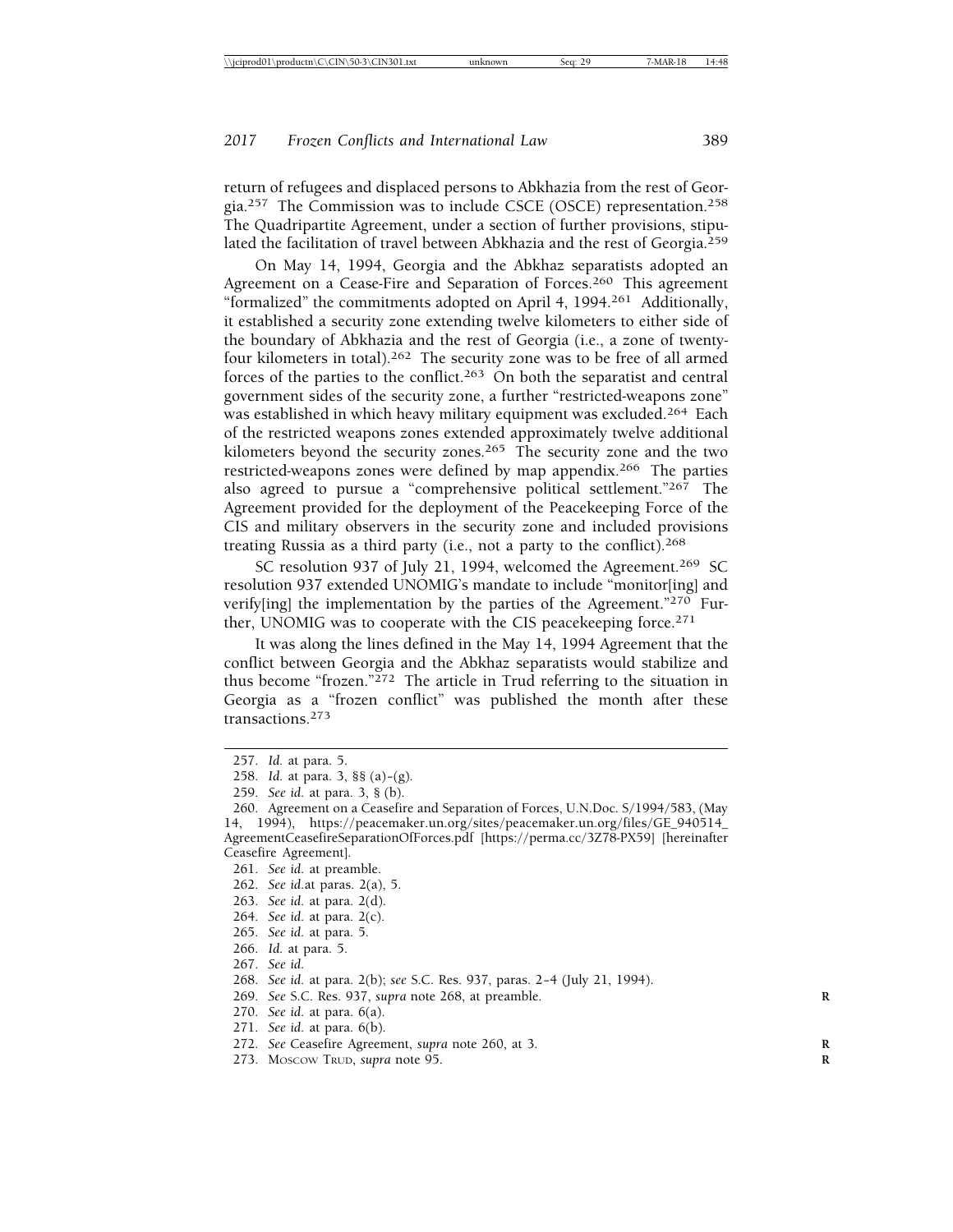return of refugees and displaced persons to Abkhazia from the rest of Georgia.[257] The Commission was to include CSCE (OSCE) representation.[258] The Quadripartite Agreement, under a section of further provisions, stipulated the facilitation of travel between Abkhazia and the rest of Georgia.[259]

On May 14, 1994, Georgia and the Abkhaz separatists adopted an Agreement on a Cease-Fire and Separation of Forces.[260] This agreement "formalized" the commitments adopted on April 4, 1994.[261] Additionally, it established a security zone extending twelve kilometers to either side of the boundary of Abkhazia and the rest of Georgia (i.e., a zone of twenty-four kilometers in total).[262] The security zone was to be free of all armed forces of the parties to the conflict.[263] On both the separatist and central government sides of the security zone, a further "restricted-weapons zone" was established in which heavy military equipment was excluded.[264] Each of the restricted weapons zones extended approximately twelve additional kilometers beyond the security zones.[265] The security zone and the two restricted-weapons zones were defined by map appendix.[266] The parties also agreed to pursue a "comprehensive political settlement."[267] The Agreement provided for the deployment of the Peacekeeping Force of the CIS and military observers in the security zone and included provisions treating Russia as a third party (i.e., not a party to the conflict).[268]

SC resolution 937 of July 21, 1994, welcomed the Agreement.[269] SC resolution 937 extended UNOMIG's mandate to include "monitor[ing] and verify[ing] the implementation by the parties of the Agreement."[270] Further, UNOMIG was to cooperate with the CIS peacekeeping force.[271]

It was along the lines defined in the May 14, 1994 Agreement that the conflict between Georgia and the Abkhaz separatists would stabilize and thus become "frozen."[272] The article in Trud referring to the situation in Georgia as a "frozen conflict" was published the month after these transactions.[273]

---

257. *Id.* at para. 5.
258. *Id.* at para. 3, §§ (a)–(g).
259. *See id.* at para. 3, § (b).
260. Agreement on a Ceasefire and Separation of Forces, U.N.Doc. S/1994/583, (May 14, 1994), https://peacemaker.un.org/sites/peacemaker.un.org/files/GE_940514_AgreementCeasefireSeparationOfForces.pdf [https://perma.cc/3Z78-PX59] [hereinafter Ceasefire Agreement].
261. *See id.* at preamble.
262. *See id.*at paras. 2(a), 5.
263. *See id.* at para. 2(d).
264. *See id.* at para. 2(c).
265. *See id.* at para. 5.
266. *Id.* at para. 5.
267. *See id.*
268. *See id.* at para. 2(b); *see* S.C. Res. 937, paras. 2–4 (July 21, 1994).
269. *See* S.C. Res. 937, *supra* note 268, at preamble.
270. *See id.* at para. 6(a).
271. *See id.* at para. 6(b).
272. *See* Ceasefire Agreement, *supra* note 260, at 3.
273. MOSCOW TRUD, *supra* note 95.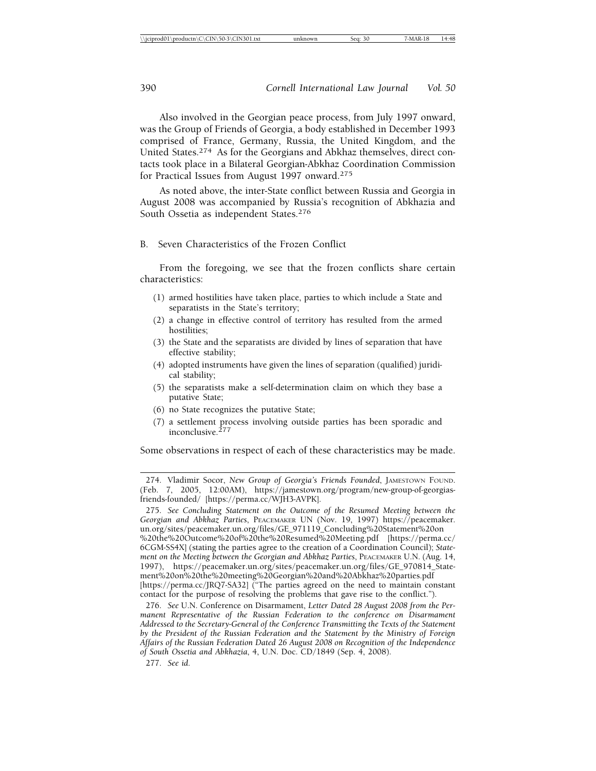Also involved in the Georgian peace process, from July 1997 onward, was the Group of Friends of Georgia, a body established in December 1993 comprised of France, Germany, Russia, the United Kingdom, and the United States.[274] As for the Georgians and Abkhaz themselves, direct contacts took place in a Bilateral Georgian-Abkhaz Coordination Commission for Practical Issues from August 1997 onward.[275]

As noted above, the inter-State conflict between Russia and Georgia in August 2008 was accompanied by Russia's recognition of Abkhazia and South Ossetia as independent States.[276]

### B. Seven Characteristics of the Frozen Conflict

From the foregoing, we see that the frozen conflicts share certain characteristics:

(1) armed hostilities have taken place, parties to which include a State and separatists in the State's territory;
(2) a change in effective control of territory has resulted from the armed hostilities;
(3) the State and the separatists are divided by lines of separation that have effective stability;
(4) adopted instruments have given the lines of separation (qualified) juridical stability;
(5) the separatists make a self-determination claim on which they base a putative State;
(6) no State recognizes the putative State;
(7) a settlement process involving outside parties has been sporadic and inconclusive.[277]

Some observations in respect of each of these characteristics may be made.

---

274. Vladimir Socor, *New Group of Georgia's Friends Founded*, JAMESTOWN FOUND. (Feb. 7, 2005, 12:00AM), https://jamestown.org/program/new-group-of-georgias-friends-founded/ [https://perma.cc/WJH3-AVPK].

275. *See Concluding Statement on the Outcome of the Resumed Meeting between the Georgian and Abkhaz Parties*, PEACEMAKER UN (Nov. 19, 1997) https://peacemaker.un.org/sites/peacemaker.un.org/files/GE_971119_Concluding%20Statement%20on%20the%20Outcome%20of%20the%20Resumed%20Meeting.pdf [https://perma.cc/6CGM-SS4X] (stating the parties agree to the creation of a Coordination Council); *Statement on the Meeting between the Georgian and Abkhaz Parties*, PEACEMAKER U.N. (Aug. 14, 1997), https://peacemaker.un.org/sites/peacemaker.un.org/files/GE_970814_Statement%20on%20the%20meeting%20Georgian%20and%20Abkhaz%20parties.pdf [https://perma.cc/JRQ7-SA32] ("The parties agreed on the need to maintain constant contact for the purpose of resolving the problems that gave rise to the conflict.").

276. *See* U.N. Conference on Disarmament, *Letter Dated 28 August 2008 from the Permanent Representative of the Russian Federation to the conference on Disarmament Addressed to the Secretary-General of the Conference Transmitting the Texts of the Statement by the President of the Russian Federation and the Statement by the Ministry of Foreign Affairs of the Russian Federation Dated 26 August 2008 on Recognition of the Independence of South Ossetia and Abkhazia*, 4, U.N. Doc. CD/1849 (Sep. 4, 2008).

277. *See id.*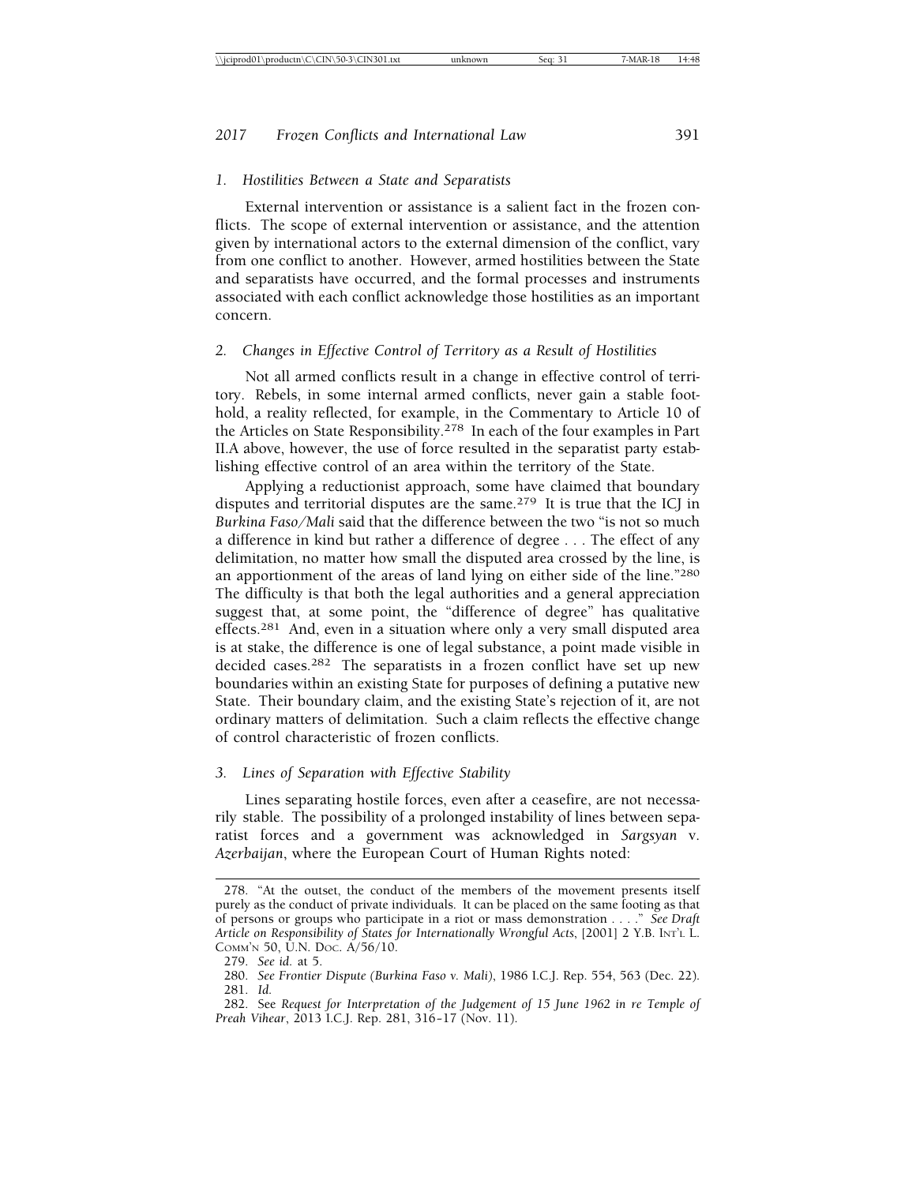### *1. Hostilities Between a State and Separatists*

External intervention or assistance is a salient fact in the frozen conflicts. The scope of external intervention or assistance, and the attention given by international actors to the external dimension of the conflict, vary from one conflict to another. However, armed hostilities between the State and separatists have occurred, and the formal processes and instruments associated with each conflict acknowledge those hostilities as an important concern.

### *2. Changes in Effective Control of Territory as a Result of Hostilities*

Not all armed conflicts result in a change in effective control of territory. Rebels, in some internal armed conflicts, never gain a stable foothold, a reality reflected, for example, in the Commentary to Article 10 of the Articles on State Responsibility.[278] In each of the four examples in Part II.A above, however, the use of force resulted in the separatist party establishing effective control of an area within the territory of the State.

Applying a reductionist approach, some have claimed that boundary disputes and territorial disputes are the same.[279] It is true that the ICJ in *Burkina Faso/Mali* said that the difference between the two "is not so much a difference in kind but rather a difference of degree . . . The effect of any delimitation, no matter how small the disputed area crossed by the line, is an apportionment of the areas of land lying on either side of the line."[280] The difficulty is that both the legal authorities and a general appreciation suggest that, at some point, the "difference of degree" has qualitative effects.[281] And, even in a situation where only a very small disputed area is at stake, the difference is one of legal substance, a point made visible in decided cases.[282] The separatists in a frozen conflict have set up new boundaries within an existing State for purposes of defining a putative new State. Their boundary claim, and the existing State's rejection of it, are not ordinary matters of delimitation. Such a claim reflects the effective change of control characteristic of frozen conflicts.

### *3. Lines of Separation with Effective Stability*

Lines separating hostile forces, even after a ceasefire, are not necessarily stable. The possibility of a prolonged instability of lines between separatist forces and a government was acknowledged in *Sargsyan* v. *Azerbaijan*, where the European Court of Human Rights noted:

---

278. "At the outset, the conduct of the members of the movement presents itself purely as the conduct of private individuals. It can be placed on the same footing as that of persons or groups who participate in a riot or mass demonstration . . . ." *See Draft Article on Responsibility of States for Internationally Wrongful Acts*, [2001] 2 Y.B. Int'l L. Comm'n 50, U.N. Doc. A/56/10.

279. *See id.* at 5.

280. *See Frontier Dispute (Burkina Faso v. Mali)*, 1986 I.C.J. Rep. 554, 563 (Dec. 22).

281. *Id.*

282. See *Request for Interpretation of the Judgement of 15 June 1962 in re Temple of Preah Vihear*, 2013 I.C.J. Rep. 281, 316–17 (Nov. 11).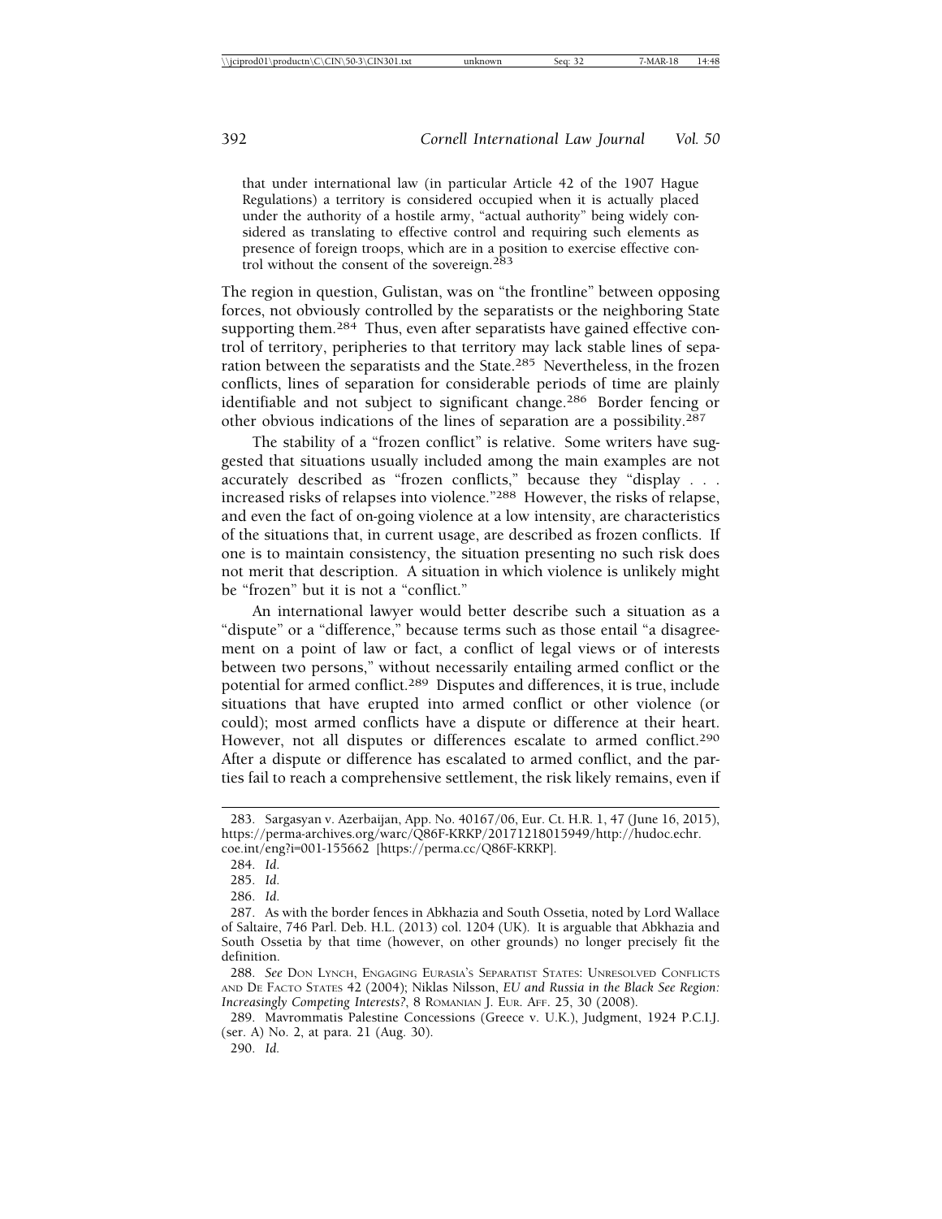that under international law (in particular Article 42 of the 1907 Hague Regulations) a territory is considered occupied when it is actually placed under the authority of a hostile army, "actual authority" being widely considered as translating to effective control and requiring such elements as presence of foreign troops, which are in a position to exercise effective control without the consent of the sovereign.[283]

The region in question, Gulistan, was on "the frontline" between opposing forces, not obviously controlled by the separatists or the neighboring State supporting them.[284] Thus, even after separatists have gained effective control of territory, peripheries to that territory may lack stable lines of separation between the separatists and the State.[285] Nevertheless, in the frozen conflicts, lines of separation for considerable periods of time are plainly identifiable and not subject to significant change.[286] Border fencing or other obvious indications of the lines of separation are a possibility.[287]

The stability of a "frozen conflict" is relative. Some writers have suggested that situations usually included among the main examples are not accurately described as "frozen conflicts," because they "display . . . increased risks of relapses into violence."[288] However, the risks of relapse, and even the fact of on-going violence at a low intensity, are characteristics of the situations that, in current usage, are described as frozen conflicts. If one is to maintain consistency, the situation presenting no such risk does not merit that description. A situation in which violence is unlikely might be "frozen" but it is not a "conflict."

An international lawyer would better describe such a situation as a "dispute" or a "difference," because terms such as those entail "a disagreement on a point of law or fact, a conflict of legal views or of interests between two persons," without necessarily entailing armed conflict or the potential for armed conflict.[289] Disputes and differences, it is true, include situations that have erupted into armed conflict or other violence (or could); most armed conflicts have a dispute or difference at their heart. However, not all disputes or differences escalate to armed conflict.[290] After a dispute or difference has escalated to armed conflict, and the parties fail to reach a comprehensive settlement, the risk likely remains, even if

---

283. Sargasyan v. Azerbaijan, App. No. 40167/06, Eur. Ct. H.R. 1, 47 (June 16, 2015), https://perma-archives.org/warc/Q86F-KRKP/20171218015949/http://hudoc.echr.coe.int/eng?i=001-155662 [https://perma.cc/Q86F-KRKP].

284. *Id.*

285. *Id.*

286. *Id.*

287. As with the border fences in Abkhazia and South Ossetia, noted by Lord Wallace of Saltaire, 746 Parl. Deb. H.L. (2013) col. 1204 (UK). It is arguable that Abkhazia and South Ossetia by that time (however, on other grounds) no longer precisely fit the definition.

288. *See* Don Lynch, Engaging Eurasia's Separatist States: Unresolved Conflicts and De Facto States 42 (2004); Niklas Nilsson, *EU and Russia in the Black See Region: Increasingly Competing Interests?*, 8 Romanian J. Eur. Aff. 25, 30 (2008).

289. Mavrommatis Palestine Concessions (Greece v. U.K.), Judgment, 1924 P.C.I.J. (ser. A) No. 2, at para. 21 (Aug. 30).

290. *Id.*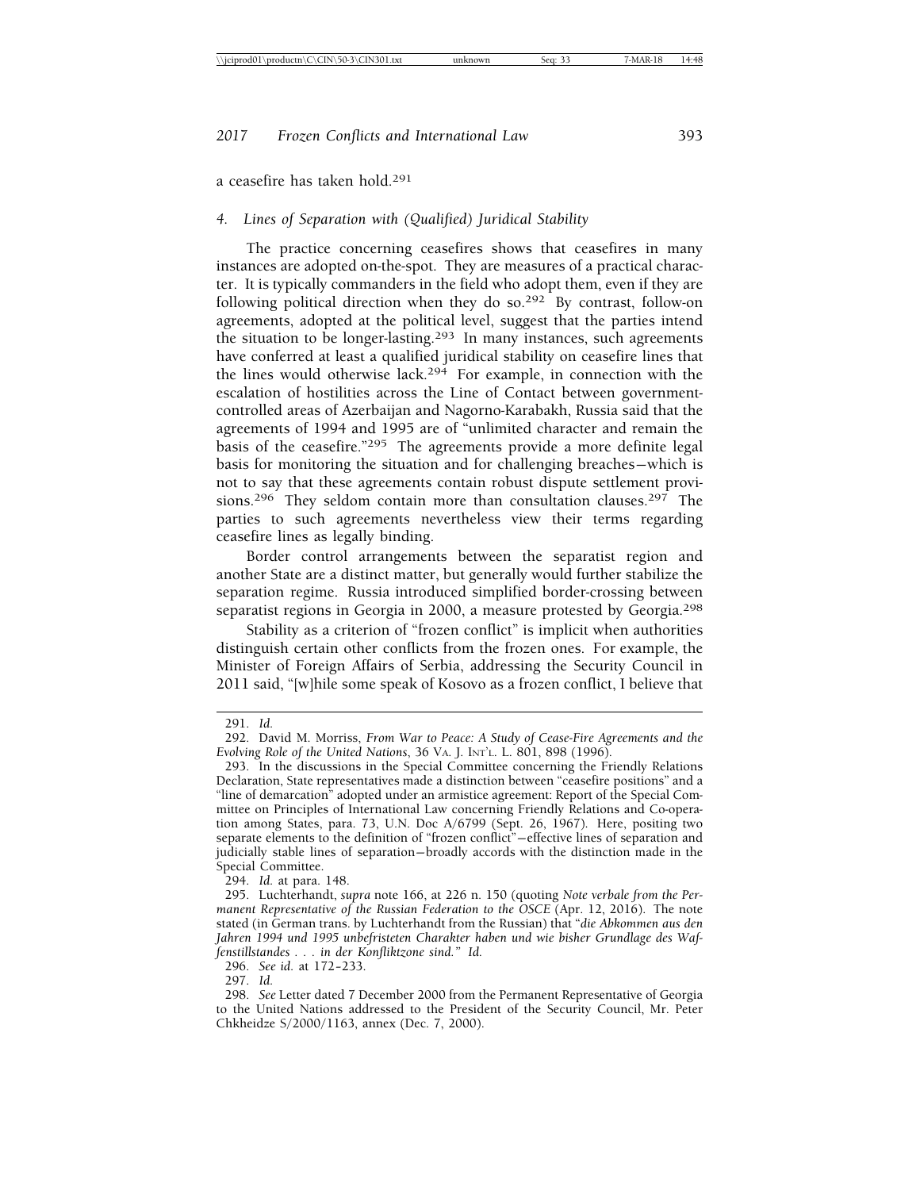a ceasefire has taken hold.[291]

#### 4. Lines of Separation with (Qualified) Juridical Stability

The practice concerning ceasefires shows that ceasefires in many instances are adopted on-the-spot. They are measures of a practical character. It is typically commanders in the field who adopt them, even if they are following political direction when they do so.[292] By contrast, follow-on agreements, adopted at the political level, suggest that the parties intend the situation to be longer-lasting.[293] In many instances, such agreements have conferred at least a qualified juridical stability on ceasefire lines that the lines would otherwise lack.[294] For example, in connection with the escalation of hostilities across the Line of Contact between government-controlled areas of Azerbaijan and Nagorno-Karabakh, Russia said that the agreements of 1994 and 1995 are of "unlimited character and remain the basis of the ceasefire."[295] The agreements provide a more definite legal basis for monitoring the situation and for challenging breaches—which is not to say that these agreements contain robust dispute settlement provisions.[296] They seldom contain more than consultation clauses.[297] The parties to such agreements nevertheless view their terms regarding ceasefire lines as legally binding.

Border control arrangements between the separatist region and another State are a distinct matter, but generally would further stabilize the separation regime. Russia introduced simplified border-crossing between separatist regions in Georgia in 2000, a measure protested by Georgia.[298]

Stability as a criterion of "frozen conflict" is implicit when authorities distinguish certain other conflicts from the frozen ones. For example, the Minister of Foreign Affairs of Serbia, addressing the Security Council in 2011 said, "[w]hile some speak of Kosovo as a frozen conflict, I believe that

---

291. *Id.*

292. David M. Morriss, *From War to Peace: A Study of Cease-Fire Agreements and the Evolving Role of the United Nations*, 36 VA. J. INT'L. L. 801, 898 (1996).

293. In the discussions in the Special Committee concerning the Friendly Relations Declaration, State representatives made a distinction between "ceasefire positions" and a "line of demarcation" adopted under an armistice agreement: Report of the Special Committee on Principles of International Law concerning Friendly Relations and Co-operation among States, para. 73, U.N. Doc A/6799 (Sept. 26, 1967). Here, positing two separate elements to the definition of "frozen conflict"—effective lines of separation and judicially stable lines of separation—broadly accords with the distinction made in the Special Committee.

294. *Id.* at para. 148.

295. Luchterhandt, *supra* note 166, at 226 n. 150 (quoting *Note verbale from the Permanent Representative of the Russian Federation to the OSCE* (Apr. 12, 2016). The note stated (in German trans. by Luchterhandt from the Russian) that "*die Abkommen aus den Jahren 1994 und 1995 unbefristeten Charakter haben und wie bisher Grundlage des Waffenstillstandes . . . in der Konfliktzone sind." Id.*

296. *See id.* at 172–233.

297. *Id.*

298. *See* Letter dated 7 December 2000 from the Permanent Representative of Georgia to the United Nations addressed to the President of the Security Council, Mr. Peter Chkheidze S/2000/1163, annex (Dec. 7, 2000).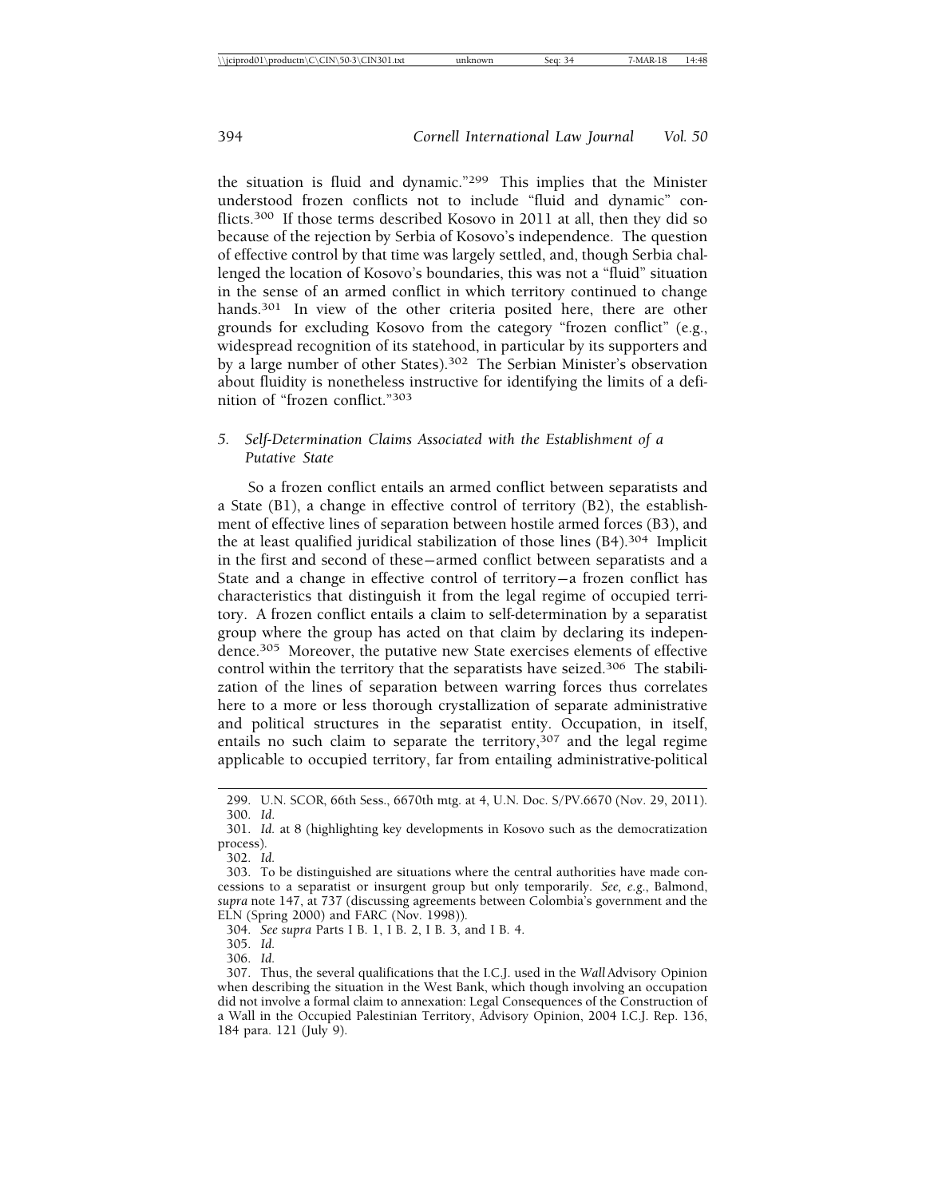the situation is fluid and dynamic."[299] This implies that the Minister understood frozen conflicts not to include "fluid and dynamic" conflicts.[300] If those terms described Kosovo in 2011 at all, then they did so because of the rejection by Serbia of Kosovo's independence. The question of effective control by that time was largely settled, and, though Serbia challenged the location of Kosovo's boundaries, this was not a "fluid" situation in the sense of an armed conflict in which territory continued to change hands.[301] In view of the other criteria posited here, there are other grounds for excluding Kosovo from the category "frozen conflict" (e.g., widespread recognition of its statehood, in particular by its supporters and by a large number of other States).[302] The Serbian Minister's observation about fluidity is nonetheless instructive for identifying the limits of a definition of "frozen conflict."[303]

### *5. Self-Determination Claims Associated with the Establishment of a Putative State*

So a frozen conflict entails an armed conflict between separatists and a State (B1), a change in effective control of territory (B2), the establishment of effective lines of separation between hostile armed forces (B3), and the at least qualified juridical stabilization of those lines (B4).[304] Implicit in the first and second of these—armed conflict between separatists and a State and a change in effective control of territory—a frozen conflict has characteristics that distinguish it from the legal regime of occupied territory. A frozen conflict entails a claim to self-determination by a separatist group where the group has acted on that claim by declaring its independence.[305] Moreover, the putative new State exercises elements of effective control within the territory that the separatists have seized.[306] The stabilization of the lines of separation between warring forces thus correlates here to a more or less thorough crystallization of separate administrative and political structures in the separatist entity. Occupation, in itself, entails no such claim to separate the territory,[307] and the legal regime applicable to occupied territory, far from entailing administrative-political

---

299. U.N. SCOR, 66th Sess., 6670th mtg. at 4, U.N. Doc. S/PV.6670 (Nov. 29, 2011).

300. *Id.*

301. *Id.* at 8 (highlighting key developments in Kosovo such as the democratization process).

302. *Id.*

303. To be distinguished are situations where the central authorities have made concessions to a separatist or insurgent group but only temporarily. *See, e.g.*, Balmond, *supra* note 147, at 737 (discussing agreements between Colombia's government and the ELN (Spring 2000) and FARC (Nov. 1998)).

304. *See supra* Parts I B. 1, I B. 2, I B. 3, and I B. 4.

305. *Id.*

306. *Id.*

307. Thus, the several qualifications that the I.C.J. used in the *Wall* Advisory Opinion when describing the situation in the West Bank, which though involving an occupation did not involve a formal claim to annexation: Legal Consequences of the Construction of a Wall in the Occupied Palestinian Territory, Advisory Opinion, 2004 I.C.J. Rep. 136, 184 para. 121 (July 9).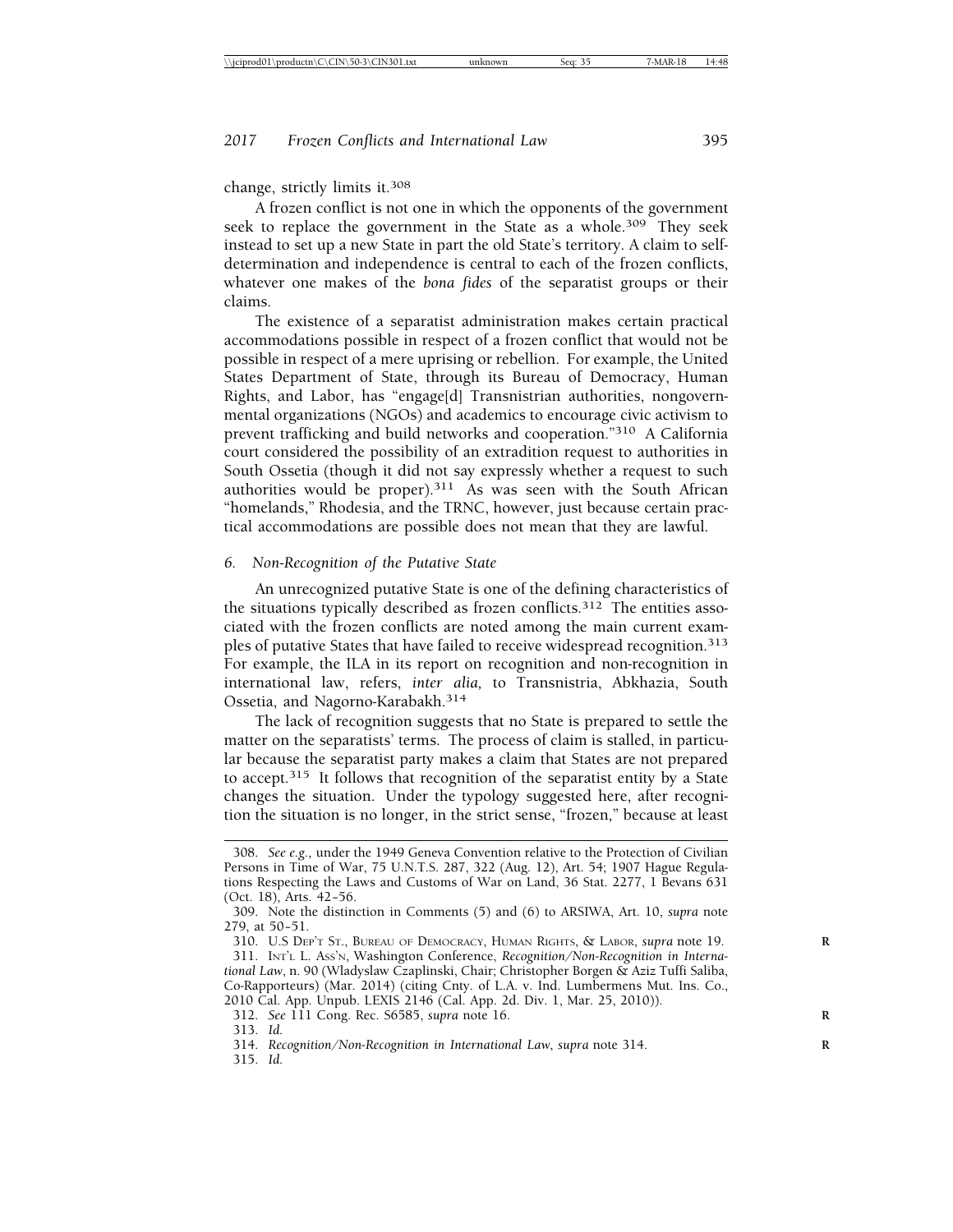change, strictly limits it.[308]

A frozen conflict is not one in which the opponents of the government seek to replace the government in the State as a whole.[309] They seek instead to set up a new State in part the old State's territory. A claim to self-determination and independence is central to each of the frozen conflicts, whatever one makes of the *bona fides* of the separatist groups or their claims.

The existence of a separatist administration makes certain practical accommodations possible in respect of a frozen conflict that would not be possible in respect of a mere uprising or rebellion. For example, the United States Department of State, through its Bureau of Democracy, Human Rights, and Labor, has "engage[d] Transnistrian authorities, nongovernmental organizations (NGOs) and academics to encourage civic activism to prevent trafficking and build networks and cooperation."[310] A California court considered the possibility of an extradition request to authorities in South Ossetia (though it did not say expressly whether a request to such authorities would be proper).[311] As was seen with the South African "homelands," Rhodesia, and the TRNC, however, just because certain practical accommodations are possible does not mean that they are lawful.

### 6. Non-Recognition of the Putative State

An unrecognized putative State is one of the defining characteristics of the situations typically described as frozen conflicts.[312] The entities associated with the frozen conflicts are noted among the main current examples of putative States that have failed to receive widespread recognition.[313] For example, the ILA in its report on recognition and non-recognition in international law, refers, *inter alia,* to Transnistria, Abkhazia, South Ossetia, and Nagorno-Karabakh.[314]

The lack of recognition suggests that no State is prepared to settle the matter on the separatists' terms. The process of claim is stalled, in particular because the separatist party makes a claim that States are not prepared to accept.[315] It follows that recognition of the separatist entity by a State changes the situation. Under the typology suggested here, after recognition the situation is no longer, in the strict sense, "frozen," because at least

---

308. *See e.g.,* under the 1949 Geneva Convention relative to the Protection of Civilian Persons in Time of War, 75 U.N.T.S. 287, 322 (Aug. 12), Art. 54; 1907 Hague Regulations Respecting the Laws and Customs of War on Land, 36 Stat. 2277, 1 Bevans 631 (Oct. 18), Arts. 42–56.

309. Note the distinction in Comments (5) and (6) to ARSIWA, Art. 10, *supra* note 279, at 50–51.

310. U.S DEP'T ST., BUREAU OF DEMOCRACY, HUMAN RIGHTS, & LABOR, *supra* note 19.

311. INT'L L. ASS'N, Washington Conference, *Recognition/Non-Recognition in International Law*, n. 90 (Wladyslaw Czaplinski, Chair; Christopher Borgen & Aziz Tuffi Saliba, Co-Rapporteurs) (Mar. 2014) (citing Cnty. of L.A. v. Ind. Lumbermens Mut. Ins. Co., 2010 Cal. App. Unpub. LEXIS 2146 (Cal. App. 2d. Div. 1, Mar. 25, 2010)).

312. *See* 111 Cong. Rec. S6585, *supra* note 16.

313. *Id.*

314. *Recognition/Non-Recognition in International Law*, *supra* note 314.

315. *Id.*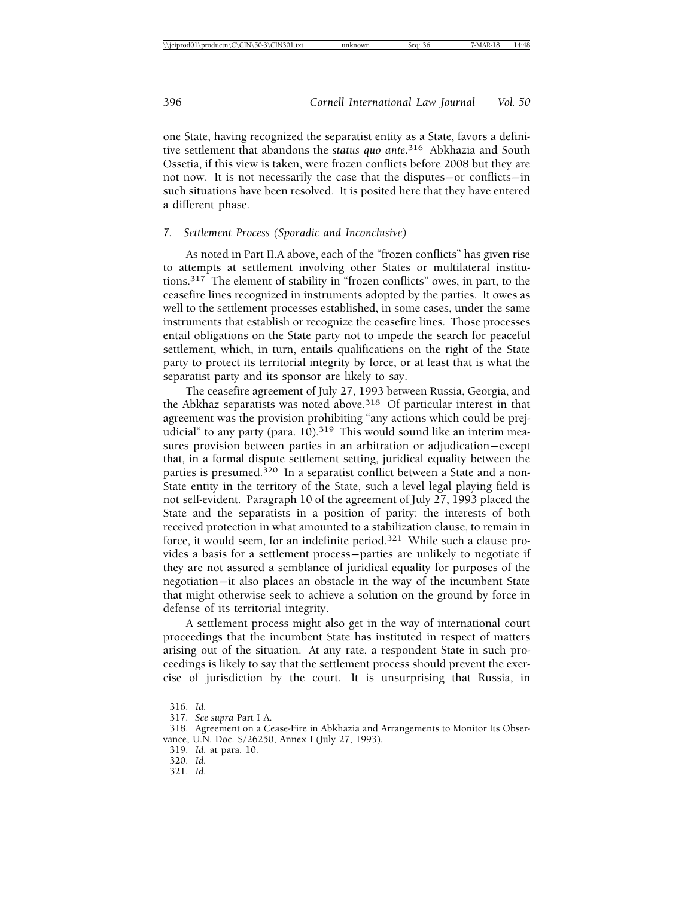one State, having recognized the separatist entity as a State, favors a definitive settlement that abandons the *status quo ante*.[316] Abkhazia and South Ossetia, if this view is taken, were frozen conflicts before 2008 but they are not now. It is not necessarily the case that the disputes—or conflicts—in such situations have been resolved. It is posited here that they have entered a different phase.

### *7. Settlement Process (Sporadic and Inconclusive)*

As noted in Part II.A above, each of the "frozen conflicts" has given rise to attempts at settlement involving other States or multilateral institutions.[317] The element of stability in "frozen conflicts" owes, in part, to the ceasefire lines recognized in instruments adopted by the parties. It owes as well to the settlement processes established, in some cases, under the same instruments that establish or recognize the ceasefire lines. Those processes entail obligations on the State party not to impede the search for peaceful settlement, which, in turn, entails qualifications on the right of the State party to protect its territorial integrity by force, or at least that is what the separatist party and its sponsor are likely to say.

The ceasefire agreement of July 27, 1993 between Russia, Georgia, and the Abkhaz separatists was noted above.[318] Of particular interest in that agreement was the provision prohibiting "any actions which could be prejudicial" to any party (para. 10).[319] This would sound like an interim measures provision between parties in an arbitration or adjudication—except that, in a formal dispute settlement setting, juridical equality between the parties is presumed.[320] In a separatist conflict between a State and a non-State entity in the territory of the State, such a level legal playing field is not self-evident. Paragraph 10 of the agreement of July 27, 1993 placed the State and the separatists in a position of parity: the interests of both received protection in what amounted to a stabilization clause, to remain in force, it would seem, for an indefinite period.[321] While such a clause provides a basis for a settlement process—parties are unlikely to negotiate if they are not assured a semblance of juridical equality for purposes of the negotiation—it also places an obstacle in the way of the incumbent State that might otherwise seek to achieve a solution on the ground by force in defense of its territorial integrity.

A settlement process might also get in the way of international court proceedings that the incumbent State has instituted in respect of matters arising out of the situation. At any rate, a respondent State in such proceedings is likely to say that the settlement process should prevent the exercise of jurisdiction by the court. It is unsurprising that Russia, in

---

316. *Id.*

317. *See supra* Part I A.

318. Agreement on a Cease-Fire in Abkhazia and Arrangements to Monitor Its Observance, U.N. Doc. S/26250, Annex I (July 27, 1993).

319. *Id.* at para. 10.

320. *Id.*

321. *Id.*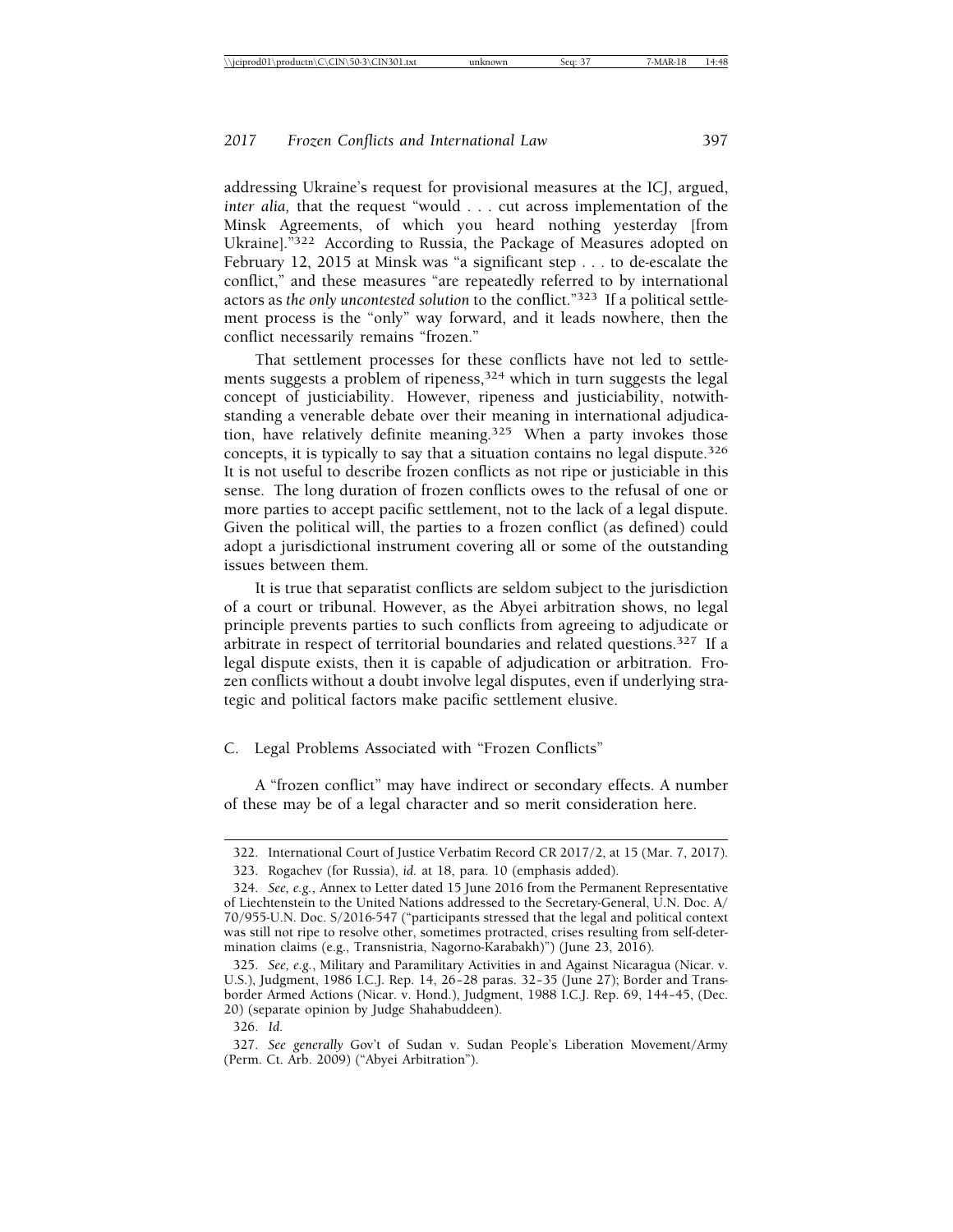addressing Ukraine's request for provisional measures at the ICJ, argued, *inter alia,* that the request "would . . . cut across implementation of the Minsk Agreements, of which you heard nothing yesterday [from Ukraine]."[322] According to Russia, the Package of Measures adopted on February 12, 2015 at Minsk was "a significant step . . . to de-escalate the conflict," and these measures "are repeatedly referred to by international actors as *the only uncontested solution* to the conflict."[323] If a political settlement process is the "only" way forward, and it leads nowhere, then the conflict necessarily remains "frozen."

That settlement processes for these conflicts have not led to settlements suggests a problem of ripeness,[324] which in turn suggests the legal concept of justiciability. However, ripeness and justiciability, notwithstanding a venerable debate over their meaning in international adjudication, have relatively definite meaning.[325] When a party invokes those concepts, it is typically to say that a situation contains no legal dispute.[326] It is not useful to describe frozen conflicts as not ripe or justiciable in this sense. The long duration of frozen conflicts owes to the refusal of one or more parties to accept pacific settlement, not to the lack of a legal dispute. Given the political will, the parties to a frozen conflict (as defined) could adopt a jurisdictional instrument covering all or some of the outstanding issues between them.

It is true that separatist conflicts are seldom subject to the jurisdiction of a court or tribunal. However, as the Abyei arbitration shows, no legal principle prevents parties to such conflicts from agreeing to adjudicate or arbitrate in respect of territorial boundaries and related questions.[327] If a legal dispute exists, then it is capable of adjudication or arbitration. Frozen conflicts without a doubt involve legal disputes, even if underlying strategic and political factors make pacific settlement elusive.

### C. Legal Problems Associated with "Frozen Conflicts"

A "frozen conflict" may have indirect or secondary effects. A number of these may be of a legal character and so merit consideration here.

---

322. International Court of Justice Verbatim Record CR 2017/2, at 15 (Mar. 7, 2017).

323. Rogachev (for Russia), *id.* at 18, para. 10 (emphasis added).

324. *See, e.g.*, Annex to Letter dated 15 June 2016 from the Permanent Representative of Liechtenstein to the United Nations addressed to the Secretary-General, U.N. Doc. A/70/955-U.N. Doc. S/2016-547 ("participants stressed that the legal and political context was still not ripe to resolve other, sometimes protracted, crises resulting from self-determination claims (e.g., Transnistria, Nagorno-Karabakh)") (June 23, 2016).

325. *See, e.g.*, Military and Paramilitary Activities in and Against Nicaragua (Nicar. v. U.S.), Judgment, 1986 I.C.J. Rep. 14, 26–28 paras. 32–35 (June 27); Border and Transborder Armed Actions (Nicar. v. Hond.), Judgment, 1988 I.C.J. Rep. 69, 144–45, (Dec. 20) (separate opinion by Judge Shahabuddeen).

326. *Id.*

327. *See generally* Gov't of Sudan v. Sudan People's Liberation Movement/Army (Perm. Ct. Arb. 2009) ("Abyei Arbitration").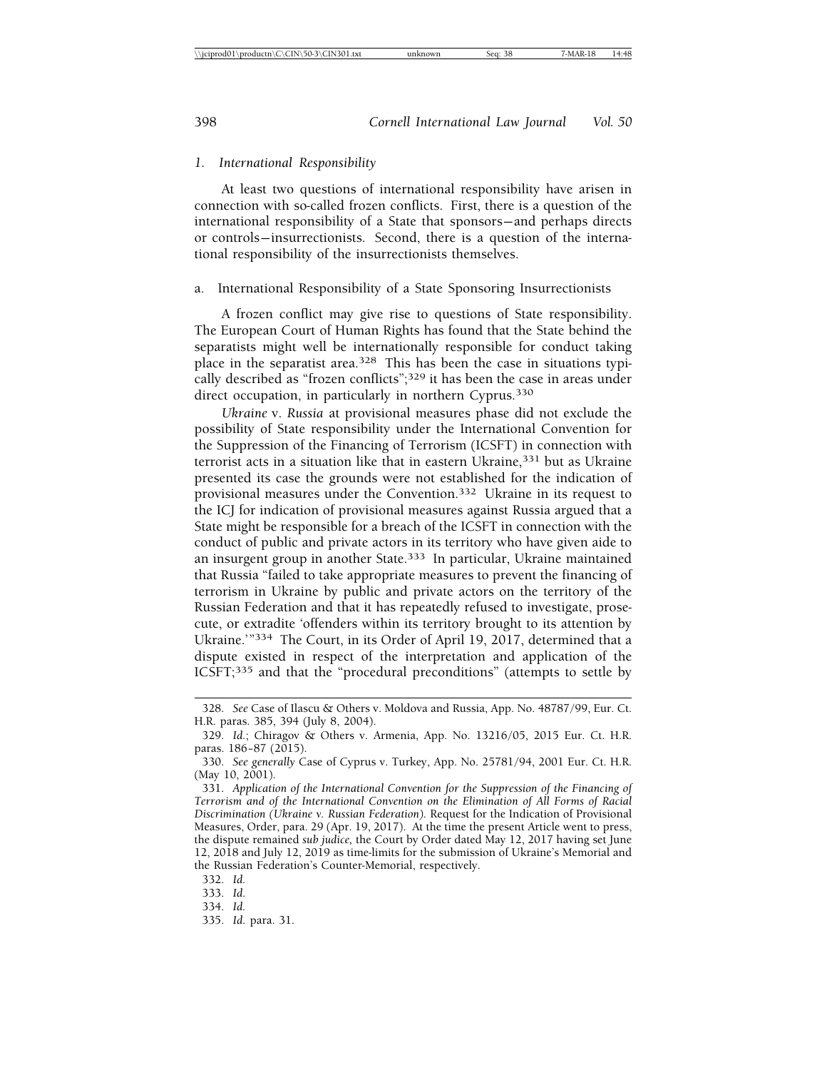### 1. International Responsibility

At least two questions of international responsibility have arisen in connection with so-called frozen conflicts. First, there is a question of the international responsibility of a State that sponsors—and perhaps directs or controls—insurrectionists. Second, there is a question of the international responsibility of the insurrectionists themselves.

#### a. International Responsibility of a State Sponsoring Insurrectionists

A frozen conflict may give rise to questions of State responsibility. The European Court of Human Rights has found that the State behind the separatists might well be internationally responsible for conduct taking place in the separatist area.[328] This has been the case in situations typically described as "frozen conflicts";[329] it has been the case in areas under direct occupation, in particularly in northern Cyprus.[330]

*Ukraine* v. *Russia* at provisional measures phase did not exclude the possibility of State responsibility under the International Convention for the Suppression of the Financing of Terrorism (ICSFT) in connection with terrorist acts in a situation like that in eastern Ukraine,[331] but as Ukraine presented its case the grounds were not established for the indication of provisional measures under the Convention.[332] Ukraine in its request to the ICJ for indication of provisional measures against Russia argued that a State might be responsible for a breach of the ICSFT in connection with the conduct of public and private actors in its territory who have given aide to an insurgent group in another State.[333] In particular, Ukraine maintained that Russia "failed to take appropriate measures to prevent the financing of terrorism in Ukraine by public and private actors on the territory of the Russian Federation and that it has repeatedly refused to investigate, prosecute, or extradite 'offenders within its territory brought to its attention by Ukraine.'"[334] The Court, in its Order of April 19, 2017, determined that a dispute existed in respect of the interpretation and application of the ICSFT;[335] and that the "procedural preconditions" (attempts to settle by

---

328. *See* Case of Ilascu & Others v. Moldova and Russia, App. No. 48787/99, Eur. Ct. H.R. paras. 385, 394 (July 8, 2004).

329. *Id.*; Chiragov & Others v. Armenia, App. No. 13216/05, 2015 Eur. Ct. H.R. paras. 186–87 (2015).

330. *See generally* Case of Cyprus v. Turkey, App. No. 25781/94, 2001 Eur. Ct. H.R. (May 10, 2001).

331. *Application of the International Convention for the Suppression of the Financing of Terrorism and of the International Convention on the Elimination of All Forms of Racial Discrimination (Ukraine v. Russian Federation)*. Request for the Indication of Provisional Measures, Order, para. 29 (Apr. 19, 2017). At the time the present Article went to press, the dispute remained *sub judice,* the Court by Order dated May 12, 2017 having set June 12, 2018 and July 12, 2019 as time-limits for the submission of Ukraine's Memorial and the Russian Federation's Counter-Memorial, respectively.

332. *Id.*

333. *Id.*

334. *Id.*

335. *Id.* para. 31.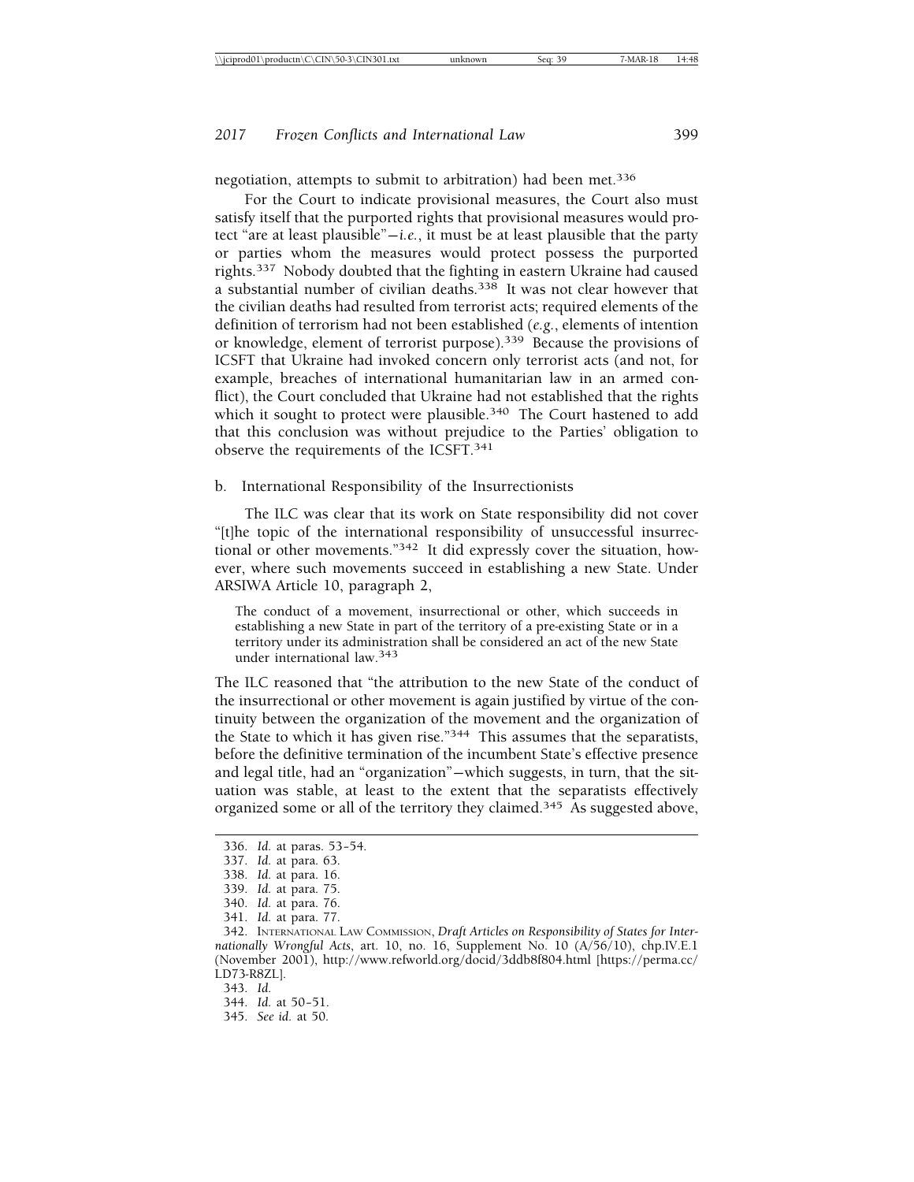negotiation, attempts to submit to arbitration) had been met.[336]

For the Court to indicate provisional measures, the Court also must satisfy itself that the purported rights that provisional measures would protect "are at least plausible"—*i.e.*, it must be at least plausible that the party or parties whom the measures would protect possess the purported rights.[337] Nobody doubted that the fighting in eastern Ukraine had caused a substantial number of civilian deaths.[338] It was not clear however that the civilian deaths had resulted from terrorist acts; required elements of the definition of terrorism had not been established (*e.g.*, elements of intention or knowledge, element of terrorist purpose).[339] Because the provisions of ICSFT that Ukraine had invoked concern only terrorist acts (and not, for example, breaches of international humanitarian law in an armed conflict), the Court concluded that Ukraine had not established that the rights which it sought to protect were plausible.[340] The Court hastened to add that this conclusion was without prejudice to the Parties' obligation to observe the requirements of the ICSFT.[341]

b. International Responsibility of the Insurrectionists

The ILC was clear that its work on State responsibility did not cover "[t]he topic of the international responsibility of unsuccessful insurrectional or other movements."[342] It did expressly cover the situation, however, where such movements succeed in establishing a new State. Under ARSIWA Article 10, paragraph 2,

> The conduct of a movement, insurrectional or other, which succeeds in establishing a new State in part of the territory of a pre-existing State or in a territory under its administration shall be considered an act of the new State under international law.[343]

The ILC reasoned that "the attribution to the new State of the conduct of the insurrectional or other movement is again justified by virtue of the continuity between the organization of the movement and the organization of the State to which it has given rise."[344] This assumes that the separatists, before the definitive termination of the incumbent State's effective presence and legal title, had an "organization"—which suggests, in turn, that the situation was stable, at least to the extent that the separatists effectively organized some or all of the territory they claimed.[345] As suggested above,

336. *Id.* at paras. 53–54.
337. *Id.* at para. 63.
338. *Id.* at para. 16.
339. *Id.* at para. 75.
340. *Id.* at para. 76.
341. *Id.* at para. 77.
342. International Law Commission, *Draft Articles on Responsibility of States for Internationally Wrongful Acts*, art. 10, no. 16, Supplement No. 10 (A/56/10), chp.IV.E.1 (November 2001), http://www.refworld.org/docid/3ddb8f804.html [https://perma.cc/LD73-R8ZL].
343. *Id.*
344. *Id.* at 50–51.
345. *See id.* at 50.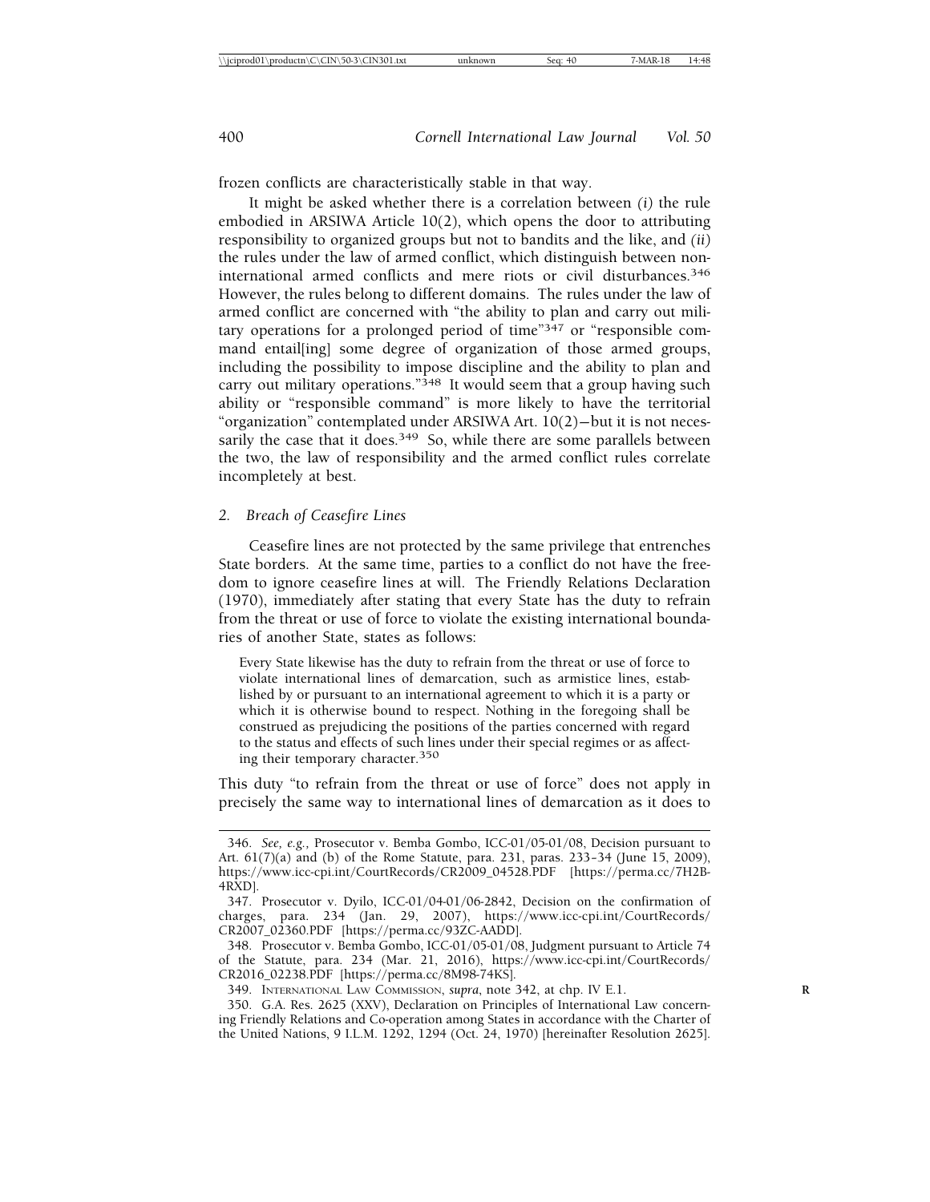frozen conflicts are characteristically stable in that way.

It might be asked whether there is a correlation between *(i)* the rule embodied in ARSIWA Article 10(2), which opens the door to attributing responsibility to organized groups but not to bandits and the like, and *(ii)* the rules under the law of armed conflict, which distinguish between non-international armed conflicts and mere riots or civil disturbances.[346] However, the rules belong to different domains. The rules under the law of armed conflict are concerned with "the ability to plan and carry out military operations for a prolonged period of time"[347] or "responsible command entail[ing] some degree of organization of those armed groups, including the possibility to impose discipline and the ability to plan and carry out military operations."[348] It would seem that a group having such ability or "responsible command" is more likely to have the territorial "organization" contemplated under ARSIWA Art. 10(2)—but it is not necessarily the case that it does.[349] So, while there are some parallels between the two, the law of responsibility and the armed conflict rules correlate incompletely at best.

### 2. Breach of Ceasefire Lines

Ceasefire lines are not protected by the same privilege that entrenches State borders. At the same time, parties to a conflict do not have the freedom to ignore ceasefire lines at will. The Friendly Relations Declaration (1970), immediately after stating that every State has the duty to refrain from the threat or use of force to violate the existing international boundaries of another State, states as follows:

> Every State likewise has the duty to refrain from the threat or use of force to violate international lines of demarcation, such as armistice lines, established by or pursuant to an international agreement to which it is a party or which it is otherwise bound to respect. Nothing in the foregoing shall be construed as prejudicing the positions of the parties concerned with regard to the status and effects of such lines under their special regimes or as affecting their temporary character.[350]

This duty "to refrain from the threat or use of force" does not apply in precisely the same way to international lines of demarcation as it does to

---

346. *See, e.g.*, Prosecutor v. Bemba Gombo, ICC-01/05-01/08, Decision pursuant to Art. 61(7)(a) and (b) of the Rome Statute, para. 231, paras. 233–34 (June 15, 2009), https://www.icc-cpi.int/CourtRecords/CR2009_04528.PDF [https://perma.cc/7H2B-4RXD].

347. Prosecutor v. Dyilo, ICC-01/04-01/06-2842, Decision on the confirmation of charges, para. 234 (Jan. 29, 2007), https://www.icc-cpi.int/CourtRecords/CR2007_02360.PDF [https://perma.cc/93ZC-AADD].

348. Prosecutor v. Bemba Gombo, ICC-01/05-01/08, Judgment pursuant to Article 74 of the Statute, para. 234 (Mar. 21, 2016), https://www.icc-cpi.int/CourtRecords/CR2016_02238.PDF [https://perma.cc/8M98-74KS].

349. International Law Commission, *supra*, note 342, at chp. IV E.1.

350. G.A. Res. 2625 (XXV), Declaration on Principles of International Law concerning Friendly Relations and Co-operation among States in accordance with the Charter of the United Nations, 9 I.L.M. 1292, 1294 (Oct. 24, 1970) [hereinafter Resolution 2625].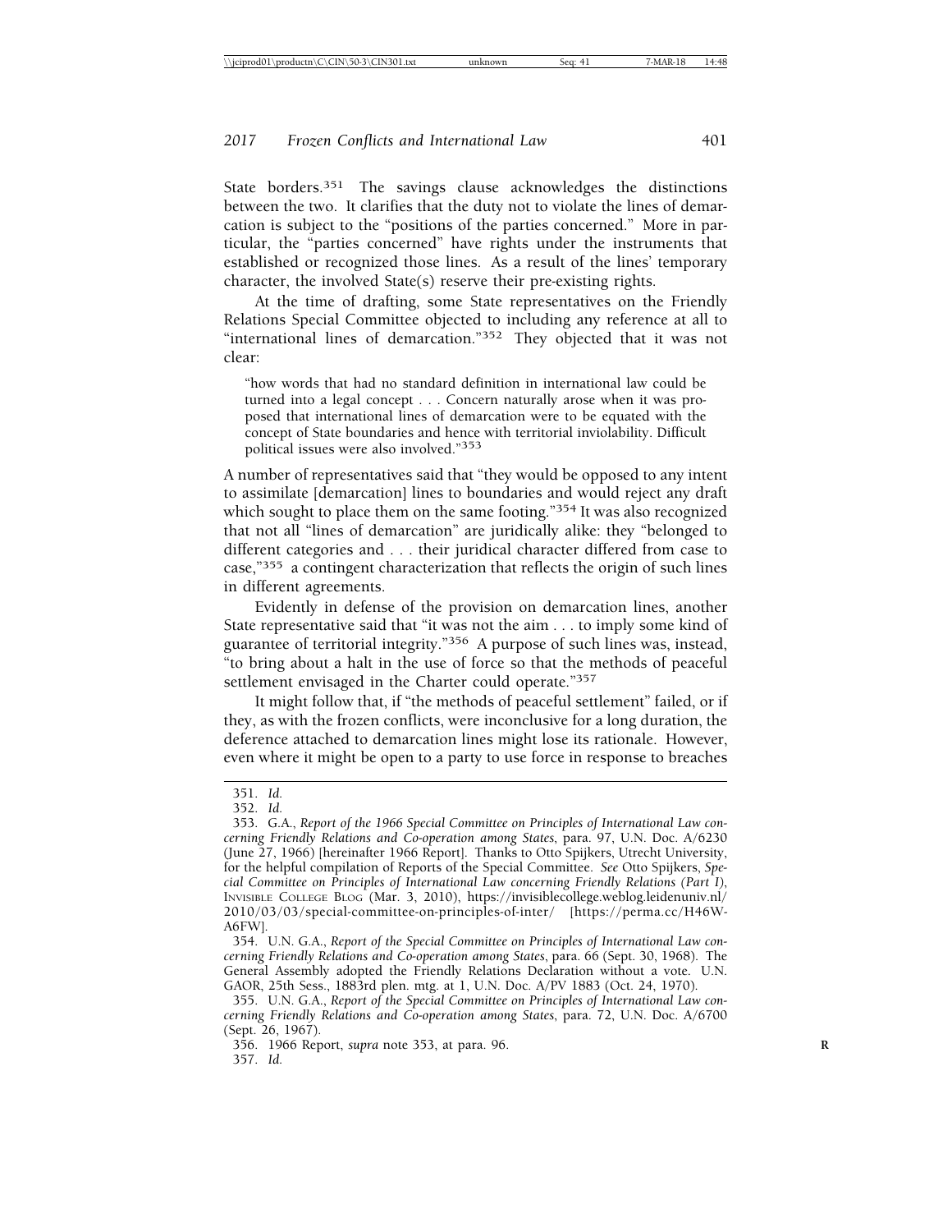State borders.[351] The savings clause acknowledges the distinctions between the two. It clarifies that the duty not to violate the lines of demarcation is subject to the "positions of the parties concerned." More in particular, the "parties concerned" have rights under the instruments that established or recognized those lines. As a result of the lines' temporary character, the involved State(s) reserve their pre-existing rights.

At the time of drafting, some State representatives on the Friendly Relations Special Committee objected to including any reference at all to "international lines of demarcation."[352] They objected that it was not clear:

> "how words that had no standard definition in international law could be turned into a legal concept . . . Concern naturally arose when it was proposed that international lines of demarcation were to be equated with the concept of State boundaries and hence with territorial inviolability. Difficult political issues were also involved."[353]

A number of representatives said that "they would be opposed to any intent to assimilate [demarcation] lines to boundaries and would reject any draft which sought to place them on the same footing."[354] It was also recognized that not all "lines of demarcation" are juridically alike: they "belonged to different categories and . . . their juridical character differed from case to case,"[355] a contingent characterization that reflects the origin of such lines in different agreements.

Evidently in defense of the provision on demarcation lines, another State representative said that "it was not the aim . . . to imply some kind of guarantee of territorial integrity."[356] A purpose of such lines was, instead, "to bring about a halt in the use of force so that the methods of peaceful settlement envisaged in the Charter could operate."[357]

It might follow that, if "the methods of peaceful settlement" failed, or if they, as with the frozen conflicts, were inconclusive for a long duration, the deference attached to demarcation lines might lose its rationale. However, even where it might be open to a party to use force in response to breaches

---

351. *Id.*

352. *Id.*

353. G.A., *Report of the 1966 Special Committee on Principles of International Law concerning Friendly Relations and Co-operation among States*, para. 97, U.N. Doc. A/6230 (June 27, 1966) [hereinafter 1966 Report]. Thanks to Otto Spijkers, Utrecht University, for the helpful compilation of Reports of the Special Committee. *See* Otto Spijkers, *Special Committee on Principles of International Law concerning Friendly Relations (Part I)*, INVISIBLE COLLEGE BLOG (Mar. 3, 2010), https://invisiblecollege.weblog.leidenuniv.nl/2010/03/03/special-committee-on-principles-of-inter/ [https://perma.cc/H46W-A6FW].

354. U.N. G.A., *Report of the Special Committee on Principles of International Law concerning Friendly Relations and Co-operation among States*, para. 66 (Sept. 30, 1968). The General Assembly adopted the Friendly Relations Declaration without a vote. U.N. GAOR, 25th Sess., 1883rd plen. mtg. at 1, U.N. Doc. A/PV 1883 (Oct. 24, 1970).

355. U.N. G.A., *Report of the Special Committee on Principles of International Law concerning Friendly Relations and Co-operation among States*, para. 72, U.N. Doc. A/6700 (Sept. 26, 1967).

356. 1966 Report, *supra* note 353, at para. 96.

357. *Id.*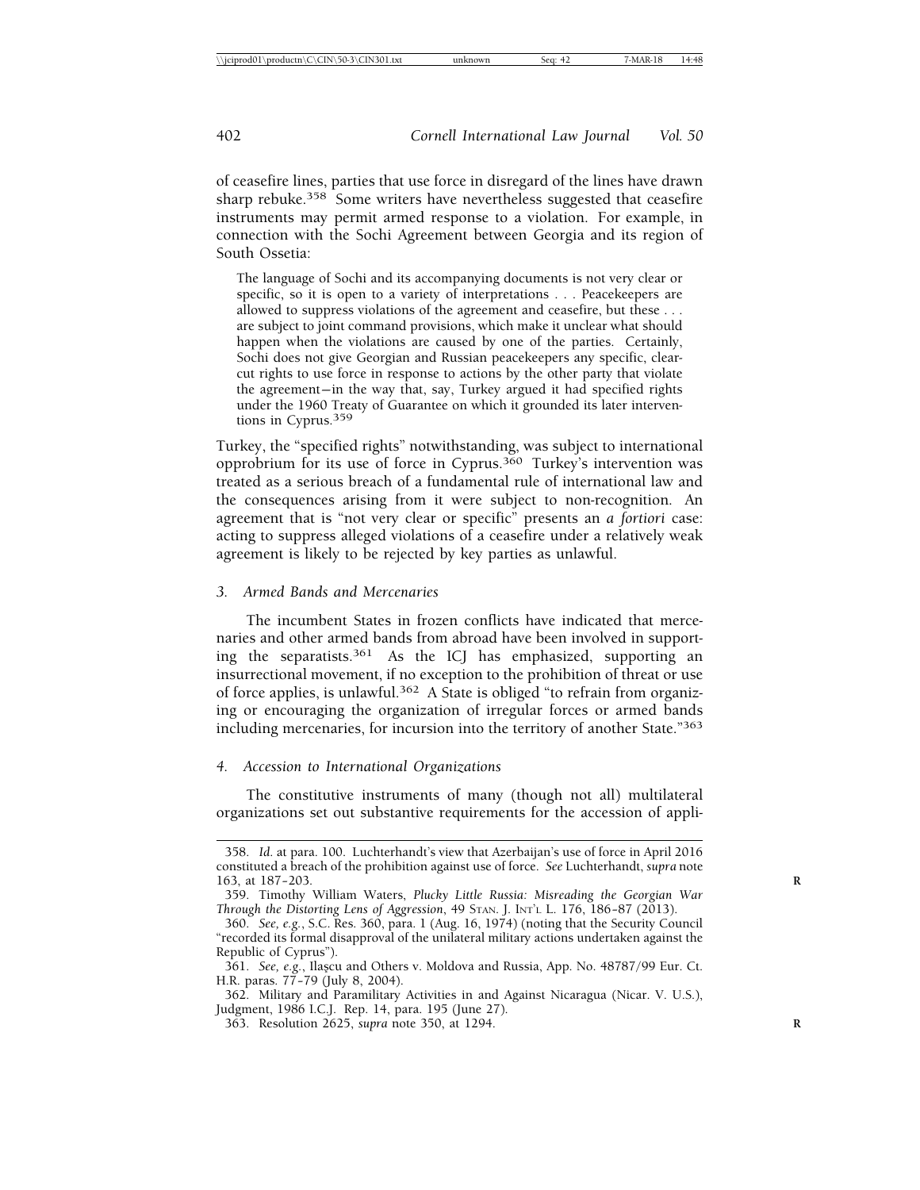of ceasefire lines, parties that use force in disregard of the lines have drawn sharp rebuke.[358] Some writers have nevertheless suggested that ceasefire instruments may permit armed response to a violation. For example, in connection with the Sochi Agreement between Georgia and its region of South Ossetia:

> The language of Sochi and its accompanying documents is not very clear or specific, so it is open to a variety of interpretations . . . Peacekeepers are allowed to suppress violations of the agreement and ceasefire, but these . . . are subject to joint command provisions, which make it unclear what should happen when the violations are caused by one of the parties. Certainly, Sochi does not give Georgian and Russian peacekeepers any specific, clear-cut rights to use force in response to actions by the other party that violate the agreement—in the way that, say, Turkey argued it had specified rights under the 1960 Treaty of Guarantee on which it grounded its later interventions in Cyprus.[359]

Turkey, the "specified rights" notwithstanding, was subject to international opprobrium for its use of force in Cyprus.[360] Turkey's intervention was treated as a serious breach of a fundamental rule of international law and the consequences arising from it were subject to non-recognition. An agreement that is "not very clear or specific" presents an *a fortiori* case: acting to suppress alleged violations of a ceasefire under a relatively weak agreement is likely to be rejected by key parties as unlawful.

*3. Armed Bands and Mercenaries*

The incumbent States in frozen conflicts have indicated that mercenaries and other armed bands from abroad have been involved in supporting the separatists.[361] As the ICJ has emphasized, supporting an insurrectional movement, if no exception to the prohibition of threat or use of force applies, is unlawful.[362] A State is obliged "to refrain from organizing or encouraging the organization of irregular forces or armed bands including mercenaries, for incursion into the territory of another State."[363]

*4. Accession to International Organizations*

The constitutive instruments of many (though not all) multilateral organizations set out substantive requirements for the accession of appli-

---

358. *Id.* at para. 100. Luchterhandt's view that Azerbaijan's use of force in April 2016 constituted a breach of the prohibition against use of force. *See* Luchterhandt, *supra* note 163, at 187–203.

359. Timothy William Waters, *Plucky Little Russia: Misreading the Georgian War Through the Distorting Lens of Aggression*, 49 STAN. J. INT'L L. 176, 186–87 (2013).

360. *See, e.g.*, S.C. Res. 360, para. 1 (Aug. 16, 1974) (noting that the Security Council "recorded its formal disapproval of the unilateral military actions undertaken against the Republic of Cyprus").

361. *See, e.g.*, Ilaşcu and Others v. Moldova and Russia, App. No. 48787/99 Eur. Ct. H.R. paras. 77–79 (July 8, 2004).

362. Military and Paramilitary Activities in and Against Nicaragua (Nicar. V. U.S.), Judgment, 1986 I.C.J. Rep. 14, para. 195 (June 27).

363. Resolution 2625, *supra* note 350, at 1294.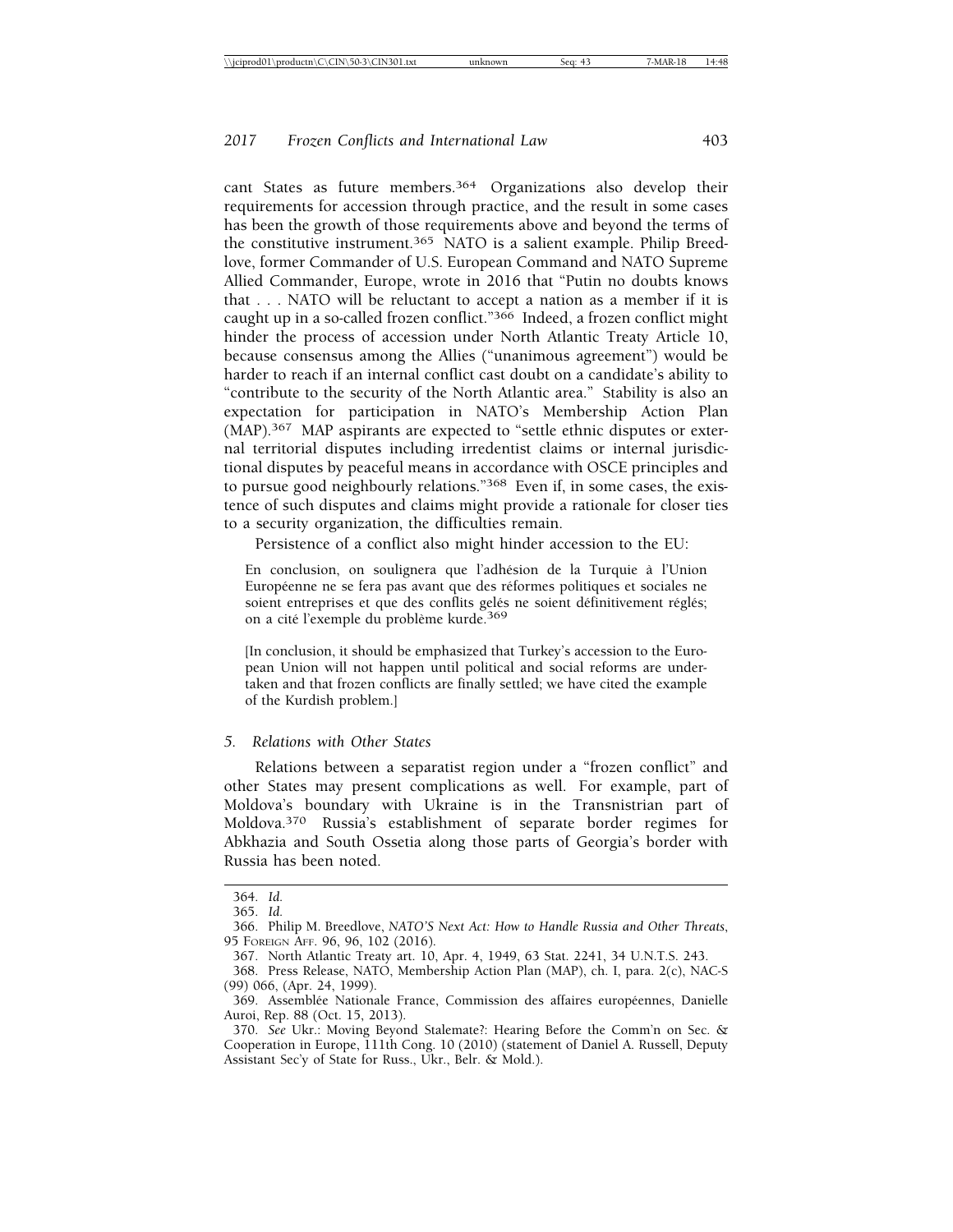cant States as future members.[364] Organizations also develop their requirements for accession through practice, and the result in some cases has been the growth of those requirements above and beyond the terms of the constitutive instrument.[365] NATO is a salient example. Philip Breedlove, former Commander of U.S. European Command and NATO Supreme Allied Commander, Europe, wrote in 2016 that "Putin no doubts knows that . . . NATO will be reluctant to accept a nation as a member if it is caught up in a so-called frozen conflict."[366] Indeed, a frozen conflict might hinder the process of accession under North Atlantic Treaty Article 10, because consensus among the Allies ("unanimous agreement") would be harder to reach if an internal conflict cast doubt on a candidate's ability to "contribute to the security of the North Atlantic area." Stability is also an expectation for participation in NATO's Membership Action Plan (MAP).[367] MAP aspirants are expected to "settle ethnic disputes or external territorial disputes including irredentist claims or internal jurisdictional disputes by peaceful means in accordance with OSCE principles and to pursue good neighbourly relations."[368] Even if, in some cases, the existence of such disputes and claims might provide a rationale for closer ties to a security organization, the difficulties remain.

Persistence of a conflict also might hinder accession to the EU:

> En conclusion, on soulignera que l'adhésion de la Turquie à l'Union Européenne ne se fera pas avant que des réformes politiques et sociales ne soient entreprises et que des conflits gelés ne soient définitivement réglés; on a cité l'exemple du problème kurde.[369]
>
> [In conclusion, it should be emphasized that Turkey's accession to the European Union will not happen until political and social reforms are undertaken and that frozen conflicts are finally settled; we have cited the example of the Kurdish problem.]

### *5. Relations with Other States*

Relations between a separatist region under a "frozen conflict" and other States may present complications as well. For example, part of Moldova's boundary with Ukraine is in the Transnistrian part of Moldova.[370] Russia's establishment of separate border regimes for Abkhazia and South Ossetia along those parts of Georgia's border with Russia has been noted.

---

364. *Id.*

365. *Id.*

366. Philip M. Breedlove, *NATO'S Next Act: How to Handle Russia and Other Threats*, 95 FOREIGN AFF. 96, 96, 102 (2016).

367. North Atlantic Treaty art. 10, Apr. 4, 1949, 63 Stat. 2241, 34 U.N.T.S. 243.

368. Press Release, NATO, Membership Action Plan (MAP), ch. I, para. 2(c), NAC-S (99) 066, (Apr. 24, 1999).

369. Assemblée Nationale France, Commission des affaires européennes, Danielle Auroi, Rep. 88 (Oct. 15, 2013).

370. *See* Ukr.: Moving Beyond Stalemate?: Hearing Before the Comm'n on Sec. & Cooperation in Europe, 111th Cong. 10 (2010) (statement of Daniel A. Russell, Deputy Assistant Sec'y of State for Russ., Ukr., Belr. & Mold.).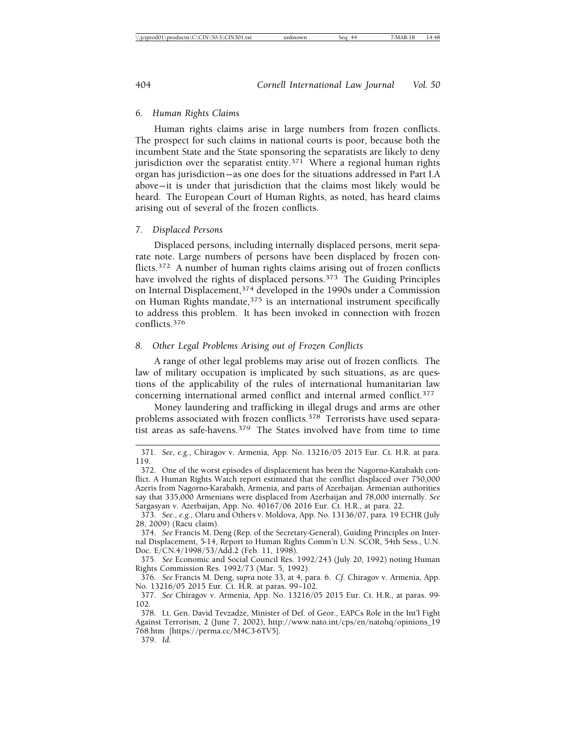### 6. Human Rights Claims

Human rights claims arise in large numbers from frozen conflicts. The prospect for such claims in national courts is poor, because both the incumbent State and the State sponsoring the separatists are likely to deny jurisdiction over the separatist entity.[371] Where a regional human rights organ has jurisdiction—as one does for the situations addressed in Part I.A above—it is under that jurisdiction that the claims most likely would be heard. The European Court of Human Rights, as noted, has heard claims arising out of several of the frozen conflicts.

### 7. Displaced Persons

Displaced persons, including internally displaced persons, merit separate note. Large numbers of persons have been displaced by frozen conflicts.[372] A number of human rights claims arising out of frozen conflicts have involved the rights of displaced persons.[373] The Guiding Principles on Internal Displacement,[374] developed in the 1990s under a Commission on Human Rights mandate,[375] is an international instrument specifically to address this problem. It has been invoked in connection with frozen conflicts.[376]

### 8. Other Legal Problems Arising out of Frozen Conflicts

A range of other legal problems may arise out of frozen conflicts. The law of military occupation is implicated by such situations, as are questions of the applicability of the rules of international humanitarian law concerning international armed conflict and internal armed conflict.[377]

Money laundering and trafficking in illegal drugs and arms are other problems associated with frozen conflicts.[378] Terrorists have used separatist areas as safe-havens.[379] The States involved have from time to time

---

371. *See, e.g.*, Chiragov v. Armenia, App. No. 13216/05 2015 Eur. Ct. H.R. at para. 119.

372. One of the worst episodes of displacement has been the Nagorno-Karabakh conflict. A Human Rights Watch report estimated that the conflict displaced over 750,000 Azeris from Nagorno-Karabakh, Armenia, and parts of Azerbaijan. Armenian authorities say that 335,000 Armenians were displaced from Azerbaijan and 78,000 internally. *See* Sargasyan v. Azerbaijan, App. No. 40167/06 2016 Eur. Ct. H.R., at para. 22.

373. *See., e.g.*, Olaru and Others v. Moldova, App. No. 13136/07, para. 19 ECHR (July 28, 2009) (Racu claim).

374. *See* Francis M. Deng (Rep. of the Secretary-General), Guiding Principles on Internal Displacement, 5-14, Report to Human Rights Comm'n U.N. SCOR, 54th Sess., U.N. Doc. E/CN.4/1998/53/Add.2 (Feb. 11, 1998).

375. *See* Economic and Social Council Res. 1992/243 (July 20, 1992) noting Human Rights Commission Res. 1992/73 (Mar. 5, 1992).

376. *See* Francis M. Deng, *supra* note 33, at 4, para. 6. *Cf.* Chiragov v. Armenia, App. No. 13216/05 2015 Eur. Ct. H.R. at paras. 99–102.

377. *See* Chiragov v. Armenia, App. No. 13216/05 2015 Eur. Ct. H.R., at paras. 99-102.

378. Lt. Gen. David Tevzadze, Minister of Def. of Geor., EAPCs Role in the Int'l Fight Against Terrorism, 2 (June 7, 2002), http://www.nato.int/cps/en/natohq/opinions_19768.htm [https://perma.cc/M4C3-6TV5].

379. *Id.*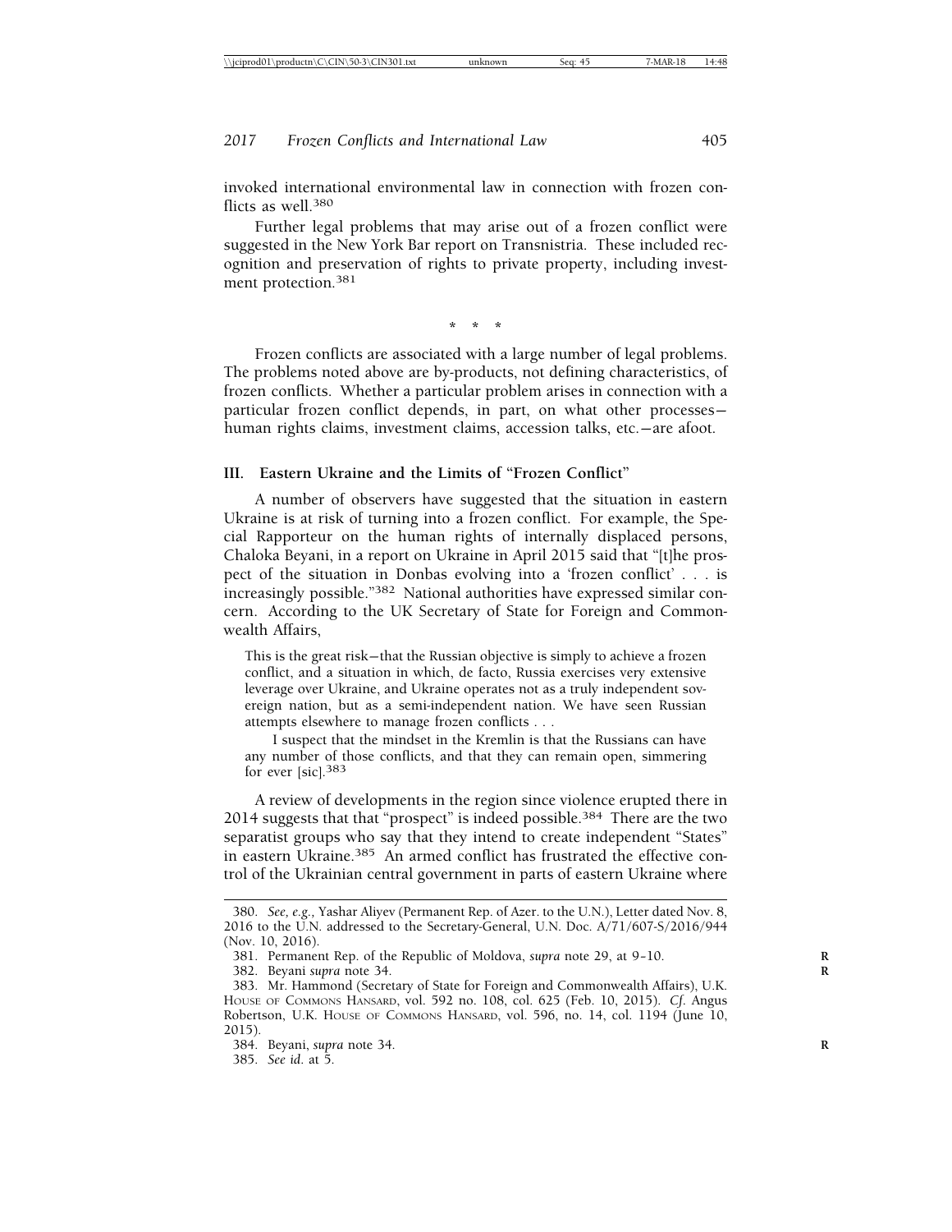invoked international environmental law in connection with frozen conflicts as well.[380]

Further legal problems that may arise out of a frozen conflict were suggested in the New York Bar report on Transnistria. These included recognition and preservation of rights to private property, including investment protection.[381]

\* \* \*

Frozen conflicts are associated with a large number of legal problems. The problems noted above are by-products, not defining characteristics, of frozen conflicts. Whether a particular problem arises in connection with a particular frozen conflict depends, in part, on what other processes—human rights claims, investment claims, accession talks, etc.—are afoot.

## III. Eastern Ukraine and the Limits of "Frozen Conflict"

A number of observers have suggested that the situation in eastern Ukraine is at risk of turning into a frozen conflict. For example, the Special Rapporteur on the human rights of internally displaced persons, Chaloka Beyani, in a report on Ukraine in April 2015 said that "[t]he prospect of the situation in Donbas evolving into a 'frozen conflict' . . . is increasingly possible."[382] National authorities have expressed similar concern. According to the UK Secretary of State for Foreign and Commonwealth Affairs,

> This is the great risk—that the Russian objective is simply to achieve a frozen conflict, and a situation in which, de facto, Russia exercises very extensive leverage over Ukraine, and Ukraine operates not as a truly independent sovereign nation, but as a semi-independent nation. We have seen Russian attempts elsewhere to manage frozen conflicts . . .
>
> I suspect that the mindset in the Kremlin is that the Russians can have any number of those conflicts, and that they can remain open, simmering for ever [sic].[383]

A review of developments in the region since violence erupted there in 2014 suggests that that "prospect" is indeed possible.[384] There are the two separatist groups who say that they intend to create independent "States" in eastern Ukraine.[385] An armed conflict has frustrated the effective control of the Ukrainian central government in parts of eastern Ukraine where

---

380. *See, e.g.*, Yashar Aliyev (Permanent Rep. of Azer. to the U.N.), Letter dated Nov. 8, 2016 to the U.N. addressed to the Secretary-General, U.N. Doc. A/71/607-S/2016/944 (Nov. 10, 2016).

381. Permanent Rep. of the Republic of Moldova, *supra* note 29, at 9–10.

382. Beyani *supra* note 34.

383. Mr. Hammond (Secretary of State for Foreign and Commonwealth Affairs), U.K. House of Commons Hansard, vol. 592 no. 108, col. 625 (Feb. 10, 2015). *Cf.* Angus Robertson, U.K. House of Commons Hansard, vol. 596, no. 14, col. 1194 (June 10, 2015).

384. Beyani, *supra* note 34.

385. *See id.* at 5.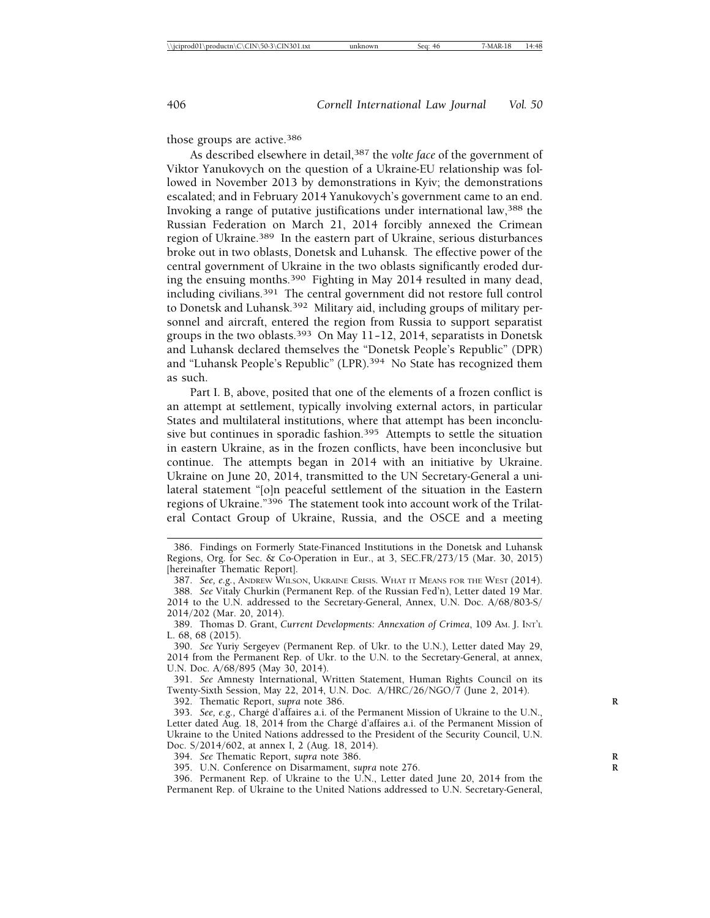those groups are active.[386]

As described elsewhere in detail,[387] the *volte face* of the government of Viktor Yanukovych on the question of a Ukraine-EU relationship was followed in November 2013 by demonstrations in Kyiv; the demonstrations escalated; and in February 2014 Yanukovych's government came to an end. Invoking a range of putative justifications under international law,[388] the Russian Federation on March 21, 2014 forcibly annexed the Crimean region of Ukraine.[389] In the eastern part of Ukraine, serious disturbances broke out in two oblasts, Donetsk and Luhansk. The effective power of the central government of Ukraine in the two oblasts significantly eroded during the ensuing months.[390] Fighting in May 2014 resulted in many dead, including civilians.[391] The central government did not restore full control to Donetsk and Luhansk.[392] Military aid, including groups of military personnel and aircraft, entered the region from Russia to support separatist groups in the two oblasts.[393] On May 11–12, 2014, separatists in Donetsk and Luhansk declared themselves the "Donetsk People's Republic" (DPR) and "Luhansk People's Republic" (LPR).[394] No State has recognized them as such.

Part I. B, above, posited that one of the elements of a frozen conflict is an attempt at settlement, typically involving external actors, in particular States and multilateral institutions, where that attempt has been inconclusive but continues in sporadic fashion.[395] Attempts to settle the situation in eastern Ukraine, as in the frozen conflicts, have been inconclusive but continue. The attempts began in 2014 with an initiative by Ukraine. Ukraine on June 20, 2014, transmitted to the UN Secretary-General a unilateral statement "[o]n peaceful settlement of the situation in the Eastern regions of Ukraine."[396] The statement took into account work of the Trilateral Contact Group of Ukraine, Russia, and the OSCE and a meeting

386. Findings on Formerly State-Financed Institutions in the Donetsk and Luhansk Regions, Org. for Sec. & Co-Operation in Eur., at 3, SEC.FR/273/15 (Mar. 30, 2015) [hereinafter Thematic Report].

387. *See, e.g.*, ANDREW WILSON, UKRAINE CRISIS. WHAT IT MEANS FOR THE WEST (2014).

388. *See* Vitaly Churkin (Permanent Rep. of the Russian Fed'n), Letter dated 19 Mar. 2014 to the U.N. addressed to the Secretary-General, Annex, U.N. Doc. A/68/803-S/2014/202 (Mar. 20, 2014).

389. Thomas D. Grant, *Current Developments: Annexation of Crimea*, 109 AM. J. INT'L L. 68, 68 (2015).

390. *See* Yuriy Sergeyev (Permanent Rep. of Ukr. to the U.N.), Letter dated May 29, 2014 from the Permanent Rep. of Ukr. to the U.N. to the Secretary-General, at annex, U.N. Doc. A/68/895 (May 30, 2014).

391. *See* Amnesty International, Written Statement, Human Rights Council on its Twenty-Sixth Session, May 22, 2014, U.N. Doc. A/HRC/26/NGO/7 (June 2, 2014).

392. Thematic Report, *supra* note 386.

393. *See, e.g.,* Chargé d'affaires a.i. of the Permanent Mission of Ukraine to the U.N., Letter dated Aug. 18, 2014 from the Chargé d'affaires a.i. of the Permanent Mission of Ukraine to the United Nations addressed to the President of the Security Council, U.N. Doc. S/2014/602, at annex I, 2 (Aug. 18, 2014).

394. *See* Thematic Report, *supra* note 386.

395. U.N. Conference on Disarmament, *supra* note 276.

396. Permanent Rep. of Ukraine to the U.N., Letter dated June 20, 2014 from the Permanent Rep. of Ukraine to the United Nations addressed to U.N. Secretary-General,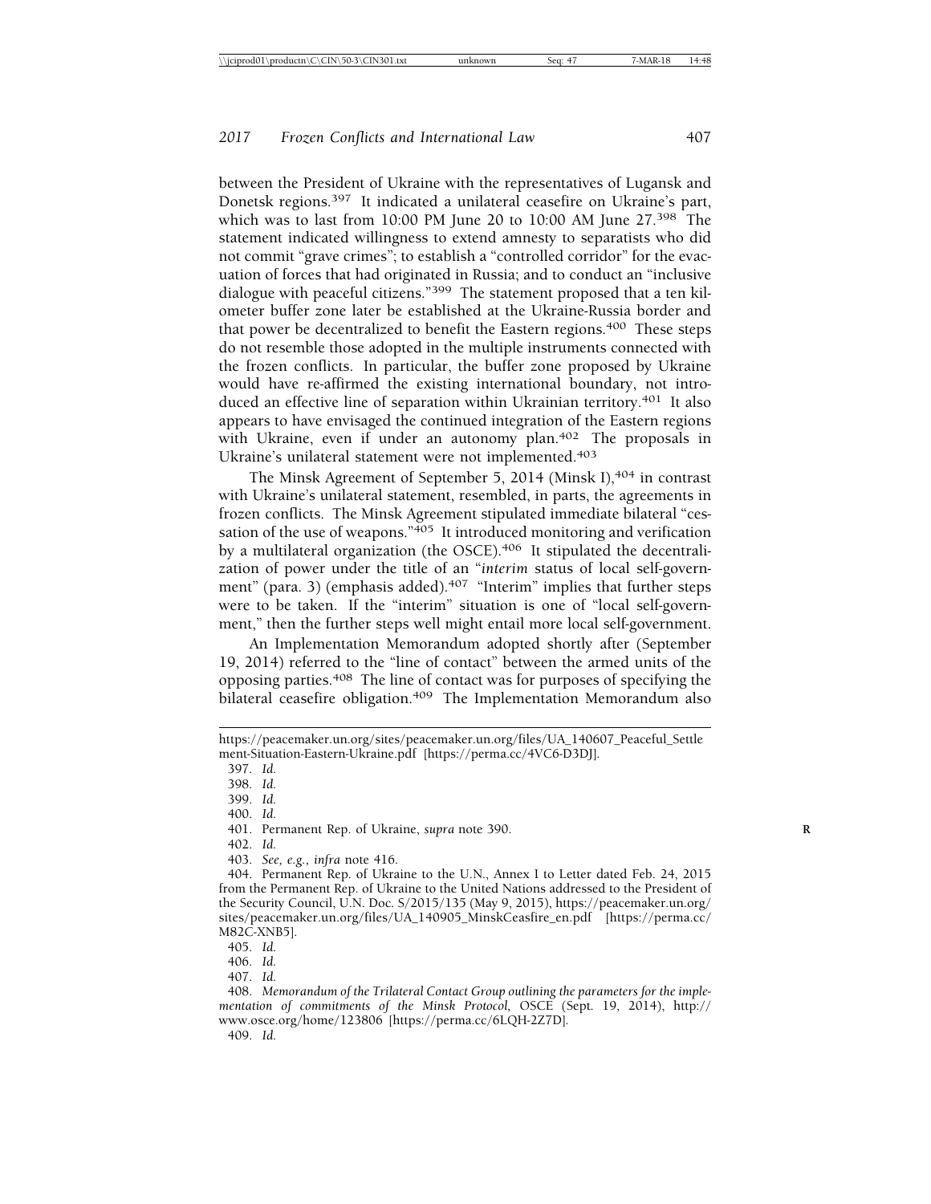between the President of Ukraine with the representatives of Lugansk and Donetsk regions.[397] It indicated a unilateral ceasefire on Ukraine's part, which was to last from 10:00 PM June 20 to 10:00 AM June 27.[398] The statement indicated willingness to extend amnesty to separatists who did not commit "grave crimes"; to establish a "controlled corridor" for the evacuation of forces that had originated in Russia; and to conduct an "inclusive dialogue with peaceful citizens."[399] The statement proposed that a ten kilometer buffer zone later be established at the Ukraine-Russia border and that power be decentralized to benefit the Eastern regions.[400] These steps do not resemble those adopted in the multiple instruments connected with the frozen conflicts. In particular, the buffer zone proposed by Ukraine would have re-affirmed the existing international boundary, not introduced an effective line of separation within Ukrainian territory.[401] It also appears to have envisaged the continued integration of the Eastern regions with Ukraine, even if under an autonomy plan.[402] The proposals in Ukraine's unilateral statement were not implemented.[403]

The Minsk Agreement of September 5, 2014 (Minsk I),[404] in contrast with Ukraine's unilateral statement, resembled, in parts, the agreements in frozen conflicts. The Minsk Agreement stipulated immediate bilateral "cessation of the use of weapons."[405] It introduced monitoring and verification by a multilateral organization (the OSCE).[406] It stipulated the decentralization of power under the title of an "*interim* status of local self-government" (para. 3) (emphasis added).[407] "Interim" implies that further steps were to be taken. If the "interim" situation is one of "local self-government," then the further steps well might entail more local self-government.

An Implementation Memorandum adopted shortly after (September 19, 2014) referred to the "line of contact" between the armed units of the opposing parties.[408] The line of contact was for purposes of specifying the bilateral ceasefire obligation.[409] The Implementation Memorandum also

---

https://peacemaker.un.org/sites/peacemaker.un.org/files/UA_140607_Peaceful_Settlement-Situation-Eastern-Ukraine.pdf [https://perma.cc/4VC6-D3DJ].

397. *Id.*

398. *Id.*

399. *Id.*

400. *Id.*

401. Permanent Rep. of Ukraine, *supra* note 390.

402. *Id.*

403. *See, e.g.*, *infra* note 416.

404. Permanent Rep. of Ukraine to the U.N., Annex I to Letter dated Feb. 24, 2015 from the Permanent Rep. of Ukraine to the United Nations addressed to the President of the Security Council, U.N. Doc. S/2015/135 (May 9, 2015), https://peacemaker.un.org/sites/peacemaker.un.org/files/UA_140905_MinskCeasfire_en.pdf [https://perma.cc/M82C-XNB5].

405. *Id.*

406. *Id.*

407. *Id.*

408. *Memorandum of the Trilateral Contact Group outlining the parameters for the implementation of commitments of the Minsk Protocol*, OSCE (Sept. 19, 2014), http://www.osce.org/home/123806 [https://perma.cc/6LQH-2Z7D].

409. *Id.*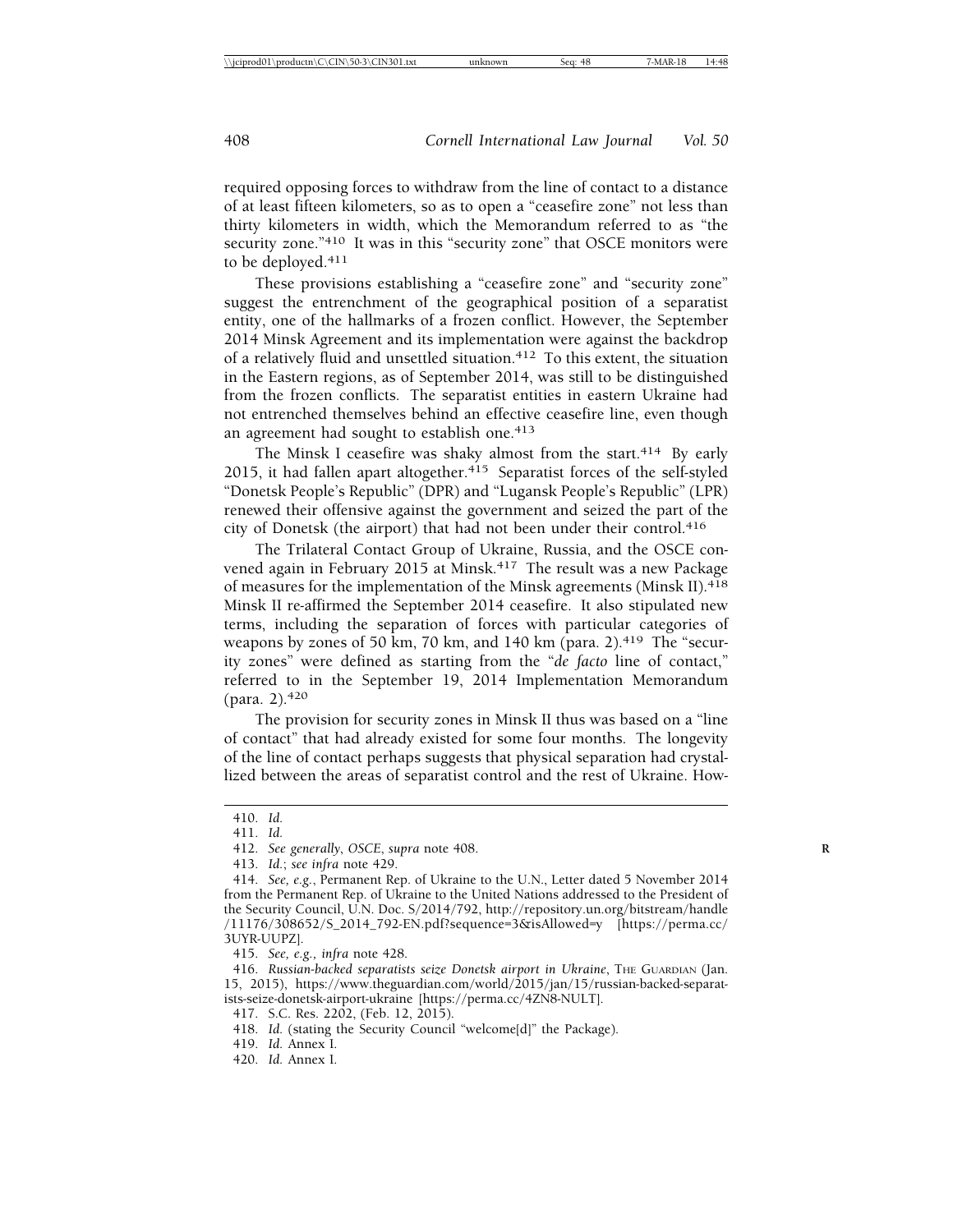required opposing forces to withdraw from the line of contact to a distance of at least fifteen kilometers, so as to open a "ceasefire zone" not less than thirty kilometers in width, which the Memorandum referred to as "the security zone."[410] It was in this "security zone" that OSCE monitors were to be deployed.[411]

These provisions establishing a "ceasefire zone" and "security zone" suggest the entrenchment of the geographical position of a separatist entity, one of the hallmarks of a frozen conflict. However, the September 2014 Minsk Agreement and its implementation were against the backdrop of a relatively fluid and unsettled situation.[412] To this extent, the situation in the Eastern regions, as of September 2014, was still to be distinguished from the frozen conflicts. The separatist entities in eastern Ukraine had not entrenched themselves behind an effective ceasefire line, even though an agreement had sought to establish one.[413]

The Minsk I ceasefire was shaky almost from the start.[414] By early 2015, it had fallen apart altogether.[415] Separatist forces of the self-styled "Donetsk People's Republic" (DPR) and "Lugansk People's Republic" (LPR) renewed their offensive against the government and seized the part of the city of Donetsk (the airport) that had not been under their control.[416]

The Trilateral Contact Group of Ukraine, Russia, and the OSCE convened again in February 2015 at Minsk.[417] The result was a new Package of measures for the implementation of the Minsk agreements (Minsk II).[418] Minsk II re-affirmed the September 2014 ceasefire. It also stipulated new terms, including the separation of forces with particular categories of weapons by zones of 50 km, 70 km, and 140 km (para. 2).[419] The "security zones" were defined as starting from the "*de facto* line of contact," referred to in the September 19, 2014 Implementation Memorandum (para. 2).[420]

The provision for security zones in Minsk II thus was based on a "line of contact" that had already existed for some four months. The longevity of the line of contact perhaps suggests that physical separation had crystallized between the areas of separatist control and the rest of Ukraine. How-

---

410. *Id.*

411. *Id.*

412. *See generally*, *OSCE*, *supra* note 408.

413. *Id.*; *see infra* note 429.

414. *See, e.g.*, Permanent Rep. of Ukraine to the U.N., Letter dated 5 November 2014 from the Permanent Rep. of Ukraine to the United Nations addressed to the President of the Security Council, U.N. Doc. S/2014/792, http://repository.un.org/bitstream/handle/11176/308652/S_2014_792-EN.pdf?sequence=3&isAllowed=y [https://perma.cc/3UYR-UUPZ].

415. *See, e.g., infra* note 428.

416. *Russian-backed separatists seize Donetsk airport in Ukraine*, THE GUARDIAN (Jan. 15, 2015), https://www.theguardian.com/world/2015/jan/15/russian-backed-separatists-seize-donetsk-airport-ukraine [https://perma.cc/4ZN8-NULT].

417. S.C. Res. 2202, (Feb. 12, 2015).

418. *Id.* (stating the Security Council "welcome[d]" the Package).

419. *Id.* Annex I.

420. *Id.* Annex I.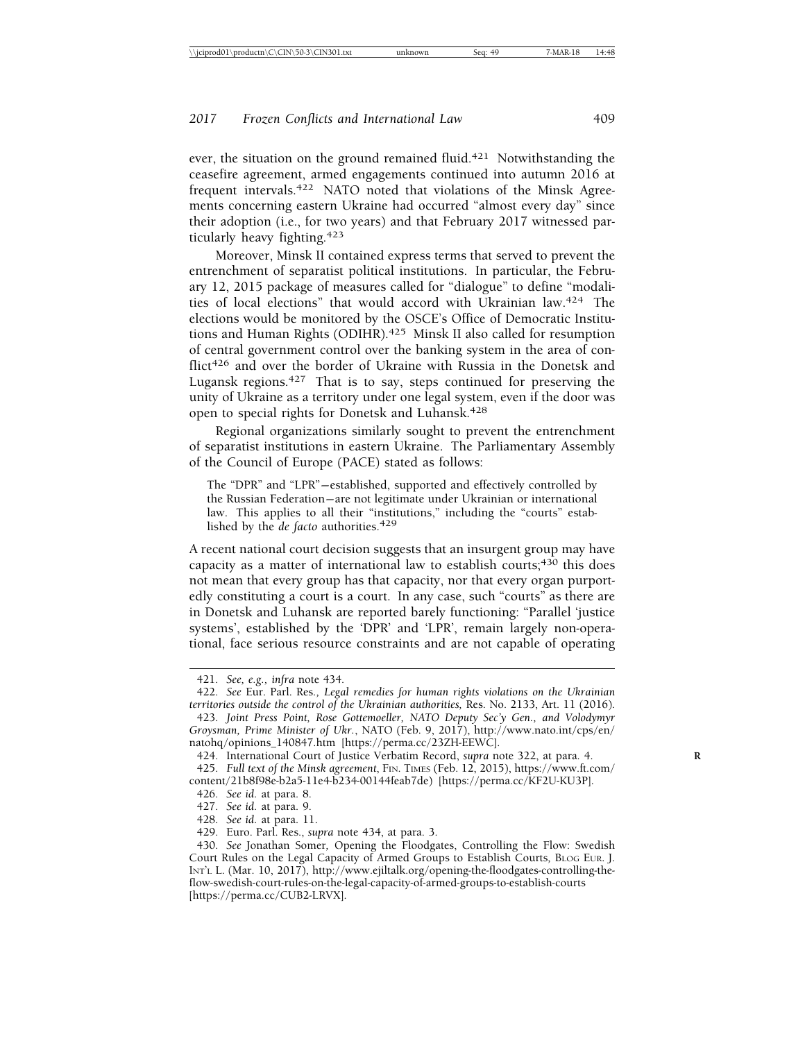ever, the situation on the ground remained fluid.[421] Notwithstanding the ceasefire agreement, armed engagements continued into autumn 2016 at frequent intervals.[422] NATO noted that violations of the Minsk Agreements concerning eastern Ukraine had occurred "almost every day" since their adoption (i.e., for two years) and that February 2017 witnessed particularly heavy fighting.[423]

Moreover, Minsk II contained express terms that served to prevent the entrenchment of separatist political institutions. In particular, the February 12, 2015 package of measures called for "dialogue" to define "modalities of local elections" that would accord with Ukrainian law.[424] The elections would be monitored by the OSCE's Office of Democratic Institutions and Human Rights (ODIHR).[425] Minsk II also called for resumption of central government control over the banking system in the area of conflict[426] and over the border of Ukraine with Russia in the Donetsk and Lugansk regions.[427] That is to say, steps continued for preserving the unity of Ukraine as a territory under one legal system, even if the door was open to special rights for Donetsk and Luhansk.[428]

Regional organizations similarly sought to prevent the entrenchment of separatist institutions in eastern Ukraine. The Parliamentary Assembly of the Council of Europe (PACE) stated as follows:

> The "DPR" and "LPR"—established, supported and effectively controlled by the Russian Federation—are not legitimate under Ukrainian or international law. This applies to all their "institutions," including the "courts" established by the *de facto* authorities.[429]

A recent national court decision suggests that an insurgent group may have capacity as a matter of international law to establish courts;[430] this does not mean that every group has that capacity, nor that every organ purportedly constituting a court is a court. In any case, such "courts" as there are in Donetsk and Luhansk are reported barely functioning: "Parallel 'justice systems', established by the 'DPR' and 'LPR', remain largely non-operational, face serious resource constraints and are not capable of operating

---

421. *See, e.g., infra* note 434.

422. *See* Eur. Parl. Res., *Legal remedies for human rights violations on the Ukrainian territories outside the control of the Ukrainian authorities,* Res. No. 2133, Art. 11 (2016).

423. *Joint Press Point, Rose Gottemoeller, NATO Deputy Sec'y Gen., and Volodymyr Groysman, Prime Minister of Ukr.*, NATO (Feb. 9, 2017), http://www.nato.int/cps/en/natohq/opinions_140847.htm [https://perma.cc/23ZH-EEWC].

424. International Court of Justice Verbatim Record, *supra* note 322, at para. 4.

425. *Full text of the Minsk agreement*, FIN. TIMES (Feb. 12, 2015), https://www.ft.com/content/21b8f98e-b2a5-11e4-b234-00144feab7de) [https://perma.cc/KF2U-KU3P].

426. *See id.* at para. 8.

427. *See id.* at para. 9.

428. *See id.* at para. 11.

429. Euro. Parl. Res., *supra* note 434, at para. 3.

430. *See* Jonathan Somer, Opening the Floodgates, Controlling the Flow: Swedish Court Rules on the Legal Capacity of Armed Groups to Establish Courts, BLOG EUR. J. INT'L L. (Mar. 10, 2017), http://www.ejiltalk.org/opening-the-floodgates-controlling-the-flow-swedish-court-rules-on-the-legal-capacity-of-armed-groups-to-establish-courts [https://perma.cc/CUB2-LRVX].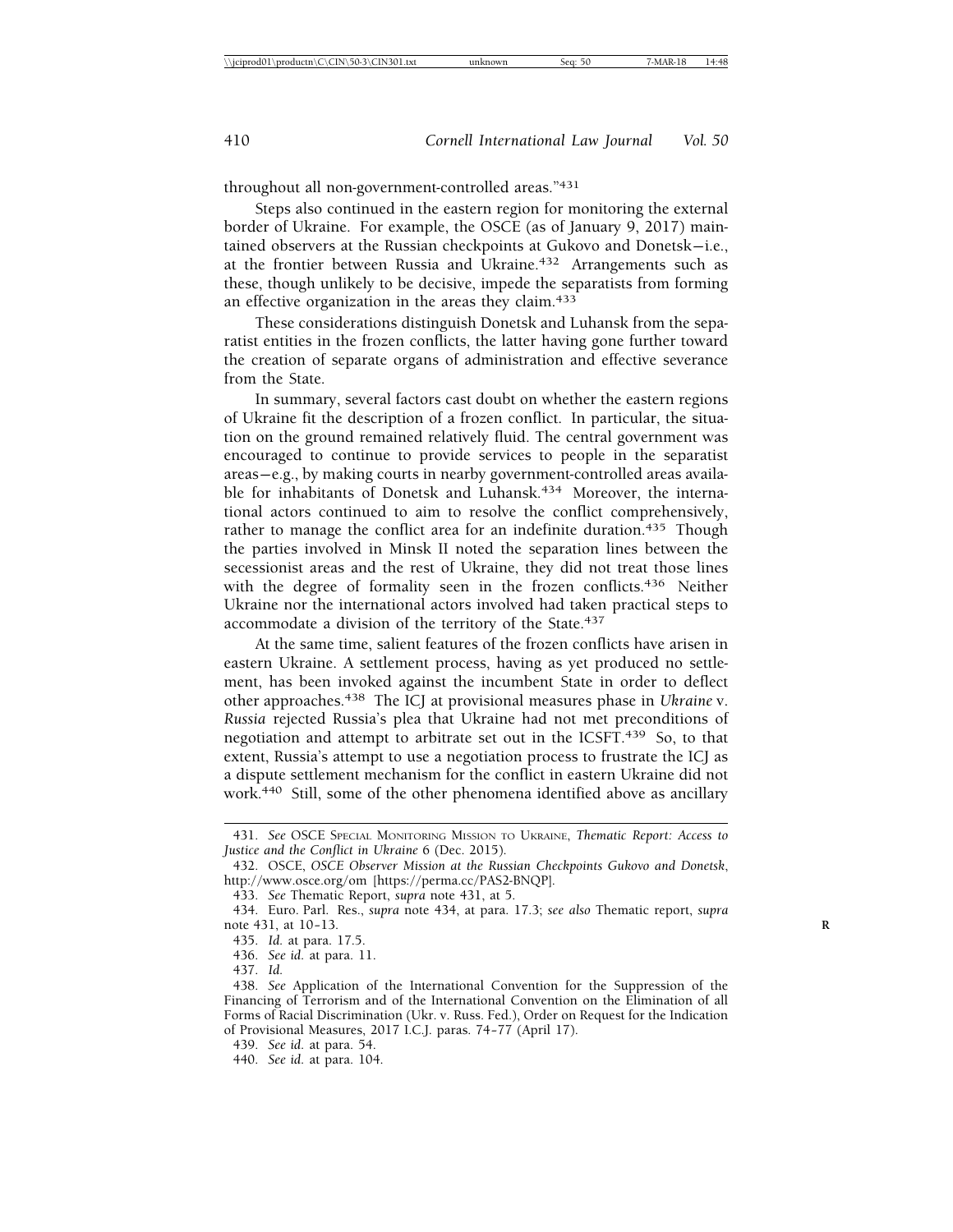throughout all non-government-controlled areas."[431]

Steps also continued in the eastern region for monitoring the external border of Ukraine. For example, the OSCE (as of January 9, 2017) maintained observers at the Russian checkpoints at Gukovo and Donetsk—i.e., at the frontier between Russia and Ukraine.[432] Arrangements such as these, though unlikely to be decisive, impede the separatists from forming an effective organization in the areas they claim.[433]

These considerations distinguish Donetsk and Luhansk from the separatist entities in the frozen conflicts, the latter having gone further toward the creation of separate organs of administration and effective severance from the State.

In summary, several factors cast doubt on whether the eastern regions of Ukraine fit the description of a frozen conflict. In particular, the situation on the ground remained relatively fluid. The central government was encouraged to continue to provide services to people in the separatist areas—e.g., by making courts in nearby government-controlled areas available for inhabitants of Donetsk and Luhansk.[434] Moreover, the international actors continued to aim to resolve the conflict comprehensively, rather to manage the conflict area for an indefinite duration.[435] Though the parties involved in Minsk II noted the separation lines between the secessionist areas and the rest of Ukraine, they did not treat those lines with the degree of formality seen in the frozen conflicts.[436] Neither Ukraine nor the international actors involved had taken practical steps to accommodate a division of the territory of the State.[437]

At the same time, salient features of the frozen conflicts have arisen in eastern Ukraine. A settlement process, having as yet produced no settlement, has been invoked against the incumbent State in order to deflect other approaches.[438] The ICJ at provisional measures phase in *Ukraine* v. *Russia* rejected Russia's plea that Ukraine had not met preconditions of negotiation and attempt to arbitrate set out in the ICSFT.[439] So, to that extent, Russia's attempt to use a negotiation process to frustrate the ICJ as a dispute settlement mechanism for the conflict in eastern Ukraine did not work.[440] Still, some of the other phenomena identified above as ancillary

---

431. *See* OSCE Special Monitoring Mission to Ukraine, *Thematic Report: Access to Justice and the Conflict in Ukraine* 6 (Dec. 2015).

432. OSCE, *OSCE Observer Mission at the Russian Checkpoints Gukovo and Donetsk*, http://www.osce.org/om [https://perma.cc/PAS2-BNQP].

433. *See* Thematic Report, *supra* note 431, at 5.

434. Euro. Parl. Res., *supra* note 434, at para. 17.3; *see also* Thematic report, *supra* note 431, at 10–13.

435. *Id.* at para. 17.5.

436. *See id.* at para. 11.

437. *Id.*

438. *See* Application of the International Convention for the Suppression of the Financing of Terrorism and of the International Convention on the Elimination of all Forms of Racial Discrimination (Ukr. v. Russ. Fed.), Order on Request for the Indication of Provisional Measures, 2017 I.C.J. paras. 74–77 (April 17).

439. *See id.* at para. 54.

440. *See id.* at para. 104.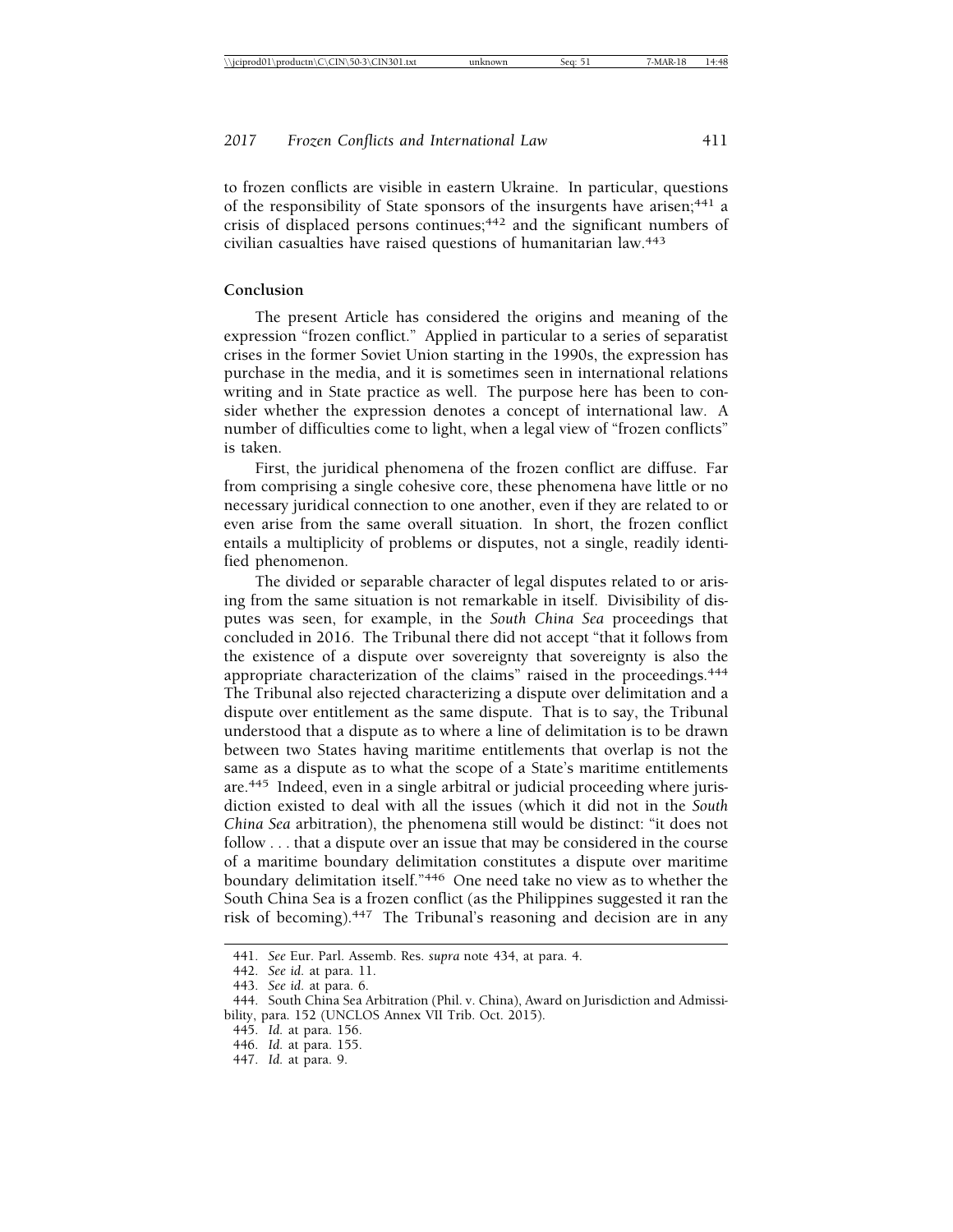to frozen conflicts are visible in eastern Ukraine. In particular, questions of the responsibility of State sponsors of the insurgents have arisen;[441] a crisis of displaced persons continues;[442] and the significant numbers of civilian casualties have raised questions of humanitarian law.[443]

## Conclusion

The present Article has considered the origins and meaning of the expression "frozen conflict." Applied in particular to a series of separatist crises in the former Soviet Union starting in the 1990s, the expression has purchase in the media, and it is sometimes seen in international relations writing and in State practice as well. The purpose here has been to consider whether the expression denotes a concept of international law. A number of difficulties come to light, when a legal view of "frozen conflicts" is taken.

First, the juridical phenomena of the frozen conflict are diffuse. Far from comprising a single cohesive core, these phenomena have little or no necessary juridical connection to one another, even if they are related to or even arise from the same overall situation. In short, the frozen conflict entails a multiplicity of problems or disputes, not a single, readily identified phenomenon.

The divided or separable character of legal disputes related to or arising from the same situation is not remarkable in itself. Divisibility of disputes was seen, for example, in the *South China Sea* proceedings that concluded in 2016. The Tribunal there did not accept "that it follows from the existence of a dispute over sovereignty that sovereignty is also the appropriate characterization of the claims" raised in the proceedings.[444] The Tribunal also rejected characterizing a dispute over delimitation and a dispute over entitlement as the same dispute. That is to say, the Tribunal understood that a dispute as to where a line of delimitation is to be drawn between two States having maritime entitlements that overlap is not the same as a dispute as to what the scope of a State's maritime entitlements are.[445] Indeed, even in a single arbitral or judicial proceeding where jurisdiction existed to deal with all the issues (which it did not in the *South China Sea* arbitration), the phenomena still would be distinct: "it does not follow . . . that a dispute over an issue that may be considered in the course of a maritime boundary delimitation constitutes a dispute over maritime boundary delimitation itself."[446] One need take no view as to whether the South China Sea is a frozen conflict (as the Philippines suggested it ran the risk of becoming).[447] The Tribunal's reasoning and decision are in any

441. *See* Eur. Parl. Assemb. Res. *supra* note 434, at para. 4.

442. *See id.* at para. 11.

443. *See id.* at para. 6.

444. South China Sea Arbitration (Phil. v. China), Award on Jurisdiction and Admissibility, para. 152 (UNCLOS Annex VII Trib. Oct. 2015).

445. *Id.* at para. 156.

446. *Id.* at para. 155.

447. *Id.* at para. 9.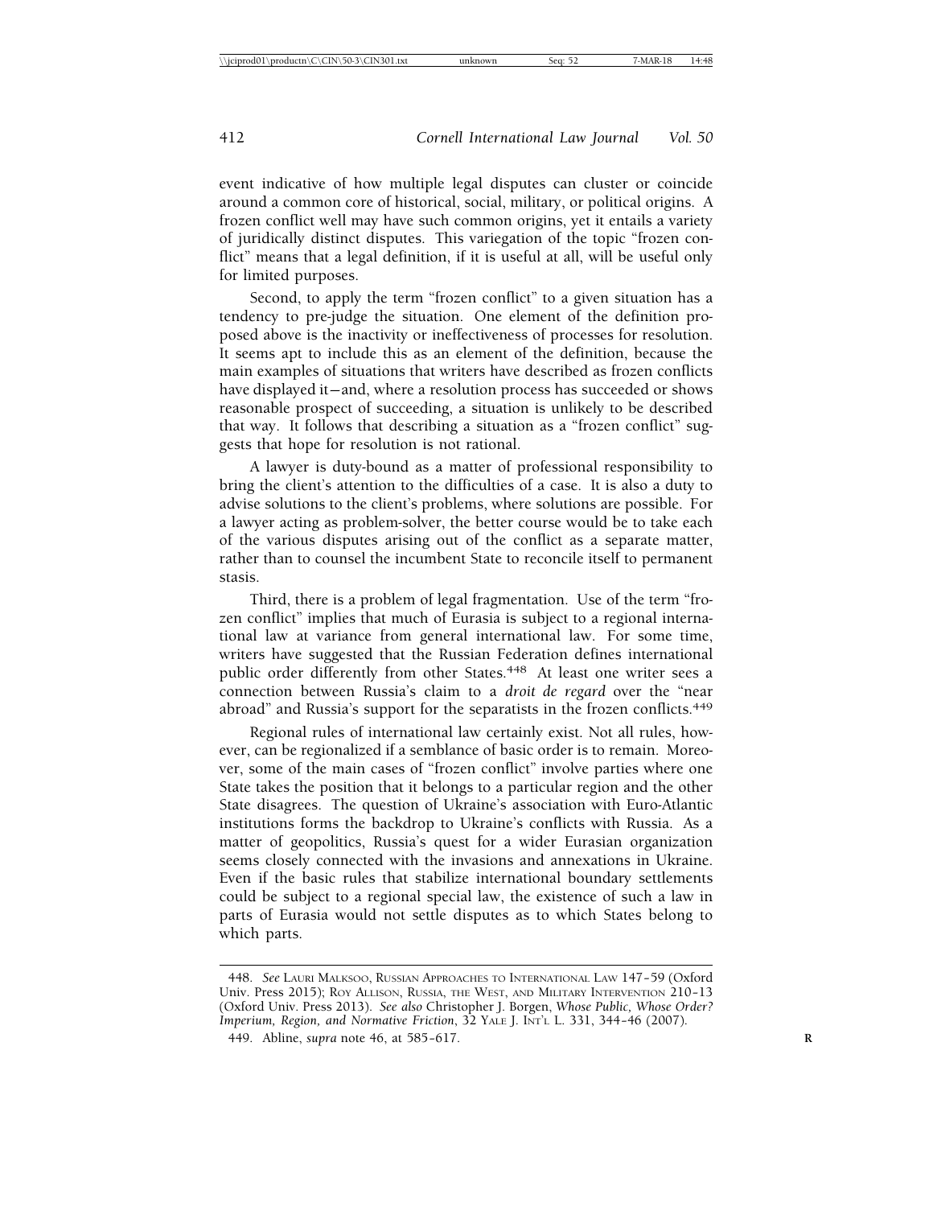event indicative of how multiple legal disputes can cluster or coincide around a common core of historical, social, military, or political origins. A frozen conflict well may have such common origins, yet it entails a variety of juridically distinct disputes. This variegation of the topic "frozen conflict" means that a legal definition, if it is useful at all, will be useful only for limited purposes.

Second, to apply the term "frozen conflict" to a given situation has a tendency to pre-judge the situation. One element of the definition proposed above is the inactivity or ineffectiveness of processes for resolution. It seems apt to include this as an element of the definition, because the main examples of situations that writers have described as frozen conflicts have displayed it—and, where a resolution process has succeeded or shows reasonable prospect of succeeding, a situation is unlikely to be described that way. It follows that describing a situation as a "frozen conflict" suggests that hope for resolution is not rational.

A lawyer is duty-bound as a matter of professional responsibility to bring the client's attention to the difficulties of a case. It is also a duty to advise solutions to the client's problems, where solutions are possible. For a lawyer acting as problem-solver, the better course would be to take each of the various disputes arising out of the conflict as a separate matter, rather than to counsel the incumbent State to reconcile itself to permanent stasis.

Third, there is a problem of legal fragmentation. Use of the term "frozen conflict" implies that much of Eurasia is subject to a regional international law at variance from general international law. For some time, writers have suggested that the Russian Federation defines international public order differently from other States.[448] At least one writer sees a connection between Russia's claim to a *droit de regard* over the "near abroad" and Russia's support for the separatists in the frozen conflicts.[449]

Regional rules of international law certainly exist. Not all rules, however, can be regionalized if a semblance of basic order is to remain. Moreover, some of the main cases of "frozen conflict" involve parties where one State takes the position that it belongs to a particular region and the other State disagrees. The question of Ukraine's association with Euro-Atlantic institutions forms the backdrop to Ukraine's conflicts with Russia. As a matter of geopolitics, Russia's quest for a wider Eurasian organization seems closely connected with the invasions and annexations in Ukraine. Even if the basic rules that stabilize international boundary settlements could be subject to a regional special law, the existence of such a law in parts of Eurasia would not settle disputes as to which States belong to which parts.

---

448. *See* Lauri Malksoo, Russian Approaches to International Law 147–59 (Oxford Univ. Press 2015); Roy Allison, Russia, the West, and Military Intervention 210–13 (Oxford Univ. Press 2013). *See also* Christopher J. Borgen, *Whose Public, Whose Order? Imperium, Region, and Normative Friction*, 32 Yale J. Int'l L. 331, 344–46 (2007).

449. Abline, *supra* note 46, at 585–617.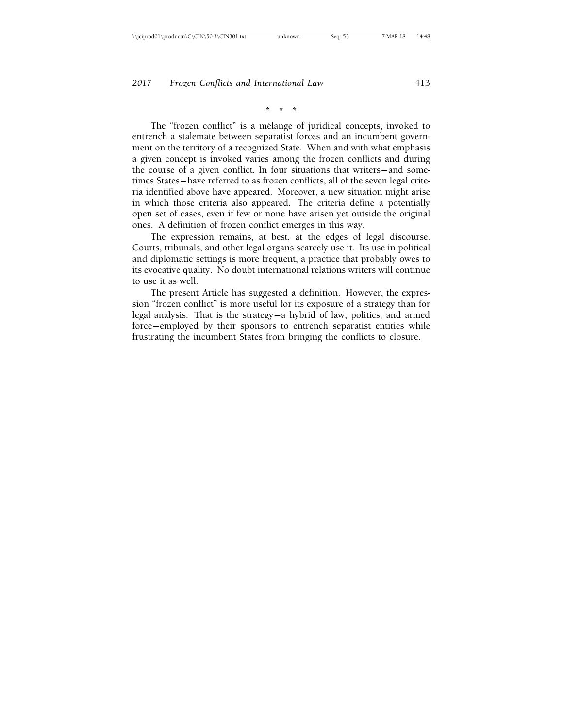\* \* \*

The "frozen conflict" is a mélange of juridical concepts, invoked to entrench a stalemate between separatist forces and an incumbent government on the territory of a recognized State. When and with what emphasis a given concept is invoked varies among the frozen conflicts and during the course of a given conflict. In four situations that writers—and sometimes States—have referred to as frozen conflicts, all of the seven legal criteria identified above have appeared. Moreover, a new situation might arise in which those criteria also appeared. The criteria define a potentially open set of cases, even if few or none have arisen yet outside the original ones. A definition of frozen conflict emerges in this way.

The expression remains, at best, at the edges of legal discourse. Courts, tribunals, and other legal organs scarcely use it. Its use in political and diplomatic settings is more frequent, a practice that probably owes to its evocative quality. No doubt international relations writers will continue to use it as well.

The present Article has suggested a definition. However, the expression "frozen conflict" is more useful for its exposure of a strategy than for legal analysis. That is the strategy—a hybrid of law, politics, and armed force—employed by their sponsors to entrench separatist entities while frustrating the incumbent States from bringing the conflicts to closure.